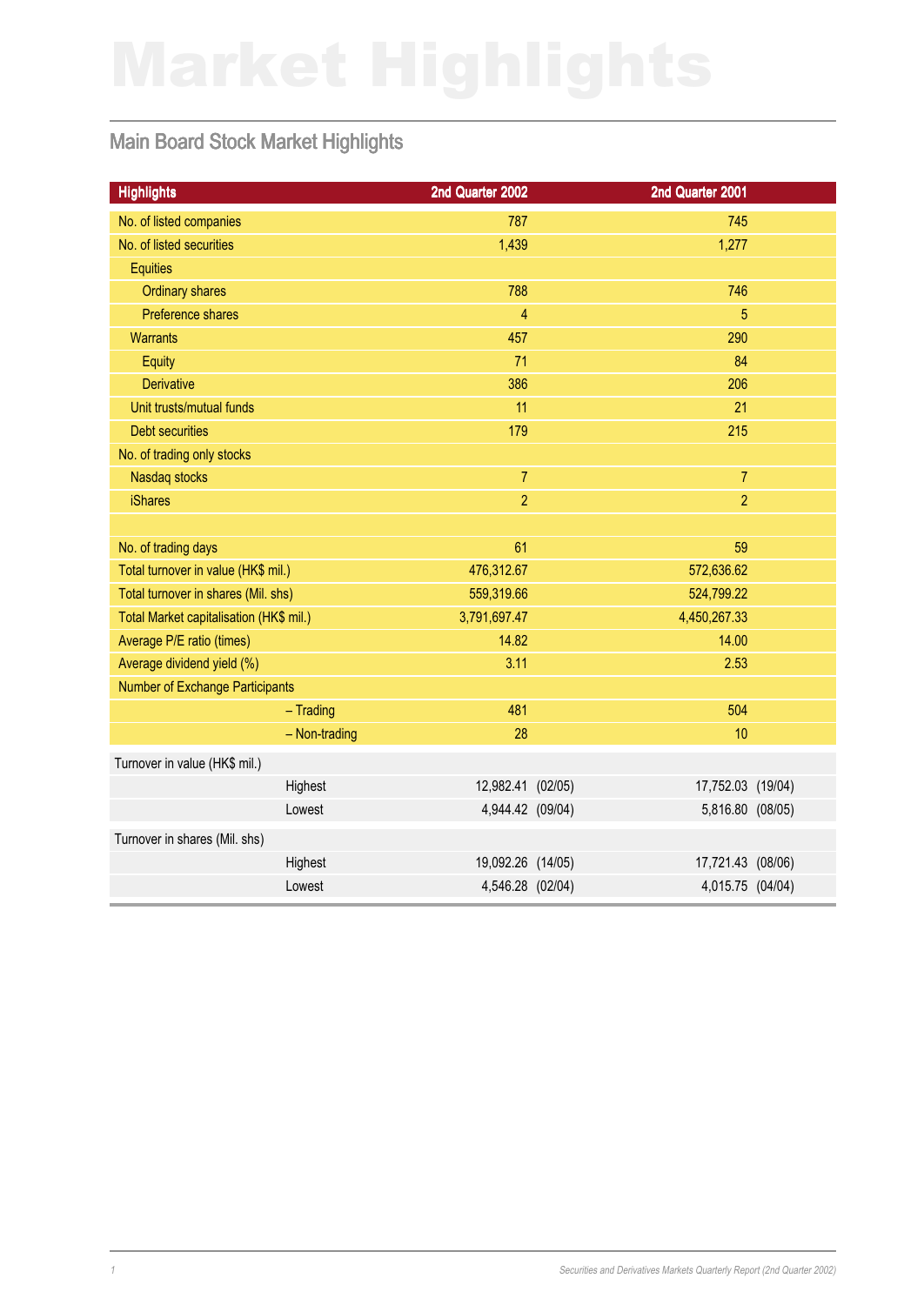# Market Highlights

## Main Board Stock Market Highlights

| Highlights | 2nd Quarter 2002 | 2nd Quarter 2001 |
|---|---|---|
| No. of listed companies | 787 | 745 |
| No. of listed securities | 1,439 | 1,277 |
| Equities | | |
| Ordinary shares | 788 | 746 |
| Preference shares | 4 | 5 |
| Warrants | 457 | 290 |
| Equity | 71 | 84 |
| Derivative | 386 | 206 |
| Unit trusts/mutual funds | 11 | 21 |
| Debt securities | 179 | 215 |
| No. of trading only stocks | | |
| Nasdaq stocks | 7 | 7 |
| iShares | 2 | 2 |
| | | |
| No. of trading days | 61 | 59 |
| Total turnover in value (HK$ mil.) | 476,312.67 | 572,636.62 |
| Total turnover in shares (Mil. shs) | 559,319.66 | 524,799.22 |
| Total Market capitalisation (HK$ mil.) | 3,791,697.47 | 4,450,267.33 |
| Average P/E ratio (times) | 14.82 | 14.00 |
| Average dividend yield (%) | 3.11 | 2.53 |
| Number of Exchange Participants | | |
| – Trading | 481 | 504 |
| – Non-trading | 28 | 10 |
| Turnover in value (HK$ mil.) | | |
| Highest | 12,982.41 (02/05) | 17,752.03 (19/04) |
| Lowest | 4,944.42 (09/04) | 5,816.80 (08/05) |
| Turnover in shares (Mil. shs) | | |
| Highest | 19,092.26 (14/05) | 17,721.43 (08/06) |
| Lowest | 4,546.28 (02/04) | 4,015.75 (04/04) |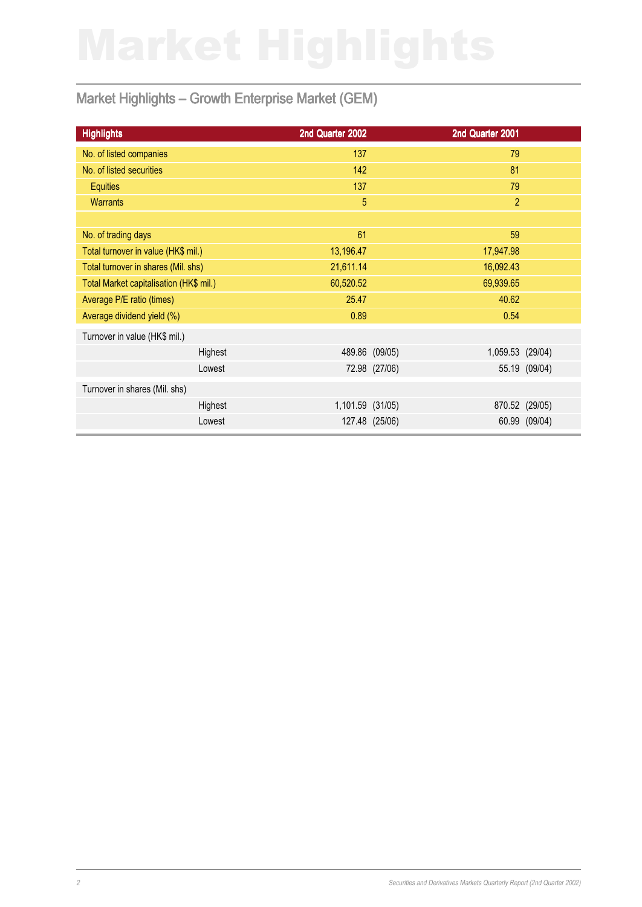# Market Highlights

## Market Highlights – Growth Enterprise Market (GEM)

| Highlights | 2nd Quarter 2002 | 2nd Quarter 2001 |
|---|---|---|
| No. of listed companies | 137 | 79 |
| No. of listed securities | 142 | 81 |
| Equities | 137 | 79 |
| Warrants | 5 | 2 |
| | | |
| No. of trading days | 61 | 59 |
| Total turnover in value (HK$ mil.) | 13,196.47 | 17,947.98 |
| Total turnover in shares (Mil. shs) | 21,611.14 | 16,092.43 |
| Total Market capitalisation (HK$ mil.) | 60,520.52 | 69,939.65 |
| Average P/E ratio (times) | 25.47 | 40.62 |
| Average dividend yield (%) | 0.89 | 0.54 |
| Turnover in value (HK$ mil.) | | |
| Highest | 489.86 (09/05) | 1,059.53 (29/04) |
| Lowest | 72.98 (27/06) | 55.19 (09/04) |
| Turnover in shares (Mil. shs) | | |
| Highest | 1,101.59 (31/05) | 870.52 (29/05) |
| Lowest | 127.48 (25/06) | 60.99 (09/04) |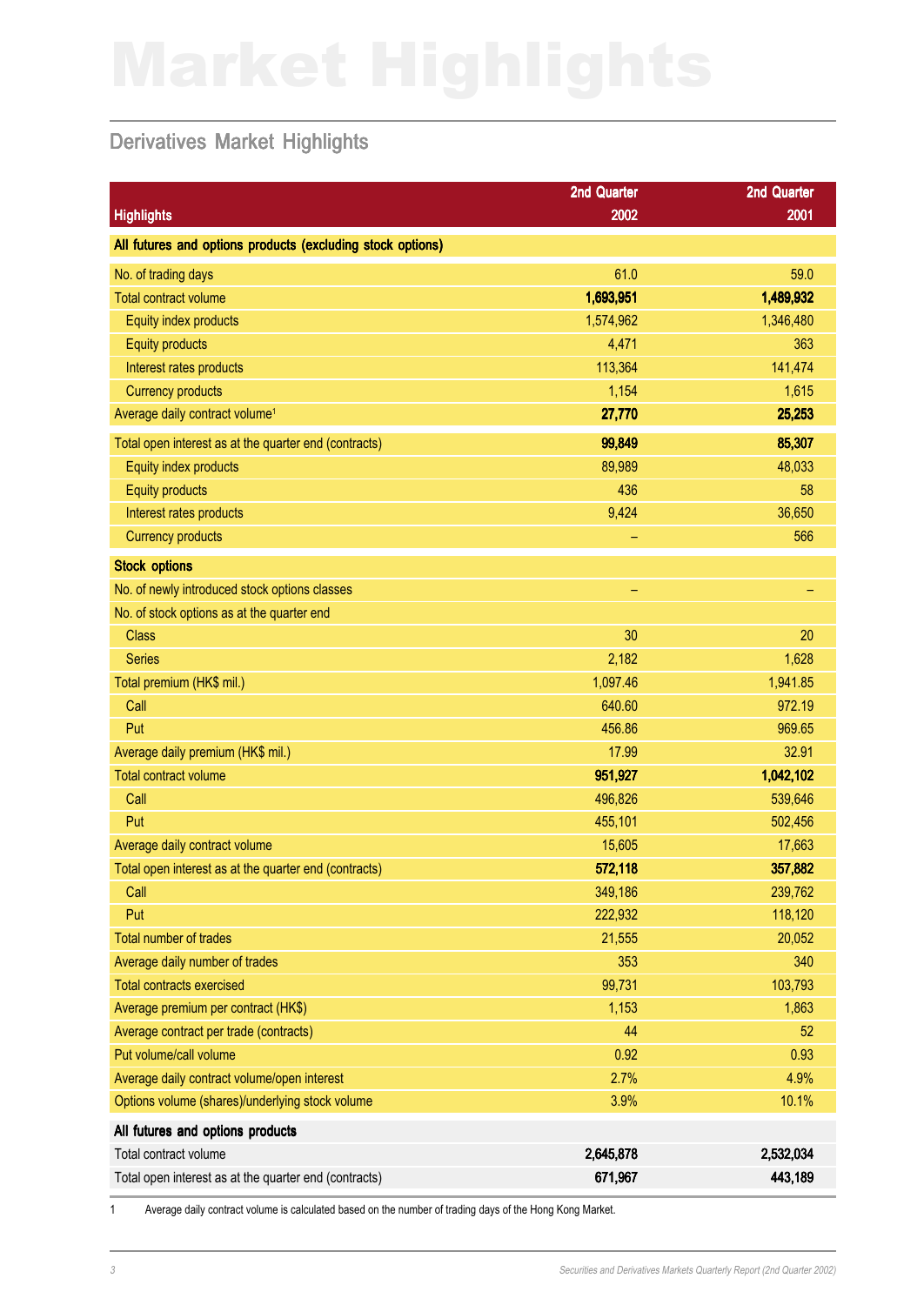# Market Highlights

## Derivatives Market Highlights

| Highlights | 2nd Quarter 2002 | 2nd Quarter 2001 |
|---|---|---|
| **All futures and options products (excluding stock options)** | | |
| No. of trading days | 61.0 | 59.0 |
| Total contract volume | **1,693,951** | **1,489,932** |
| Equity index products | 1,574,962 | 1,346,480 |
| Equity products | 4,471 | 363 |
| Interest rates products | 113,364 | 141,474 |
| Currency products | 1,154 | 1,615 |
| Average daily contract volume[1] | **27,770** | **25,253** |
| Total open interest as at the quarter end (contracts) | **99,849** | **85,307** |
| Equity index products | 89,989 | 48,033 |
| Equity products | 436 | 58 |
| Interest rates products | 9,424 | 36,650 |
| Currency products | – | 566 |
| **Stock options** | | |
| No. of newly introduced stock options classes | – | – |
| No. of stock options as at the quarter end | | |
| Class | 30 | 20 |
| Series | 2,182 | 1,628 |
| Total premium (HK$ mil.) | 1,097.46 | 1,941.85 |
| Call | 640.60 | 972.19 |
| Put | 456.86 | 969.65 |
| Average daily premium (HK$ mil.) | 17.99 | 32.91 |
| Total contract volume | **951,927** | **1,042,102** |
| Call | 496,826 | 539,646 |
| Put | 455,101 | 502,456 |
| Average daily contract volume | 15,605 | 17,663 |
| Total open interest as at the quarter end (contracts) | **572,118** | **357,882** |
| Call | 349,186 | 239,762 |
| Put | 222,932 | 118,120 |
| Total number of trades | 21,555 | 20,052 |
| Average daily number of trades | 353 | 340 |
| Total contracts exercised | 99,731 | 103,793 |
| Average premium per contract (HK$) | 1,153 | 1,863 |
| Average contract per trade (contracts) | 44 | 52 |
| Put volume/call volume | 0.92 | 0.93 |
| Average daily contract volume/open interest | 2.7% | 4.9% |
| Options volume (shares)/underlying stock volume | 3.9% | 10.1% |
| **All futures and options products** | | |
| Total contract volume | **2,645,878** | **2,532,034** |
| Total open interest as at the quarter end (contracts) | **671,967** | **443,189** |

1 Average daily contract volume is calculated based on the number of trading days of the Hong Kong Market.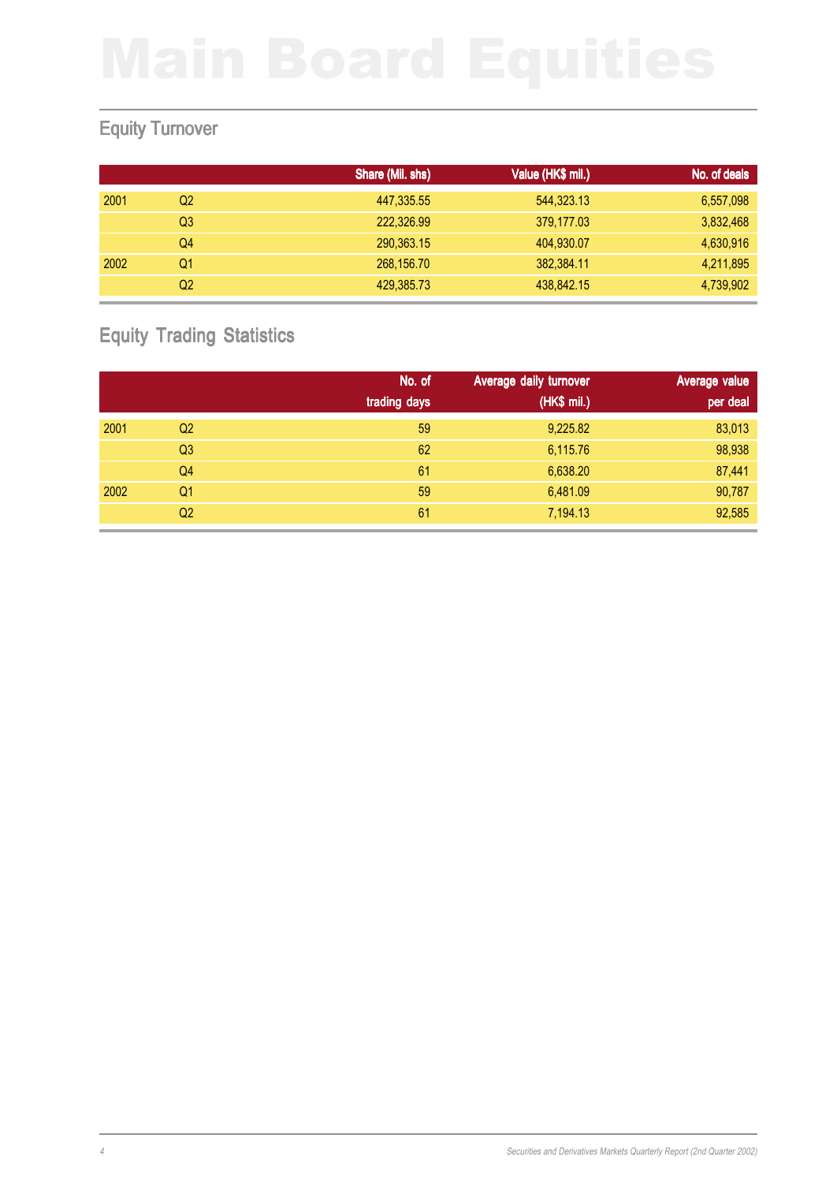# Main Board Equities

## Equity Turnover

| | | Share (Mil. shs) | Value (HK$ mil.) | No. of deals |
|---|---|---|---|---|
| 2001 | Q2 | 447,335.55 | 544,323.13 | 6,557,098 |
| | Q3 | 222,326.99 | 379,177.03 | 3,832,468 |
| | Q4 | 290,363.15 | 404,930.07 | 4,630,916 |
| 2002 | Q1 | 268,156.70 | 382,384.11 | 4,211,895 |
| | Q2 | 429,385.73 | 438,842.15 | 4,739,902 |

## Equity Trading Statistics

| | | No. of trading days | Average daily turnover (HK$ mil.) | Average value per deal |
|---|---|---|---|---|
| 2001 | Q2 | 59 | 9,225.82 | 83,013 |
| | Q3 | 62 | 6,115.76 | 98,938 |
| | Q4 | 61 | 6,638.20 | 87,441 |
| 2002 | Q1 | 59 | 6,481.09 | 90,787 |
| | Q2 | 61 | 7,194.13 | 92,585 |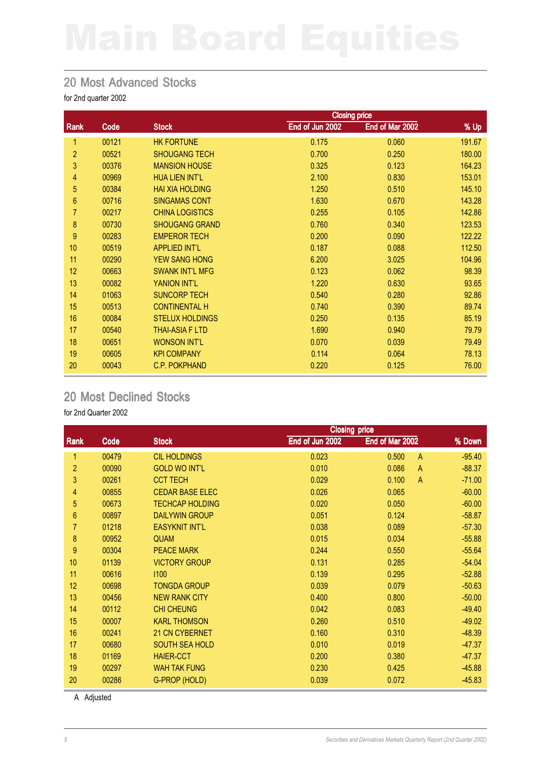# Main Board Equities

## 20 Most Advanced Stocks

for 2nd quarter 2002

| Rank | Code | Stock | Closing price End of Jun 2002 | Closing price End of Mar 2002 | % Up |
|---|---|---|---|---|---|
| 1 | 00121 | HK FORTUNE | 0.175 | 0.060 | 191.67 |
| 2 | 00521 | SHOUGANG TECH | 0.700 | 0.250 | 180.00 |
| 3 | 00376 | MANSION HOUSE | 0.325 | 0.123 | 164.23 |
| 4 | 00969 | HUA LIEN INT'L | 2.100 | 0.830 | 153.01 |
| 5 | 00384 | HAI XIA HOLDING | 1.250 | 0.510 | 145.10 |
| 6 | 00716 | SINGAMAS CONT | 1.630 | 0.670 | 143.28 |
| 7 | 00217 | CHINA LOGISTICS | 0.255 | 0.105 | 142.86 |
| 8 | 00730 | SHOUGANG GRAND | 0.760 | 0.340 | 123.53 |
| 9 | 00283 | EMPEROR TECH | 0.200 | 0.090 | 122.22 |
| 10 | 00519 | APPLIED INT'L | 0.187 | 0.088 | 112.50 |
| 11 | 00290 | YEW SANG HONG | 6.200 | 3.025 | 104.96 |
| 12 | 00663 | SWANK INT'L MFG | 0.123 | 0.062 | 98.39 |
| 13 | 00082 | YANION INT'L | 1.220 | 0.630 | 93.65 |
| 14 | 01063 | SUNCORP TECH | 0.540 | 0.280 | 92.86 |
| 15 | 00513 | CONTINENTAL H | 0.740 | 0.390 | 89.74 |
| 16 | 00084 | STELUX HOLDINGS | 0.250 | 0.135 | 85.19 |
| 17 | 00540 | THAI-ASIA F LTD | 1.690 | 0.940 | 79.79 |
| 18 | 00651 | WONSON INT'L | 0.070 | 0.039 | 79.49 |
| 19 | 00605 | KPI COMPANY | 0.114 | 0.064 | 78.13 |
| 20 | 00043 | C.P. POKPHAND | 0.220 | 0.125 | 76.00 |

## 20 Most Declined Stocks

for 2nd Quarter 2002

| Rank | Code | Stock | Closing price End of Jun 2002 | Closing price End of Mar 2002 | | % Down |
|---|---|---|---|---|---|---|
| 1 | 00479 | CIL HOLDINGS | 0.023 | 0.500 | A | -95.40 |
| 2 | 00090 | GOLD WO INT'L | 0.010 | 0.086 | A | -88.37 |
| 3 | 00261 | CCT TECH | 0.029 | 0.100 | A | -71.00 |
| 4 | 00855 | CEDAR BASE ELEC | 0.026 | 0.065 | | -60.00 |
| 5 | 00673 | TECHCAP HOLDING | 0.020 | 0.050 | | -60.00 |
| 6 | 00897 | DAILYWIN GROUP | 0.051 | 0.124 | | -58.87 |
| 7 | 01218 | EASYKNIT INT'L | 0.038 | 0.089 | | -57.30 |
| 8 | 00952 | QUAM | 0.015 | 0.034 | | -55.88 |
| 9 | 00304 | PEACE MARK | 0.244 | 0.550 | | -55.64 |
| 10 | 01139 | VICTORY GROUP | 0.131 | 0.285 | | -54.04 |
| 11 | 00616 | I100 | 0.139 | 0.295 | | -52.88 |
| 12 | 00698 | TONGDA GROUP | 0.039 | 0.079 | | -50.63 |
| 13 | 00456 | NEW RANK CITY | 0.400 | 0.800 | | -50.00 |
| 14 | 00112 | CHI CHEUNG | 0.042 | 0.083 | | -49.40 |
| 15 | 00007 | KARL THOMSON | 0.260 | 0.510 | | -49.02 |
| 16 | 00241 | 21 CN CYBERNET | 0.160 | 0.310 | | -48.39 |
| 17 | 00680 | SOUTH SEA HOLD | 0.010 | 0.019 | | -47.37 |
| 18 | 01169 | HAIER-CCT | 0.200 | 0.380 | | -47.37 |
| 19 | 00297 | WAH TAK FUNG | 0.230 | 0.425 | | -45.88 |
| 20 | 00286 | G-PROP (HOLD) | 0.039 | 0.072 | | -45.83 |

A Adjusted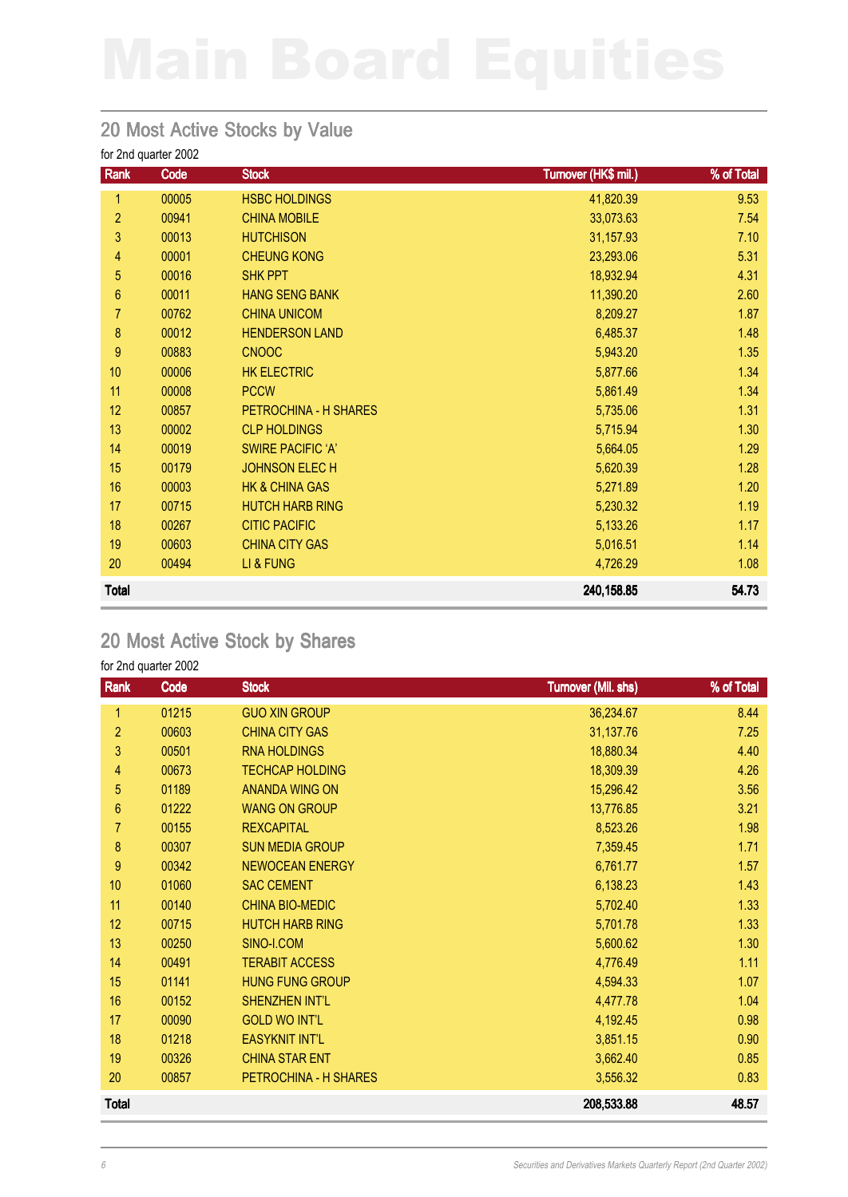# Main Board Equities

## 20 Most Active Stocks by Value

for 2nd quarter 2002

| Rank | Code | Stock | Turnover (HK$ mil.) | % of Total |
|---|---|---|---|---|
| 1 | 00005 | HSBC HOLDINGS | 41,820.39 | 9.53 |
| 2 | 00941 | CHINA MOBILE | 33,073.63 | 7.54 |
| 3 | 00013 | HUTCHISON | 31,157.93 | 7.10 |
| 4 | 00001 | CHEUNG KONG | 23,293.06 | 5.31 |
| 5 | 00016 | SHK PPT | 18,932.94 | 4.31 |
| 6 | 00011 | HANG SENG BANK | 11,390.20 | 2.60 |
| 7 | 00762 | CHINA UNICOM | 8,209.27 | 1.87 |
| 8 | 00012 | HENDERSON LAND | 6,485.37 | 1.48 |
| 9 | 00883 | CNOOC | 5,943.20 | 1.35 |
| 10 | 00006 | HK ELECTRIC | 5,877.66 | 1.34 |
| 11 | 00008 | PCCW | 5,861.49 | 1.34 |
| 12 | 00857 | PETROCHINA - H SHARES | 5,735.06 | 1.31 |
| 13 | 00002 | CLP HOLDINGS | 5,715.94 | 1.30 |
| 14 | 00019 | SWIRE PACIFIC 'A' | 5,664.05 | 1.29 |
| 15 | 00179 | JOHNSON ELEC H | 5,620.39 | 1.28 |
| 16 | 00003 | HK & CHINA GAS | 5,271.89 | 1.20 |
| 17 | 00715 | HUTCH HARB RING | 5,230.32 | 1.19 |
| 18 | 00267 | CITIC PACIFIC | 5,133.26 | 1.17 |
| 19 | 00603 | CHINA CITY GAS | 5,016.51 | 1.14 |
| 20 | 00494 | LI & FUNG | 4,726.29 | 1.08 |
| **Total** | | | **240,158.85** | **54.73** |

## 20 Most Active Stock by Shares

for 2nd quarter 2002

| Rank | Code | Stock | Turnover (Mil. shs) | % of Total |
|---|---|---|---|---|
| 1 | 01215 | GUO XIN GROUP | 36,234.67 | 8.44 |
| 2 | 00603 | CHINA CITY GAS | 31,137.76 | 7.25 |
| 3 | 00501 | RNA HOLDINGS | 18,880.34 | 4.40 |
| 4 | 00673 | TECHCAP HOLDING | 18,309.39 | 4.26 |
| 5 | 01189 | ANANDA WING ON | 15,296.42 | 3.56 |
| 6 | 01222 | WANG ON GROUP | 13,776.85 | 3.21 |
| 7 | 00155 | REXCAPITAL | 8,523.26 | 1.98 |
| 8 | 00307 | SUN MEDIA GROUP | 7,359.45 | 1.71 |
| 9 | 00342 | NEWOCEAN ENERGY | 6,761.77 | 1.57 |
| 10 | 01060 | SAC CEMENT | 6,138.23 | 1.43 |
| 11 | 00140 | CHINA BIO-MEDIC | 5,702.40 | 1.33 |
| 12 | 00715 | HUTCH HARB RING | 5,701.78 | 1.33 |
| 13 | 00250 | SINO-I.COM | 5,600.62 | 1.30 |
| 14 | 00491 | TERABIT ACCESS | 4,776.49 | 1.11 |
| 15 | 01141 | HUNG FUNG GROUP | 4,594.33 | 1.07 |
| 16 | 00152 | SHENZHEN INT'L | 4,477.78 | 1.04 |
| 17 | 00090 | GOLD WO INT'L | 4,192.45 | 0.98 |
| 18 | 01218 | EASYKNIT INT'L | 3,851.15 | 0.90 |
| 19 | 00326 | CHINA STAR ENT | 3,662.40 | 0.85 |
| 20 | 00857 | PETROCHINA - H SHARES | 3,556.32 | 0.83 |
| **Total** | | | **208,533.88** | **48.57** |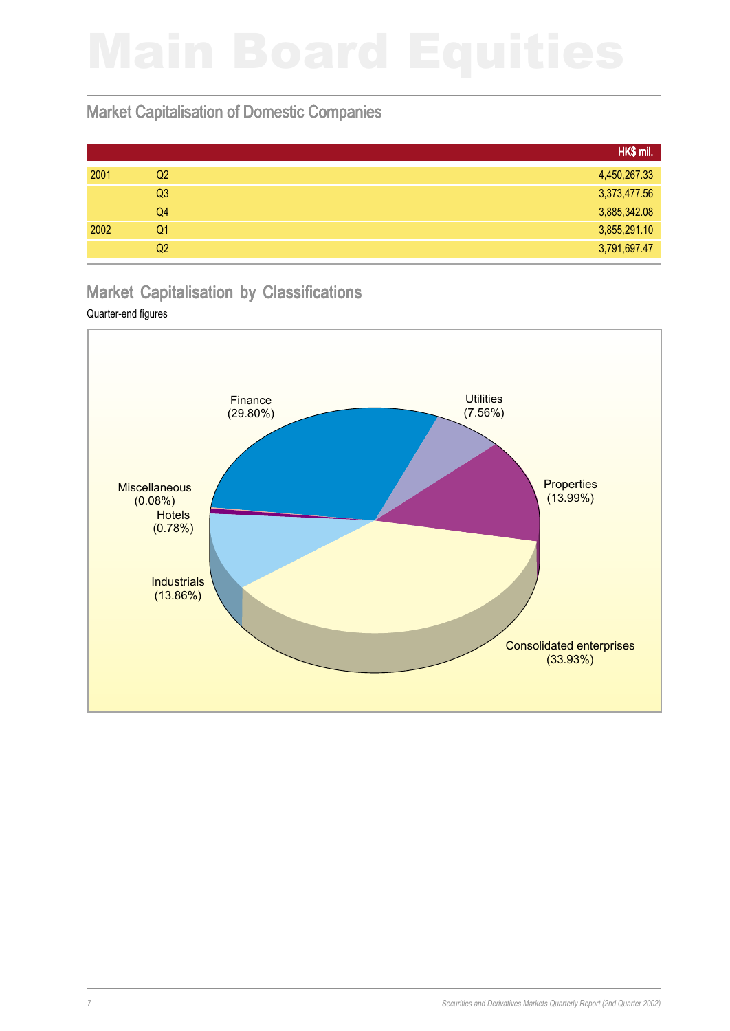# Main Board Equities

## Market Capitalisation of Domestic Companies

| | | HK$ mil. |
|---|---|---|
| 2001 | Q2 | 4,450,267.33 |
| | Q3 | 3,373,477.56 |
| | Q4 | 3,885,342.08 |
| 2002 | Q1 | 3,855,291.10 |
| | Q2 | 3,791,697.47 |

## Market Capitalisation by Classifications

Quarter-end figures

| Classification | Share |
|---|---|
| Finance | 29.80% |
| Utilities | 7.56% |
| Properties | 13.99% |
| Consolidated enterprises | 33.93% |
| Industrials | 13.86% |
| Hotels | 0.78% |
| Miscellaneous | 0.08% |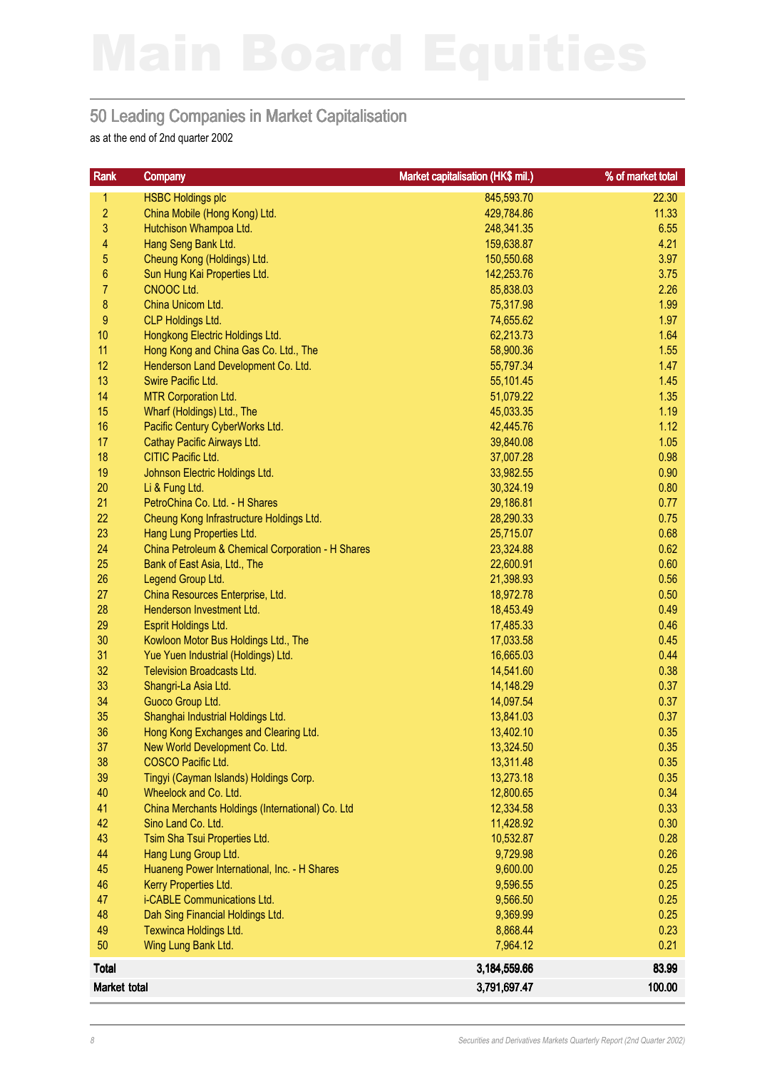# Main Board Equities

## 50 Leading Companies in Market Capitalisation

as at the end of 2nd quarter 2002

| Rank | Company | Market capitalisation (HK$ mil.) | % of market total |
|---|---|---|---|
| 1 | HSBC Holdings plc | 845,593.70 | 22.30 |
| 2 | China Mobile (Hong Kong) Ltd. | 429,784.86 | 11.33 |
| 3 | Hutchison Whampoa Ltd. | 248,341.35 | 6.55 |
| 4 | Hang Seng Bank Ltd. | 159,638.87 | 4.21 |
| 5 | Cheung Kong (Holdings) Ltd. | 150,550.68 | 3.97 |
| 6 | Sun Hung Kai Properties Ltd. | 142,253.76 | 3.75 |
| 7 | CNOOC Ltd. | 85,838.03 | 2.26 |
| 8 | China Unicom Ltd. | 75,317.98 | 1.99 |
| 9 | CLP Holdings Ltd. | 74,655.62 | 1.97 |
| 10 | Hongkong Electric Holdings Ltd. | 62,213.73 | 1.64 |
| 11 | Hong Kong and China Gas Co. Ltd., The | 58,900.36 | 1.55 |
| 12 | Henderson Land Development Co. Ltd. | 55,797.34 | 1.47 |
| 13 | Swire Pacific Ltd. | 55,101.45 | 1.45 |
| 14 | MTR Corporation Ltd. | 51,079.22 | 1.35 |
| 15 | Wharf (Holdings) Ltd., The | 45,033.35 | 1.19 |
| 16 | Pacific Century CyberWorks Ltd. | 42,445.76 | 1.12 |
| 17 | Cathay Pacific Airways Ltd. | 39,840.08 | 1.05 |
| 18 | CITIC Pacific Ltd. | 37,007.28 | 0.98 |
| 19 | Johnson Electric Holdings Ltd. | 33,982.55 | 0.90 |
| 20 | Li & Fung Ltd. | 30,324.19 | 0.80 |
| 21 | PetroChina Co. Ltd. - H Shares | 29,186.81 | 0.77 |
| 22 | Cheung Kong Infrastructure Holdings Ltd. | 28,290.33 | 0.75 |
| 23 | Hang Lung Properties Ltd. | 25,715.07 | 0.68 |
| 24 | China Petroleum & Chemical Corporation - H Shares | 23,324.88 | 0.62 |
| 25 | Bank of East Asia, Ltd., The | 22,600.91 | 0.60 |
| 26 | Legend Group Ltd. | 21,398.93 | 0.56 |
| 27 | China Resources Enterprise, Ltd. | 18,972.78 | 0.50 |
| 28 | Henderson Investment Ltd. | 18,453.49 | 0.49 |
| 29 | Esprit Holdings Ltd. | 17,485.33 | 0.46 |
| 30 | Kowloon Motor Bus Holdings Ltd., The | 17,033.58 | 0.45 |
| 31 | Yue Yuen Industrial (Holdings) Ltd. | 16,665.03 | 0.44 |
| 32 | Television Broadcasts Ltd. | 14,541.60 | 0.38 |
| 33 | Shangri-La Asia Ltd. | 14,148.29 | 0.37 |
| 34 | Guoco Group Ltd. | 14,097.54 | 0.37 |
| 35 | Shanghai Industrial Holdings Ltd. | 13,841.03 | 0.37 |
| 36 | Hong Kong Exchanges and Clearing Ltd. | 13,402.10 | 0.35 |
| 37 | New World Development Co. Ltd. | 13,324.50 | 0.35 |
| 38 | COSCO Pacific Ltd. | 13,311.48 | 0.35 |
| 39 | Tingyi (Cayman Islands) Holdings Corp. | 13,273.18 | 0.35 |
| 40 | Wheelock and Co. Ltd. | 12,800.65 | 0.34 |
| 41 | China Merchants Holdings (International) Co. Ltd | 12,334.58 | 0.33 |
| 42 | Sino Land Co. Ltd. | 11,428.92 | 0.30 |
| 43 | Tsim Sha Tsui Properties Ltd. | 10,532.87 | 0.28 |
| 44 | Hang Lung Group Ltd. | 9,729.98 | 0.26 |
| 45 | Huaneng Power International, Inc. - H Shares | 9,600.00 | 0.25 |
| 46 | Kerry Properties Ltd. | 9,596.55 | 0.25 |
| 47 | i-CABLE Communications Ltd. | 9,566.50 | 0.25 |
| 48 | Dah Sing Financial Holdings Ltd. | 9,369.99 | 0.25 |
| 49 | Texwinca Holdings Ltd. | 8,868.44 | 0.23 |
| 50 | Wing Lung Bank Ltd. | 7,964.12 | 0.21 |
| **Total** | | **3,184,559.66** | **83.99** |
| **Market total** | | **3,791,697.47** | **100.00** |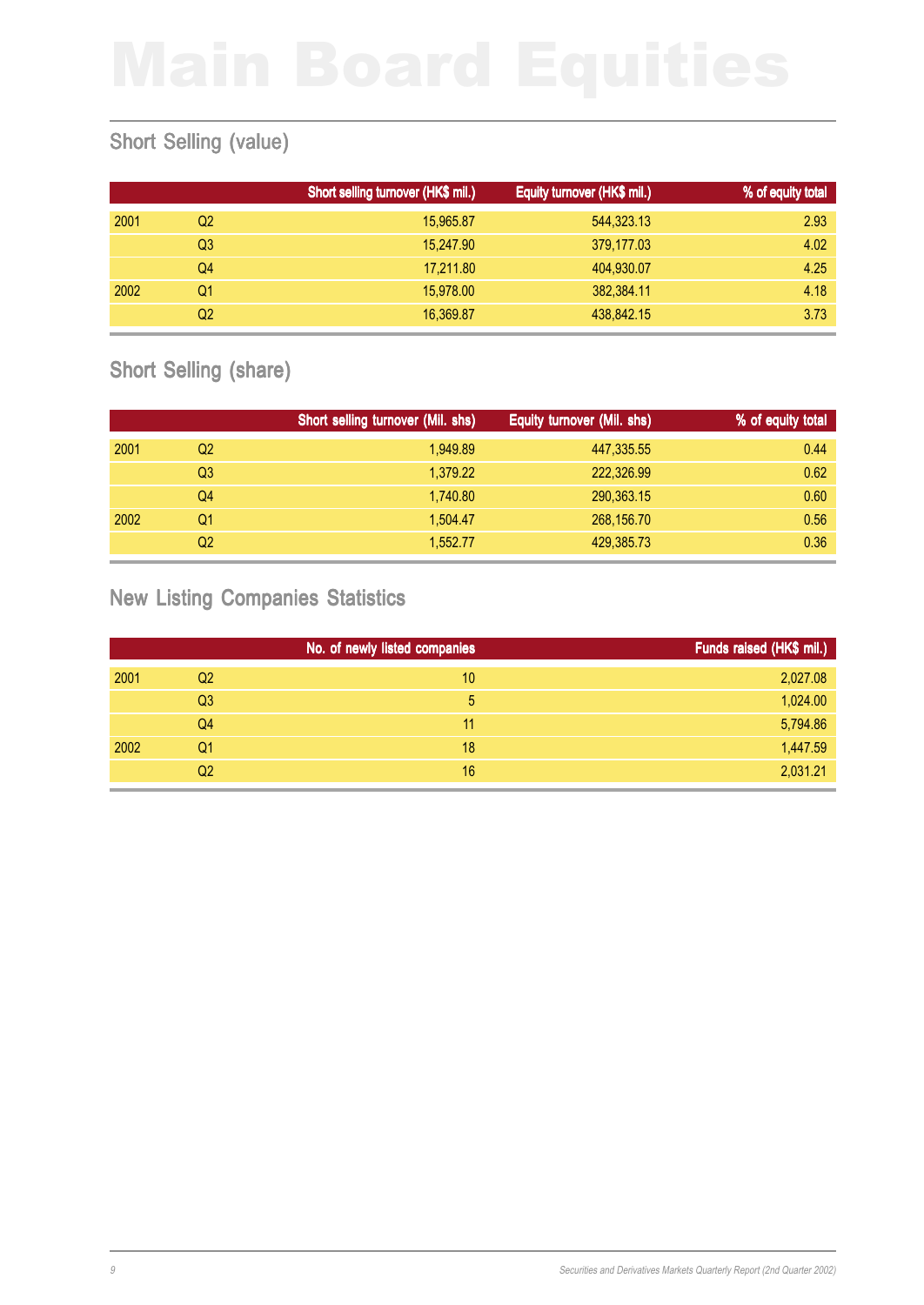# Main Board Equities

## Short Selling (value)

| | | Short selling turnover (HK$ mil.) | Equity turnover (HK$ mil.) | % of equity total |
|---|---|---|---|---|
| 2001 | Q2 | 15,965.87 | 544,323.13 | 2.93 |
| | Q3 | 15,247.90 | 379,177.03 | 4.02 |
| | Q4 | 17,211.80 | 404,930.07 | 4.25 |
| 2002 | Q1 | 15,978.00 | 382,384.11 | 4.18 |
| | Q2 | 16,369.87 | 438,842.15 | 3.73 |

## Short Selling (share)

| | | Short selling turnover (Mil. shs) | Equity turnover (Mil. shs) | % of equity total |
|---|---|---|---|---|
| 2001 | Q2 | 1,949.89 | 447,335.55 | 0.44 |
| | Q3 | 1,379.22 | 222,326.99 | 0.62 |
| | Q4 | 1,740.80 | 290,363.15 | 0.60 |
| 2002 | Q1 | 1,504.47 | 268,156.70 | 0.56 |
| | Q2 | 1,552.77 | 429,385.73 | 0.36 |

## New Listing Companies Statistics

| | | No. of newly listed companies | Funds raised (HK$ mil.) |
|---|---|---|---|
| 2001 | Q2 | 10 | 2,027.08 |
| | Q3 | 5 | 1,024.00 |
| | Q4 | 11 | 5,794.86 |
| 2002 | Q1 | 18 | 1,447.59 |
| | Q2 | 16 | 2,031.21 |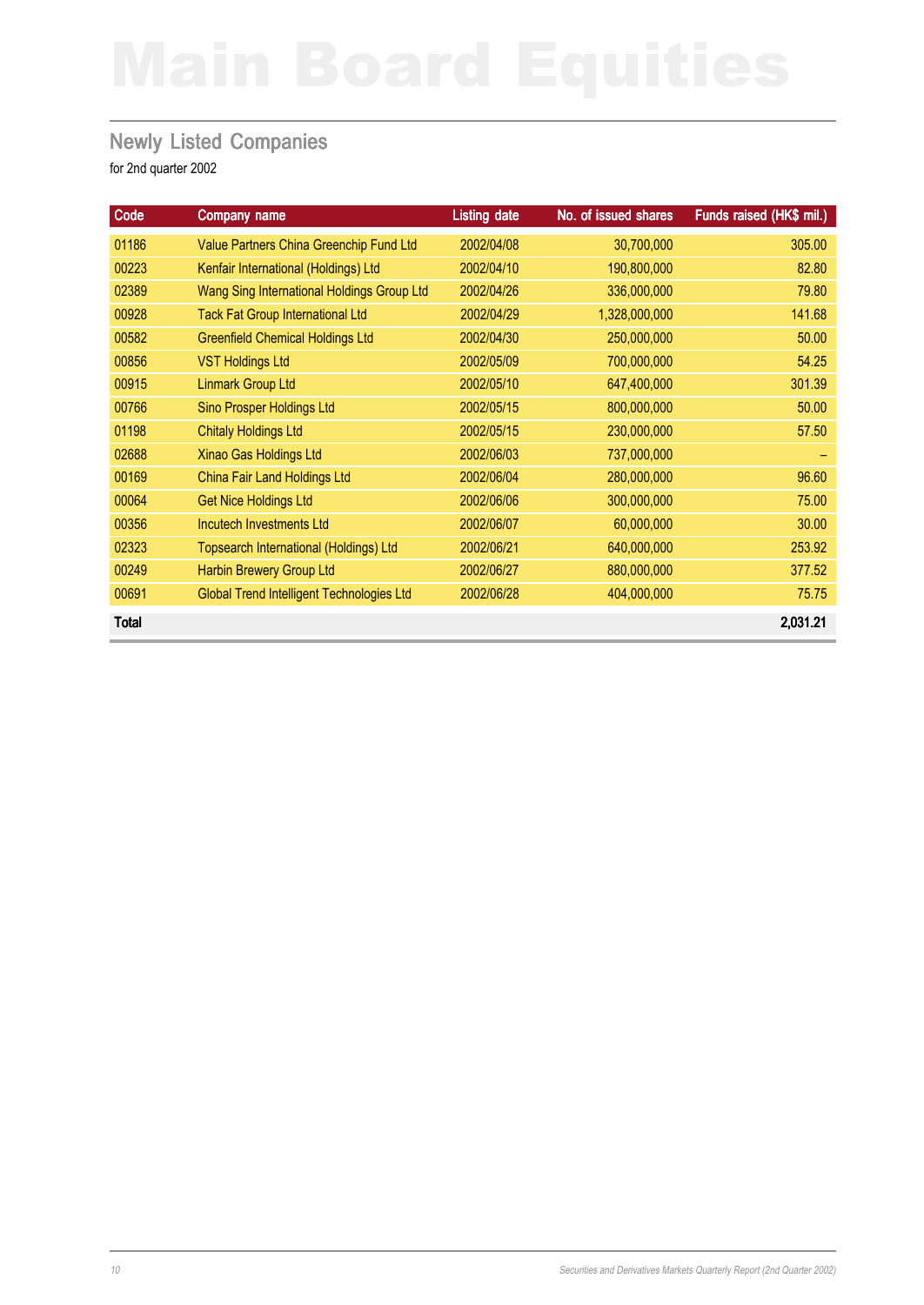# Main Board Equities

## Newly Listed Companies

for 2nd quarter 2002

| Code | Company name | Listing date | No. of issued shares | Funds raised (HK$ mil.) |
|---|---|---|---|---|
| 01186 | Value Partners China Greenchip Fund Ltd | 2002/04/08 | 30,700,000 | 305.00 |
| 00223 | Kenfair International (Holdings) Ltd | 2002/04/10 | 190,800,000 | 82.80 |
| 02389 | Wang Sing International Holdings Group Ltd | 2002/04/26 | 336,000,000 | 79.80 |
| 00928 | Tack Fat Group International Ltd | 2002/04/29 | 1,328,000,000 | 141.68 |
| 00582 | Greenfield Chemical Holdings Ltd | 2002/04/30 | 250,000,000 | 50.00 |
| 00856 | VST Holdings Ltd | 2002/05/09 | 700,000,000 | 54.25 |
| 00915 | Linmark Group Ltd | 2002/05/10 | 647,400,000 | 301.39 |
| 00766 | Sino Prosper Holdings Ltd | 2002/05/15 | 800,000,000 | 50.00 |
| 01198 | Chitaly Holdings Ltd | 2002/05/15 | 230,000,000 | 57.50 |
| 02688 | Xinao Gas Holdings Ltd | 2002/06/03 | 737,000,000 | – |
| 00169 | China Fair Land Holdings Ltd | 2002/06/04 | 280,000,000 | 96.60 |
| 00064 | Get Nice Holdings Ltd | 2002/06/06 | 300,000,000 | 75.00 |
| 00356 | Incutech Investments Ltd | 2002/06/07 | 60,000,000 | 30.00 |
| 02323 | Topsearch International (Holdings) Ltd | 2002/06/21 | 640,000,000 | 253.92 |
| 00249 | Harbin Brewery Group Ltd | 2002/06/27 | 880,000,000 | 377.52 |
| 00691 | Global Trend Intelligent Technologies Ltd | 2002/06/28 | 404,000,000 | 75.75 |
| **Total** | | | | **2,031.21** |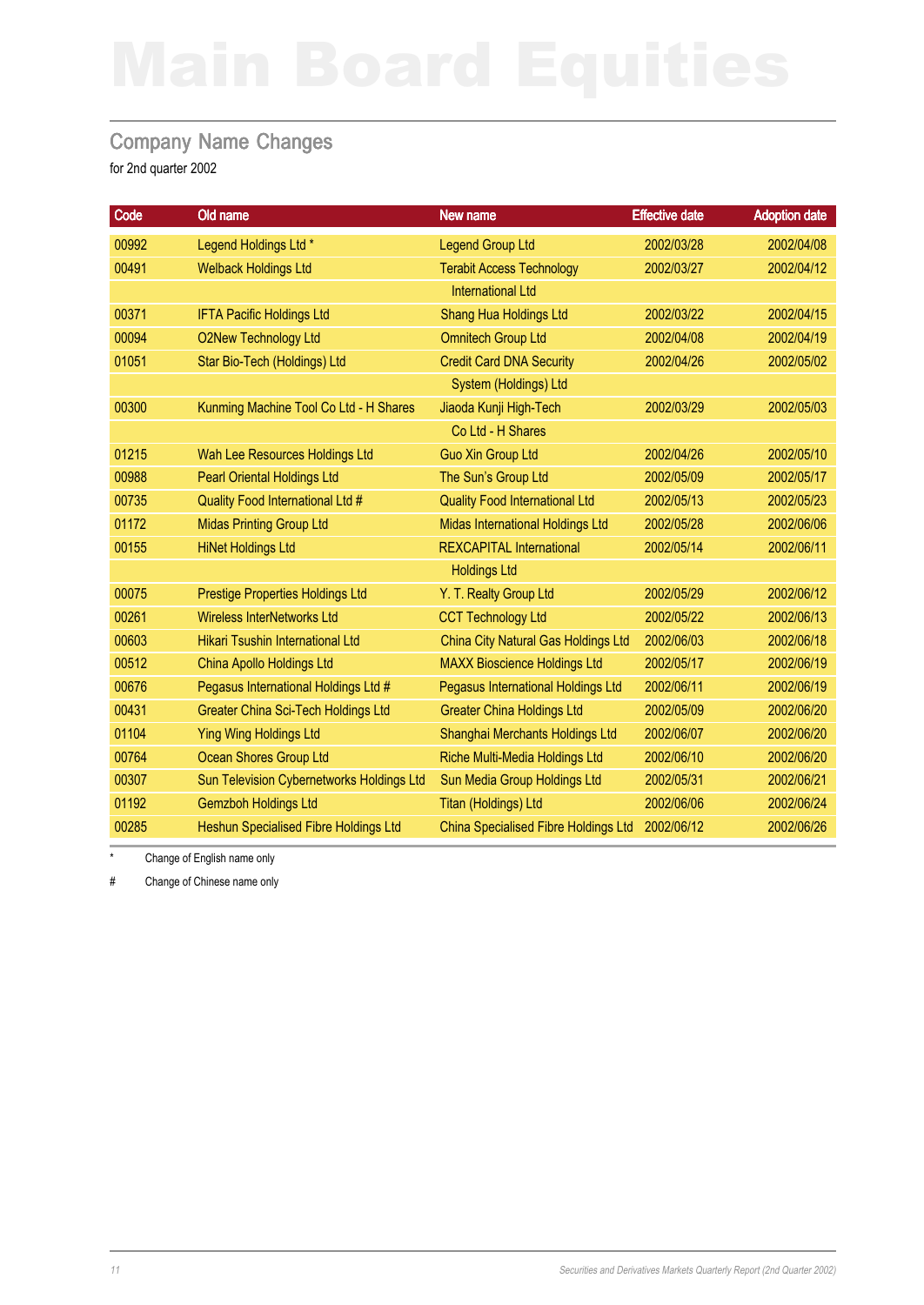# Main Board Equities

## Company Name Changes

for 2nd quarter 2002

| Code | Old name | New name | Effective date | Adoption date |
|---|---|---|---|---|
| 00992 | Legend Holdings Ltd * | Legend Group Ltd | 2002/03/28 | 2002/04/08 |
| 00491 | Welback Holdings Ltd | Terabit Access Technology International Ltd | 2002/03/27 | 2002/04/12 |
| 00371 | IFTA Pacific Holdings Ltd | Shang Hua Holdings Ltd | 2002/03/22 | 2002/04/15 |
| 00094 | O2New Technology Ltd | Omnitech Group Ltd | 2002/04/08 | 2002/04/19 |
| 01051 | Star Bio-Tech (Holdings) Ltd | Credit Card DNA Security System (Holdings) Ltd | 2002/04/26 | 2002/05/02 |
| 00300 | Kunming Machine Tool Co Ltd - H Shares | Jiaoda Kunji High-Tech Co Ltd - H Shares | 2002/03/29 | 2002/05/03 |
| 01215 | Wah Lee Resources Holdings Ltd | Guo Xin Group Ltd | 2002/04/26 | 2002/05/10 |
| 00988 | Pearl Oriental Holdings Ltd | The Sun's Group Ltd | 2002/05/09 | 2002/05/17 |
| 00735 | Quality Food International Ltd # | Quality Food International Ltd | 2002/05/13 | 2002/05/23 |
| 01172 | Midas Printing Group Ltd | Midas International Holdings Ltd | 2002/05/28 | 2002/06/06 |
| 00155 | HiNet Holdings Ltd | REXCAPITAL International Holdings Ltd | 2002/05/14 | 2002/06/11 |
| 00075 | Prestige Properties Holdings Ltd | Y. T. Realty Group Ltd | 2002/05/29 | 2002/06/12 |
| 00261 | Wireless InterNetworks Ltd | CCT Technology Ltd | 2002/05/22 | 2002/06/13 |
| 00603 | Hikari Tsushin International Ltd | China City Natural Gas Holdings Ltd | 2002/06/03 | 2002/06/18 |
| 00512 | China Apollo Holdings Ltd | MAXX Bioscience Holdings Ltd | 2002/05/17 | 2002/06/19 |
| 00676 | Pegasus International Holdings Ltd # | Pegasus International Holdings Ltd | 2002/06/11 | 2002/06/19 |
| 00431 | Greater China Sci-Tech Holdings Ltd | Greater China Holdings Ltd | 2002/05/09 | 2002/06/20 |
| 01104 | Ying Wing Holdings Ltd | Shanghai Merchants Holdings Ltd | 2002/06/07 | 2002/06/20 |
| 00764 | Ocean Shores Group Ltd | Riche Multi-Media Holdings Ltd | 2002/06/10 | 2002/06/20 |
| 00307 | Sun Television Cybernetworks Holdings Ltd | Sun Media Group Holdings Ltd | 2002/05/31 | 2002/06/21 |
| 01192 | Gemzboh Holdings Ltd | Titan (Holdings) Ltd | 2002/06/06 | 2002/06/24 |
| 00285 | Heshun Specialised Fibre Holdings Ltd | China Specialised Fibre Holdings Ltd | 2002/06/12 | 2002/06/26 |

\* Change of English name only

\# Change of Chinese name only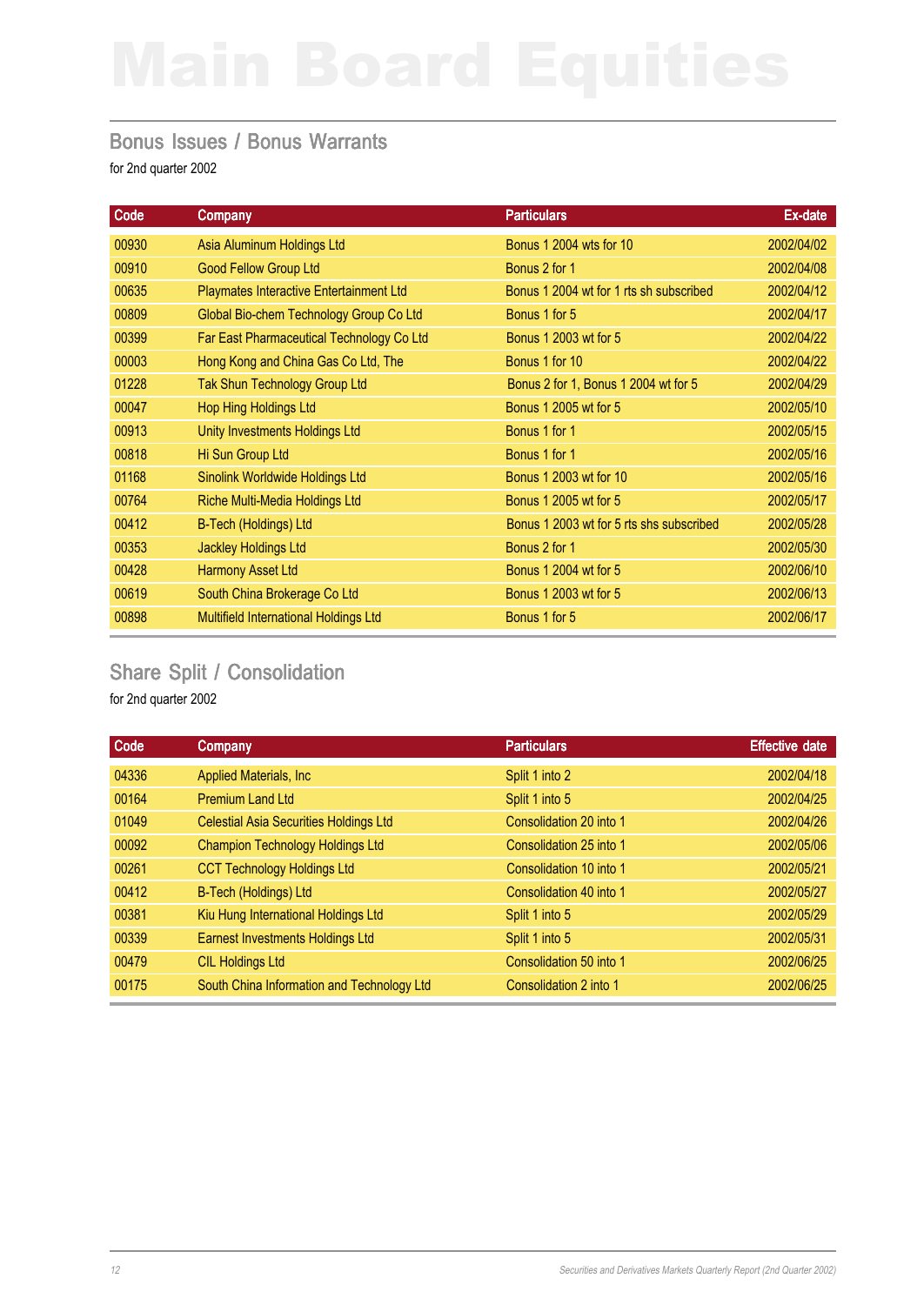# Main Board Equities

## Bonus Issues / Bonus Warrants

for 2nd quarter 2002

| Code | Company | Particulars | Ex-date |
|---|---|---|---|
| 00930 | Asia Aluminum Holdings Ltd | Bonus 1 2004 wts for 10 | 2002/04/02 |
| 00910 | Good Fellow Group Ltd | Bonus 2 for 1 | 2002/04/08 |
| 00635 | Playmates Interactive Entertainment Ltd | Bonus 1 2004 wt for 1 rts sh subscribed | 2002/04/12 |
| 00809 | Global Bio-chem Technology Group Co Ltd | Bonus 1 for 5 | 2002/04/17 |
| 00399 | Far East Pharmaceutical Technology Co Ltd | Bonus 1 2003 wt for 5 | 2002/04/22 |
| 00003 | Hong Kong and China Gas Co Ltd, The | Bonus 1 for 10 | 2002/04/22 |
| 01228 | Tak Shun Technology Group Ltd | Bonus 2 for 1, Bonus 1 2004 wt for 5 | 2002/04/29 |
| 00047 | Hop Hing Holdings Ltd | Bonus 1 2005 wt for 5 | 2002/05/10 |
| 00913 | Unity Investments Holdings Ltd | Bonus 1 for 1 | 2002/05/15 |
| 00818 | Hi Sun Group Ltd | Bonus 1 for 1 | 2002/05/16 |
| 01168 | Sinolink Worldwide Holdings Ltd | Bonus 1 2003 wt for 10 | 2002/05/16 |
| 00764 | Riche Multi-Media Holdings Ltd | Bonus 1 2005 wt for 5 | 2002/05/17 |
| 00412 | B-Tech (Holdings) Ltd | Bonus 1 2003 wt for 5 rts shs subscribed | 2002/05/28 |
| 00353 | Jackley Holdings Ltd | Bonus 2 for 1 | 2002/05/30 |
| 00428 | Harmony Asset Ltd | Bonus 1 2004 wt for 5 | 2002/06/10 |
| 00619 | South China Brokerage Co Ltd | Bonus 1 2003 wt for 5 | 2002/06/13 |
| 00898 | Multifield International Holdings Ltd | Bonus 1 for 5 | 2002/06/17 |

## Share Split / Consolidation

for 2nd quarter 2002

| Code | Company | Particulars | Effective date |
|---|---|---|---|
| 04336 | Applied Materials, Inc | Split 1 into 2 | 2002/04/18 |
| 00164 | Premium Land Ltd | Split 1 into 5 | 2002/04/25 |
| 01049 | Celestial Asia Securities Holdings Ltd | Consolidation 20 into 1 | 2002/04/26 |
| 00092 | Champion Technology Holdings Ltd | Consolidation 25 into 1 | 2002/05/06 |
| 00261 | CCT Technology Holdings Ltd | Consolidation 10 into 1 | 2002/05/21 |
| 00412 | B-Tech (Holdings) Ltd | Consolidation 40 into 1 | 2002/05/27 |
| 00381 | Kiu Hung International Holdings Ltd | Split 1 into 5 | 2002/05/29 |
| 00339 | Earnest Investments Holdings Ltd | Split 1 into 5 | 2002/05/31 |
| 00479 | CIL Holdings Ltd | Consolidation 50 into 1 | 2002/06/25 |
| 00175 | South China Information and Technology Ltd | Consolidation 2 into 1 | 2002/06/25 |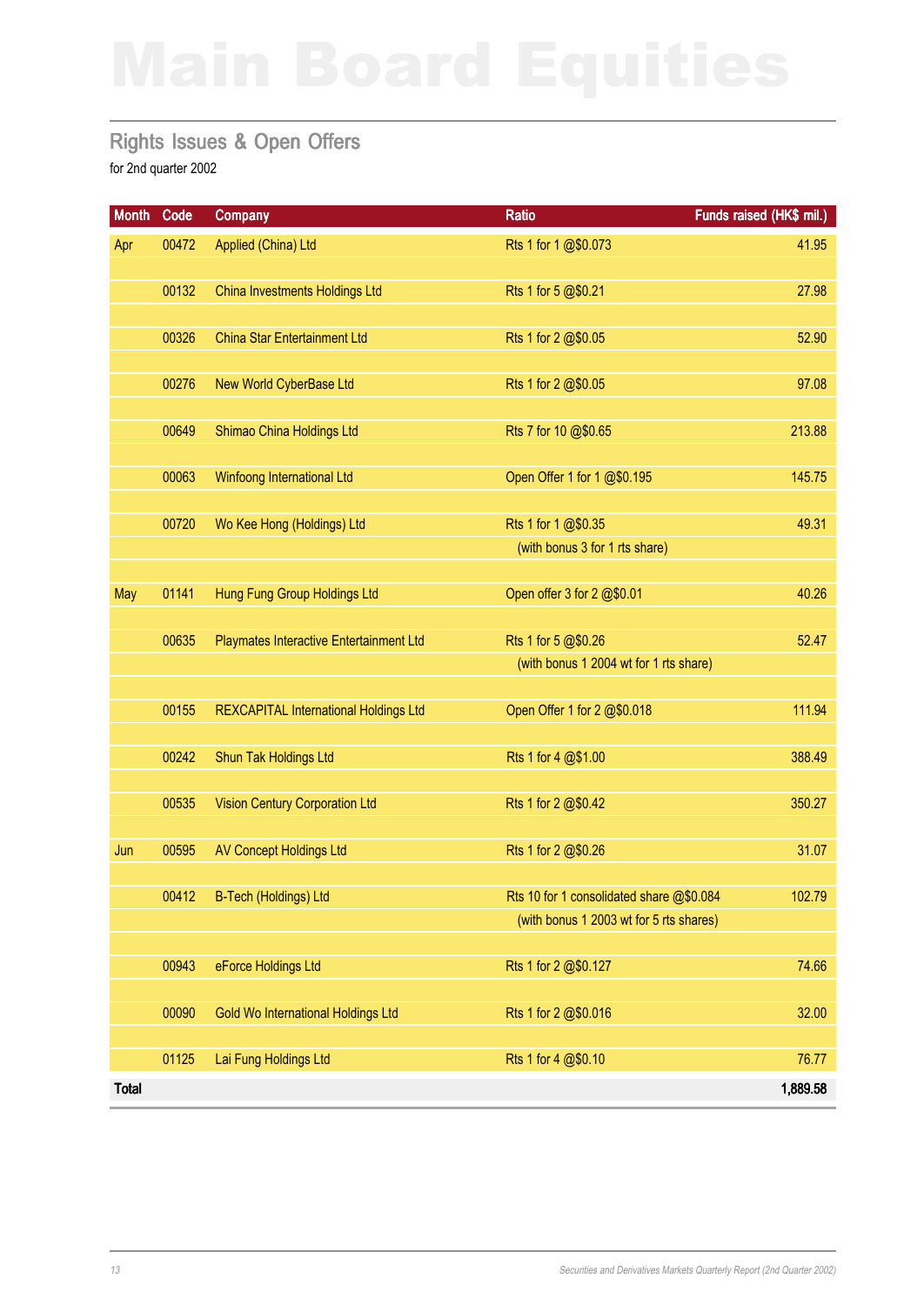# Main Board Equities

## Rights Issues & Open Offers

for 2nd quarter 2002

| Month | Code | Company | Ratio | Funds raised (HK$ mil.) |
|---|---|---|---|---|
| Apr | 00472 | Applied (China) Ltd | Rts 1 for 1 @$0.073 | 41.95 |
| | 00132 | China Investments Holdings Ltd | Rts 1 for 5 @$0.21 | 27.98 |
| | 00326 | China Star Entertainment Ltd | Rts 1 for 2 @$0.05 | 52.90 |
| | 00276 | New World CyberBase Ltd | Rts 1 for 2 @$0.05 | 97.08 |
| | 00649 | Shimao China Holdings Ltd | Rts 7 for 10 @$0.65 | 213.88 |
| | 00063 | Winfoong International Ltd | Open Offer 1 for 1 @$0.195 | 145.75 |
| | 00720 | Wo Kee Hong (Holdings) Ltd | Rts 1 for 1 @$0.35 | 49.31 |
| | | | (with bonus 3 for 1 rts share) | |
| May | 01141 | Hung Fung Group Holdings Ltd | Open offer 3 for 2 @$0.01 | 40.26 |
| | 00635 | Playmates Interactive Entertainment Ltd | Rts 1 for 5 @$0.26 | 52.47 |
| | | | (with bonus 1 2004 wt for 1 rts share) | |
| | 00155 | REXCAPITAL International Holdings Ltd | Open Offer 1 for 2 @$0.018 | 111.94 |
| | 00242 | Shun Tak Holdings Ltd | Rts 1 for 4 @$1.00 | 388.49 |
| | 00535 | Vision Century Corporation Ltd | Rts 1 for 2 @$0.42 | 350.27 |
| Jun | 00595 | AV Concept Holdings Ltd | Rts 1 for 2 @$0.26 | 31.07 |
| | 00412 | B-Tech (Holdings) Ltd | Rts 10 for 1 consolidated share @$0.084 | 102.79 |
| | | | (with bonus 1 2003 wt for 5 rts shares) | |
| | 00943 | eForce Holdings Ltd | Rts 1 for 2 @$0.127 | 74.66 |
| | 00090 | Gold Wo International Holdings Ltd | Rts 1 for 2 @$0.016 | 32.00 |
| | 01125 | Lai Fung Holdings Ltd | Rts 1 for 4 @$0.10 | 76.77 |
| **Total** | | | | **1,889.58** |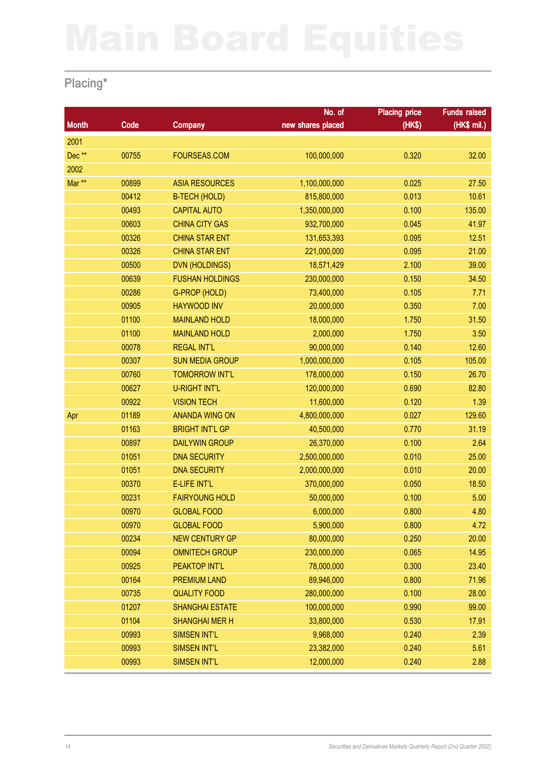# Main Board Equities

## Placing*

| Month | Code | Company | No. of new shares placed | Placing price (HK$) | Funds raised (HK$ mil.) |
|---|---|---|---|---|---|
| 2001 | | | | | |
| Dec ** | 00755 | FOURSEAS.COM | 100,000,000 | 0.320 | 32.00 |
| 2002 | | | | | |
| Mar ** | 00899 | ASIA RESOURCES | 1,100,000,000 | 0.025 | 27.50 |
| | 00412 | B-TECH (HOLD) | 815,800,000 | 0.013 | 10.61 |
| | 00493 | CAPITAL AUTO | 1,350,000,000 | 0.100 | 135.00 |
| | 00603 | CHINA CITY GAS | 932,700,000 | 0.045 | 41.97 |
| | 00326 | CHINA STAR ENT | 131,653,393 | 0.095 | 12.51 |
| | 00326 | CHINA STAR ENT | 221,000,000 | 0.095 | 21.00 |
| | 00500 | DVN (HOLDINGS) | 18,571,429 | 2.100 | 39.00 |
| | 00639 | FUSHAN HOLDINGS | 230,000,000 | 0.150 | 34.50 |
| | 00286 | G-PROP (HOLD) | 73,400,000 | 0.105 | 7.71 |
| | 00905 | HAYWOOD INV | 20,000,000 | 0.350 | 7.00 |
| | 01100 | MAINLAND HOLD | 18,000,000 | 1.750 | 31.50 |
| | 01100 | MAINLAND HOLD | 2,000,000 | 1.750 | 3.50 |
| | 00078 | REGAL INT'L | 90,000,000 | 0.140 | 12.60 |
| | 00307 | SUN MEDIA GROUP | 1,000,000,000 | 0.105 | 105.00 |
| | 00760 | TOMORROW INT'L | 178,000,000 | 0.150 | 26.70 |
| | 00627 | U-RIGHT INT'L | 120,000,000 | 0.690 | 82.80 |
| | 00922 | VISION TECH | 11,600,000 | 0.120 | 1.39 |
| Apr | 01189 | ANANDA WING ON | 4,800,000,000 | 0.027 | 129.60 |
| | 01163 | BRIGHT INT'L GP | 40,500,000 | 0.770 | 31.19 |
| | 00897 | DAILYWIN GROUP | 26,370,000 | 0.100 | 2.64 |
| | 01051 | DNA SECURITY | 2,500,000,000 | 0.010 | 25.00 |
| | 01051 | DNA SECURITY | 2,000,000,000 | 0.010 | 20.00 |
| | 00370 | E-LIFE INT'L | 370,000,000 | 0.050 | 18.50 |
| | 00231 | FAIRYOUNG HOLD | 50,000,000 | 0.100 | 5.00 |
| | 00970 | GLOBAL FOOD | 6,000,000 | 0.800 | 4.80 |
| | 00970 | GLOBAL FOOD | 5,900,000 | 0.800 | 4.72 |
| | 00234 | NEW CENTURY GP | 80,000,000 | 0.250 | 20.00 |
| | 00094 | OMNITECH GROUP | 230,000,000 | 0.065 | 14.95 |
| | 00925 | PEAKTOP INT'L | 78,000,000 | 0.300 | 23.40 |
| | 00164 | PREMIUM LAND | 89,946,000 | 0.800 | 71.96 |
| | 00735 | QUALITY FOOD | 280,000,000 | 0.100 | 28.00 |
| | 01207 | SHANGHAI ESTATE | 100,000,000 | 0.990 | 99.00 |
| | 01104 | SHANGHAI MER H | 33,800,000 | 0.530 | 17.91 |
| | 00993 | SIMSEN INT'L | 9,968,000 | 0.240 | 2.39 |
| | 00993 | SIMSEN INT'L | 23,382,000 | 0.240 | 5.61 |
| | 00993 | SIMSEN INT'L | 12,000,000 | 0.240 | 2.88 |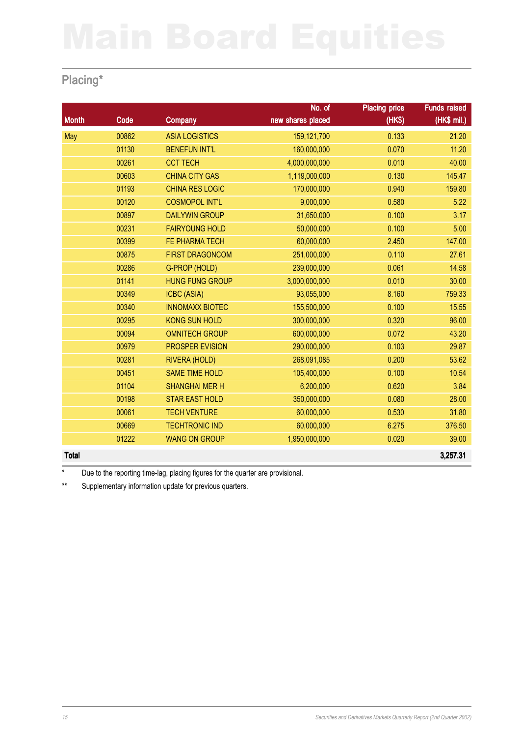# Main Board Equities

## Placing*

| Month | Code | Company | No. of new shares placed | Placing price (HK$) | Funds raised (HK$ mil.) |
|---|---|---|---|---|---|
| May | 00862 | ASIA LOGISTICS | 159,121,700 | 0.133 | 21.20 |
| | 01130 | BENEFUN INT'L | 160,000,000 | 0.070 | 11.20 |
| | 00261 | CCT TECH | 4,000,000,000 | 0.010 | 40.00 |
| | 00603 | CHINA CITY GAS | 1,119,000,000 | 0.130 | 145.47 |
| | 01193 | CHINA RES LOGIC | 170,000,000 | 0.940 | 159.80 |
| | 00120 | COSMOPOL INT'L | 9,000,000 | 0.580 | 5.22 |
| | 00897 | DAILYWIN GROUP | 31,650,000 | 0.100 | 3.17 |
| | 00231 | FAIRYOUNG HOLD | 50,000,000 | 0.100 | 5.00 |
| | 00399 | FE PHARMA TECH | 60,000,000 | 2.450 | 147.00 |
| | 00875 | FIRST DRAGONCOM | 251,000,000 | 0.110 | 27.61 |
| | 00286 | G-PROP (HOLD) | 239,000,000 | 0.061 | 14.58 |
| | 01141 | HUNG FUNG GROUP | 3,000,000,000 | 0.010 | 30.00 |
| | 00349 | ICBC (ASIA) | 93,055,000 | 8.160 | 759.33 |
| | 00340 | INNOMAXX BIOTEC | 155,500,000 | 0.100 | 15.55 |
| | 00295 | KONG SUN HOLD | 300,000,000 | 0.320 | 96.00 |
| | 00094 | OMNITECH GROUP | 600,000,000 | 0.072 | 43.20 |
| | 00979 | PROSPER EVISION | 290,000,000 | 0.103 | 29.87 |
| | 00281 | RIVERA (HOLD) | 268,091,085 | 0.200 | 53.62 |
| | 00451 | SAME TIME HOLD | 105,400,000 | 0.100 | 10.54 |
| | 01104 | SHANGHAI MER H | 6,200,000 | 0.620 | 3.84 |
| | 00198 | STAR EAST HOLD | 350,000,000 | 0.080 | 28.00 |
| | 00061 | TECH VENTURE | 60,000,000 | 0.530 | 31.80 |
| | 00669 | TECHTRONIC IND | 60,000,000 | 6.275 | 376.50 |
| | 01222 | WANG ON GROUP | 1,950,000,000 | 0.020 | 39.00 |
| **Total** | | | | | **3,257.31** |

* Due to the reporting time-lag, placing figures for the quarter are provisional.

** Supplementary information update for previous quarters.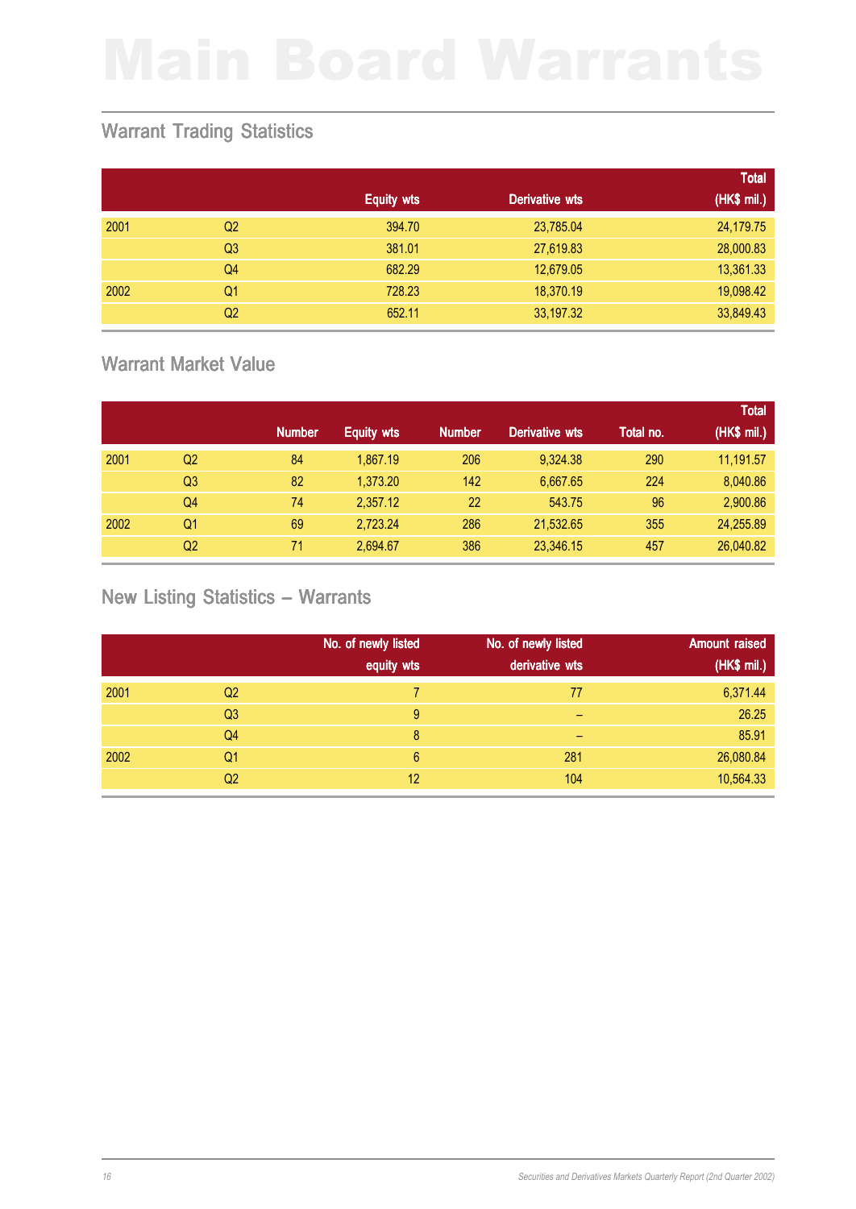# Main Board Warrants

## Warrant Trading Statistics

| | | Equity wts | Derivative wts | Total (HK$ mil.) |
|---|---|---|---|---|
| 2001 | Q2 | 394.70 | 23,785.04 | 24,179.75 |
| | Q3 | 381.01 | 27,619.83 | 28,000.83 |
| | Q4 | 682.29 | 12,679.05 | 13,361.33 |
| 2002 | Q1 | 728.23 | 18,370.19 | 19,098.42 |
| | Q2 | 652.11 | 33,197.32 | 33,849.43 |

## Warrant Market Value

| | | Number | Equity wts | Number | Derivative wts | Total no. | Total (HK$ mil.) |
|---|---|---|---|---|---|---|---|
| 2001 | Q2 | 84 | 1,867.19 | 206 | 9,324.38 | 290 | 11,191.57 |
| | Q3 | 82 | 1,373.20 | 142 | 6,667.65 | 224 | 8,040.86 |
| | Q4 | 74 | 2,357.12 | 22 | 543.75 | 96 | 2,900.86 |
| 2002 | Q1 | 69 | 2,723.24 | 286 | 21,532.65 | 355 | 24,255.89 |
| | Q2 | 71 | 2,694.67 | 386 | 23,346.15 | 457 | 26,040.82 |

## New Listing Statistics – Warrants

| | | No. of newly listed equity wts | No. of newly listed derivative wts | Amount raised (HK$ mil.) |
|---|---|---|---|---|
| 2001 | Q2 | 7 | 77 | 6,371.44 |
| | Q3 | 9 | – | 26.25 |
| | Q4 | 8 | – | 85.91 |
| 2002 | Q1 | 6 | 281 | 26,080.84 |
| | Q2 | 12 | 104 | 10,564.33 |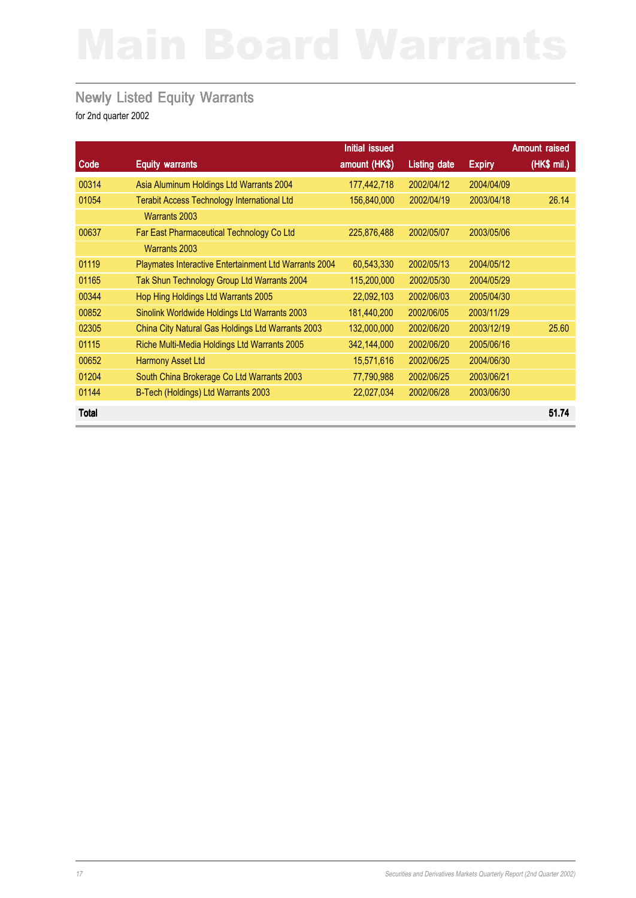# Main Board Warrants

## Newly Listed Equity Warrants

for 2nd quarter 2002

| Code | Equity warrants | Initial issued amount (HK$) | Listing date | Expiry | Amount raised (HK$ mil.) |
|---|---|---|---|---|---|
| 00314 | Asia Aluminum Holdings Ltd Warrants 2004 | 177,442,718 | 2002/04/12 | 2004/04/09 | |
| 01054 | Terabit Access Technology International Ltd Warrants 2003 | 156,840,000 | 2002/04/19 | 2003/04/18 | 26.14 |
| 00637 | Far East Pharmaceutical Technology Co Ltd Warrants 2003 | 225,876,488 | 2002/05/07 | 2003/05/06 | |
| 01119 | Playmates Interactive Entertainment Ltd Warrants 2004 | 60,543,330 | 2002/05/13 | 2004/05/12 | |
| 01165 | Tak Shun Technology Group Ltd Warrants 2004 | 115,200,000 | 2002/05/30 | 2004/05/29 | |
| 00344 | Hop Hing Holdings Ltd Warrants 2005 | 22,092,103 | 2002/06/03 | 2005/04/30 | |
| 00852 | Sinolink Worldwide Holdings Ltd Warrants 2003 | 181,440,200 | 2002/06/05 | 2003/11/29 | |
| 02305 | China City Natural Gas Holdings Ltd Warrants 2003 | 132,000,000 | 2002/06/20 | 2003/12/19 | 25.60 |
| 01115 | Riche Multi-Media Holdings Ltd Warrants 2005 | 342,144,000 | 2002/06/20 | 2005/06/16 | |
| 00652 | Harmony Asset Ltd | 15,571,616 | 2002/06/25 | 2004/06/30 | |
| 01204 | South China Brokerage Co Ltd Warrants 2003 | 77,790,988 | 2002/06/25 | 2003/06/21 | |
| 01144 | B-Tech (Holdings) Ltd Warrants 2003 | 22,027,034 | 2002/06/28 | 2003/06/30 | |
| **Total** | | | | | **51.74** |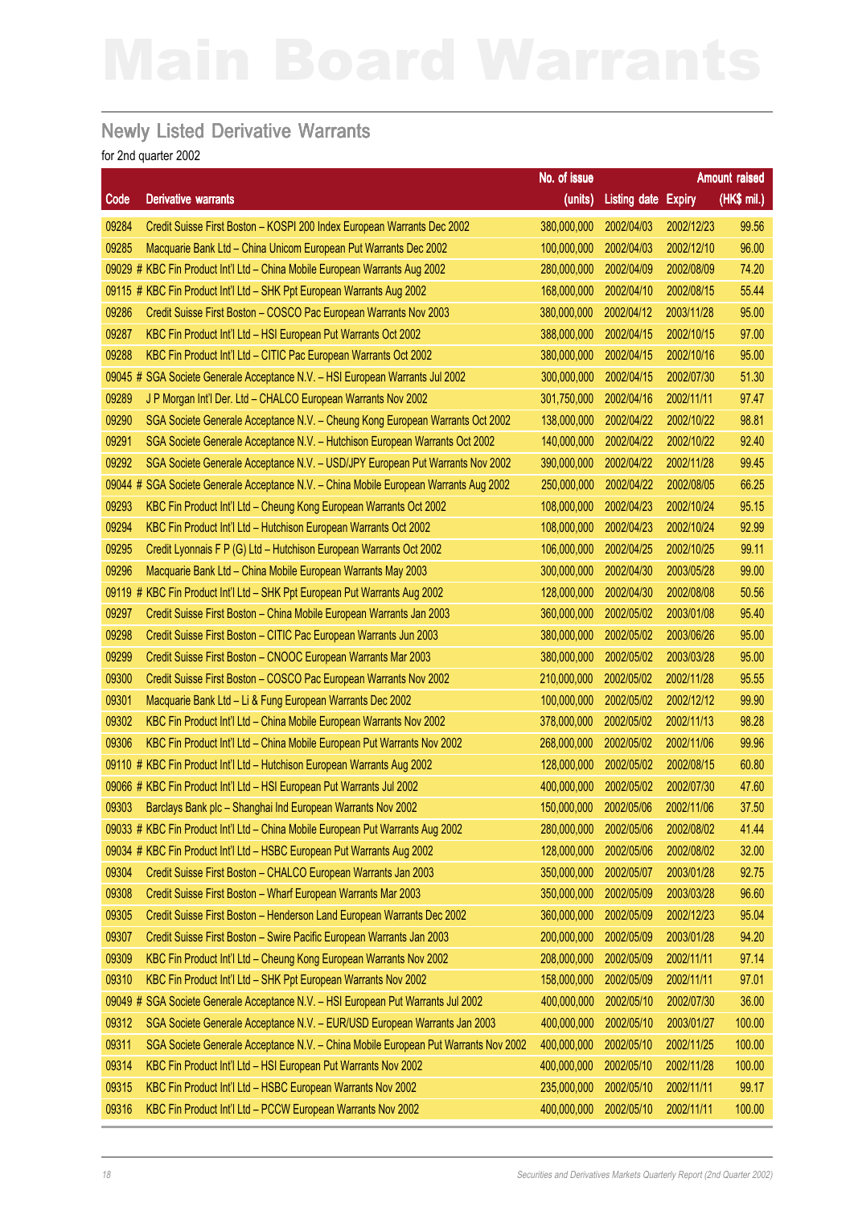# Main Board Warrants

## Newly Listed Derivative Warrants

for 2nd quarter 2002

| Code | Derivative warrants | No. of issue (units) | Listing date | Expiry | Amount raised (HK$ mil.) |
|---|---|---|---|---|---|
| 09284 | Credit Suisse First Boston – KOSPI 200 Index European Warrants Dec 2002 | 380,000,000 | 2002/04/03 | 2002/12/23 | 99.56 |
| 09285 | Macquarie Bank Ltd – China Unicom European Put Warrants Dec 2002 | 100,000,000 | 2002/04/03 | 2002/12/10 | 96.00 |
| 09029 # | KBC Fin Product Int'l Ltd – China Mobile European Warrants Aug 2002 | 280,000,000 | 2002/04/09 | 2002/08/09 | 74.20 |
| 09115 # | KBC Fin Product Int'l Ltd – SHK Ppt European Warrants Aug 2002 | 168,000,000 | 2002/04/10 | 2002/08/15 | 55.44 |
| 09286 | Credit Suisse First Boston – COSCO Pac European Warrants Nov 2003 | 380,000,000 | 2002/04/12 | 2003/11/28 | 95.00 |
| 09287 | KBC Fin Product Int'l Ltd – HSI European Put Warrants Oct 2002 | 388,000,000 | 2002/04/15 | 2002/10/15 | 97.00 |
| 09288 | KBC Fin Product Int'l Ltd – CITIC Pac European Warrants Oct 2002 | 380,000,000 | 2002/04/15 | 2002/10/16 | 95.00 |
| 09045 # | SGA Societe Generale Acceptance N.V. – HSI European Warrants Jul 2002 | 300,000,000 | 2002/04/15 | 2002/07/30 | 51.30 |
| 09289 | J P Morgan Int'l Der. Ltd – CHALCO European Warrants Nov 2002 | 301,750,000 | 2002/04/16 | 2002/11/11 | 97.47 |
| 09290 | SGA Societe Generale Acceptance N.V. – Cheung Kong European Warrants Oct 2002 | 138,000,000 | 2002/04/22 | 2002/10/22 | 98.81 |
| 09291 | SGA Societe Generale Acceptance N.V. – Hutchison European Warrants Oct 2002 | 140,000,000 | 2002/04/22 | 2002/10/22 | 92.40 |
| 09292 | SGA Societe Generale Acceptance N.V. – USD/JPY European Put Warrants Nov 2002 | 390,000,000 | 2002/04/22 | 2002/11/28 | 99.45 |
| 09044 # | SGA Societe Generale Acceptance N.V. – China Mobile European Warrants Aug 2002 | 250,000,000 | 2002/04/22 | 2002/08/05 | 66.25 |
| 09293 | KBC Fin Product Int'l Ltd – Cheung Kong European Warrants Oct 2002 | 108,000,000 | 2002/04/23 | 2002/10/24 | 95.15 |
| 09294 | KBC Fin Product Int'l Ltd – Hutchison European Warrants Oct 2002 | 108,000,000 | 2002/04/23 | 2002/10/24 | 92.99 |
| 09295 | Credit Lyonnais F P (G) Ltd – Hutchison European Warrants Oct 2002 | 106,000,000 | 2002/04/25 | 2002/10/25 | 99.11 |
| 09296 | Macquarie Bank Ltd – China Mobile European Warrants May 2003 | 300,000,000 | 2002/04/30 | 2003/05/28 | 99.00 |
| 09119 # | KBC Fin Product Int'l Ltd – SHK Ppt European Put Warrants Aug 2002 | 128,000,000 | 2002/04/30 | 2002/08/08 | 50.56 |
| 09297 | Credit Suisse First Boston – China Mobile European Warrants Jan 2003 | 360,000,000 | 2002/05/02 | 2003/01/08 | 95.40 |
| 09298 | Credit Suisse First Boston – CITIC Pac European Warrants Jun 2003 | 380,000,000 | 2002/05/02 | 2003/06/26 | 95.00 |
| 09299 | Credit Suisse First Boston – CNOOC European Warrants Mar 2003 | 380,000,000 | 2002/05/02 | 2003/03/28 | 95.00 |
| 09300 | Credit Suisse First Boston – COSCO Pac European Warrants Nov 2002 | 210,000,000 | 2002/05/02 | 2002/11/28 | 95.55 |
| 09301 | Macquarie Bank Ltd – Li & Fung European Warrants Dec 2002 | 100,000,000 | 2002/05/02 | 2002/12/12 | 99.90 |
| 09302 | KBC Fin Product Int'l Ltd – China Mobile European Warrants Nov 2002 | 378,000,000 | 2002/05/02 | 2002/11/13 | 98.28 |
| 09306 | KBC Fin Product Int'l Ltd – China Mobile European Put Warrants Nov 2002 | 268,000,000 | 2002/05/02 | 2002/11/06 | 99.96 |
| 09110 # | KBC Fin Product Int'l Ltd – Hutchison European Warrants Aug 2002 | 128,000,000 | 2002/05/02 | 2002/08/15 | 60.80 |
| 09066 # | KBC Fin Product Int'l Ltd – HSI European Put Warrants Jul 2002 | 400,000,000 | 2002/05/02 | 2002/07/30 | 47.60 |
| 09303 | Barclays Bank plc – Shanghai Ind European Warrants Nov 2002 | 150,000,000 | 2002/05/06 | 2002/11/06 | 37.50 |
| 09033 # | KBC Fin Product Int'l Ltd – China Mobile European Put Warrants Aug 2002 | 280,000,000 | 2002/05/06 | 2002/08/02 | 41.44 |
| 09034 # | KBC Fin Product Int'l Ltd – HSBC European Put Warrants Aug 2002 | 128,000,000 | 2002/05/06 | 2002/08/02 | 32.00 |
| 09304 | Credit Suisse First Boston – CHALCO European Warrants Jan 2003 | 350,000,000 | 2002/05/07 | 2003/01/28 | 92.75 |
| 09308 | Credit Suisse First Boston – Wharf European Warrants Mar 2003 | 350,000,000 | 2002/05/09 | 2003/03/28 | 96.60 |
| 09305 | Credit Suisse First Boston – Henderson Land European Warrants Dec 2002 | 360,000,000 | 2002/05/09 | 2002/12/23 | 95.04 |
| 09307 | Credit Suisse First Boston – Swire Pacific European Warrants Jan 2003 | 200,000,000 | 2002/05/09 | 2003/01/28 | 94.20 |
| 09309 | KBC Fin Product Int'l Ltd – Cheung Kong European Warrants Nov 2002 | 208,000,000 | 2002/05/09 | 2002/11/11 | 97.14 |
| 09310 | KBC Fin Product Int'l Ltd – SHK Ppt European Warrants Nov 2002 | 158,000,000 | 2002/05/09 | 2002/11/11 | 97.01 |
| 09049 # | SGA Societe Generale Acceptance N.V. – HSI European Put Warrants Jul 2002 | 400,000,000 | 2002/05/10 | 2002/07/30 | 36.00 |
| 09312 | SGA Societe Generale Acceptance N.V. – EUR/USD European Warrants Jan 2003 | 400,000,000 | 2002/05/10 | 2003/01/27 | 100.00 |
| 09311 | SGA Societe Generale Acceptance N.V. – China Mobile European Put Warrants Nov 2002 | 400,000,000 | 2002/05/10 | 2002/11/25 | 100.00 |
| 09314 | KBC Fin Product Int'l Ltd – HSI European Put Warrants Nov 2002 | 400,000,000 | 2002/05/10 | 2002/11/28 | 100.00 |
| 09315 | KBC Fin Product Int'l Ltd – HSBC European Warrants Nov 2002 | 235,000,000 | 2002/05/10 | 2002/11/11 | 99.17 |
| 09316 | KBC Fin Product Int'l Ltd – PCCW European Warrants Nov 2002 | 400,000,000 | 2002/05/10 | 2002/11/11 | 100.00 |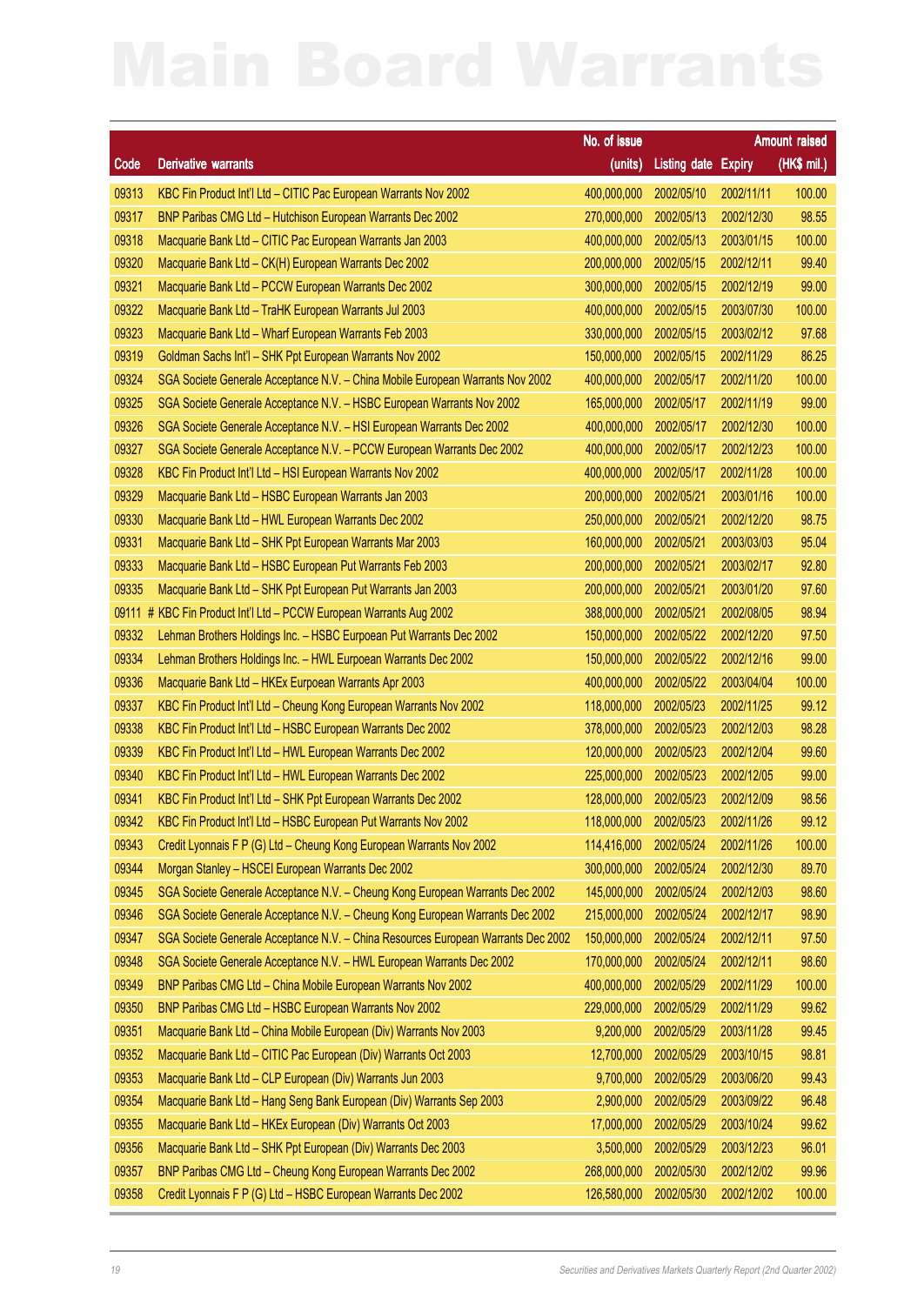# Main Board Warrants

| Code | Derivative warrants | No. of issue (units) | Listing date | Expiry | Amount raised (HK$ mil.) |
|---|---|---|---|---|---|
| 09313 | KBC Fin Product Int'l Ltd – CITIC Pac European Warrants Nov 2002 | 400,000,000 | 2002/05/10 | 2002/11/11 | 100.00 |
| 09317 | BNP Paribas CMG Ltd – Hutchison European Warrants Dec 2002 | 270,000,000 | 2002/05/13 | 2002/12/30 | 98.55 |
| 09318 | Macquarie Bank Ltd – CITIC Pac European Warrants Jan 2003 | 400,000,000 | 2002/05/13 | 2003/01/15 | 100.00 |
| 09320 | Macquarie Bank Ltd – CK(H) European Warrants Dec 2002 | 200,000,000 | 2002/05/15 | 2002/12/11 | 99.40 |
| 09321 | Macquarie Bank Ltd – PCCW European Warrants Dec 2002 | 300,000,000 | 2002/05/15 | 2002/12/19 | 99.00 |
| 09322 | Macquarie Bank Ltd – TraHK European Warrants Jul 2003 | 400,000,000 | 2002/05/15 | 2003/07/30 | 100.00 |
| 09323 | Macquarie Bank Ltd – Wharf European Warrants Feb 2003 | 330,000,000 | 2002/05/15 | 2003/02/12 | 97.68 |
| 09319 | Goldman Sachs Int'l – SHK Ppt European Warrants Nov 2002 | 150,000,000 | 2002/05/15 | 2002/11/29 | 86.25 |
| 09324 | SGA Societe Generale Acceptance N.V. – China Mobile European Warrants Nov 2002 | 400,000,000 | 2002/05/17 | 2002/11/20 | 100.00 |
| 09325 | SGA Societe Generale Acceptance N.V. – HSBC European Warrants Nov 2002 | 165,000,000 | 2002/05/17 | 2002/11/19 | 99.00 |
| 09326 | SGA Societe Generale Acceptance N.V. – HSI European Warrants Dec 2002 | 400,000,000 | 2002/05/17 | 2002/12/30 | 100.00 |
| 09327 | SGA Societe Generale Acceptance N.V. – PCCW European Warrants Dec 2002 | 400,000,000 | 2002/05/17 | 2002/12/23 | 100.00 |
| 09328 | KBC Fin Product Int'l Ltd – HSI European Warrants Nov 2002 | 400,000,000 | 2002/05/17 | 2002/11/28 | 100.00 |
| 09329 | Macquarie Bank Ltd – HSBC European Warrants Jan 2003 | 200,000,000 | 2002/05/21 | 2003/01/16 | 100.00 |
| 09330 | Macquarie Bank Ltd – HWL European Warrants Dec 2002 | 250,000,000 | 2002/05/21 | 2002/12/20 | 98.75 |
| 09331 | Macquarie Bank Ltd – SHK Ppt European Warrants Mar 2003 | 160,000,000 | 2002/05/21 | 2003/03/03 | 95.04 |
| 09333 | Macquarie Bank Ltd – HSBC European Put Warrants Feb 2003 | 200,000,000 | 2002/05/21 | 2003/02/17 | 92.80 |
| 09335 | Macquarie Bank Ltd – SHK Ppt European Put Warrants Jan 2003 | 200,000,000 | 2002/05/21 | 2003/01/20 | 97.60 |
| 09111 # | KBC Fin Product Int'l Ltd – PCCW European Warrants Aug 2002 | 388,000,000 | 2002/05/21 | 2002/08/05 | 98.94 |
| 09332 | Lehman Brothers Holdings Inc. – HSBC Eurpoean Put Warrants Dec 2002 | 150,000,000 | 2002/05/22 | 2002/12/20 | 97.50 |
| 09334 | Lehman Brothers Holdings Inc. – HWL Eurpoean Warrants Dec 2002 | 150,000,000 | 2002/05/22 | 2002/12/16 | 99.00 |
| 09336 | Macquarie Bank Ltd – HKEx Eurpoean Warrants Apr 2003 | 400,000,000 | 2002/05/22 | 2003/04/04 | 100.00 |
| 09337 | KBC Fin Product Int'l Ltd – Cheung Kong European Warrants Nov 2002 | 118,000,000 | 2002/05/23 | 2002/11/25 | 99.12 |
| 09338 | KBC Fin Product Int'l Ltd – HSBC European Warrants Dec 2002 | 378,000,000 | 2002/05/23 | 2002/12/03 | 98.28 |
| 09339 | KBC Fin Product Int'l Ltd – HWL European Warrants Dec 2002 | 120,000,000 | 2002/05/23 | 2002/12/04 | 99.60 |
| 09340 | KBC Fin Product Int'l Ltd – HWL European Warrants Dec 2002 | 225,000,000 | 2002/05/23 | 2002/12/05 | 99.00 |
| 09341 | KBC Fin Product Int'l Ltd – SHK Ppt European Warrants Dec 2002 | 128,000,000 | 2002/05/23 | 2002/12/09 | 98.56 |
| 09342 | KBC Fin Product Int'l Ltd – HSBC European Put Warrants Nov 2002 | 118,000,000 | 2002/05/23 | 2002/11/26 | 99.12 |
| 09343 | Credit Lyonnais F P (G) Ltd – Cheung Kong European Warrants Nov 2002 | 114,416,000 | 2002/05/24 | 2002/11/26 | 100.00 |
| 09344 | Morgan Stanley – HSCEI European Warrants Dec 2002 | 300,000,000 | 2002/05/24 | 2002/12/30 | 89.70 |
| 09345 | SGA Societe Generale Acceptance N.V. – Cheung Kong European Warrants Dec 2002 | 145,000,000 | 2002/05/24 | 2002/12/03 | 98.60 |
| 09346 | SGA Societe Generale Acceptance N.V. – Cheung Kong European Warrants Dec 2002 | 215,000,000 | 2002/05/24 | 2002/12/17 | 98.90 |
| 09347 | SGA Societe Generale Acceptance N.V. – China Resources European Warrants Dec 2002 | 150,000,000 | 2002/05/24 | 2002/12/11 | 97.50 |
| 09348 | SGA Societe Generale Acceptance N.V. – HWL European Warrants Dec 2002 | 170,000,000 | 2002/05/24 | 2002/12/11 | 98.60 |
| 09349 | BNP Paribas CMG Ltd – China Mobile European Warrants Nov 2002 | 400,000,000 | 2002/05/29 | 2002/11/29 | 100.00 |
| 09350 | BNP Paribas CMG Ltd – HSBC European Warrants Nov 2002 | 229,000,000 | 2002/05/29 | 2002/11/29 | 99.62 |
| 09351 | Macquarie Bank Ltd – China Mobile European (Div) Warrants Nov 2003 | 9,200,000 | 2002/05/29 | 2003/11/28 | 99.45 |
| 09352 | Macquarie Bank Ltd – CITIC Pac European (Div) Warrants Oct 2003 | 12,700,000 | 2002/05/29 | 2003/10/15 | 98.81 |
| 09353 | Macquarie Bank Ltd – CLP European (Div) Warrants Jun 2003 | 9,700,000 | 2002/05/29 | 2003/06/20 | 99.43 |
| 09354 | Macquarie Bank Ltd – Hang Seng Bank European (Div) Warrants Sep 2003 | 2,900,000 | 2002/05/29 | 2003/09/22 | 96.48 |
| 09355 | Macquarie Bank Ltd – HKEx European (Div) Warrants Oct 2003 | 17,000,000 | 2002/05/29 | 2003/10/24 | 99.62 |
| 09356 | Macquarie Bank Ltd – SHK Ppt European (Div) Warrants Dec 2003 | 3,500,000 | 2002/05/29 | 2003/12/23 | 96.01 |
| 09357 | BNP Paribas CMG Ltd – Cheung Kong European Warrants Dec 2002 | 268,000,000 | 2002/05/30 | 2002/12/02 | 99.96 |
| 09358 | Credit Lyonnais F P (G) Ltd – HSBC European Warrants Dec 2002 | 126,580,000 | 2002/05/30 | 2002/12/02 | 100.00 |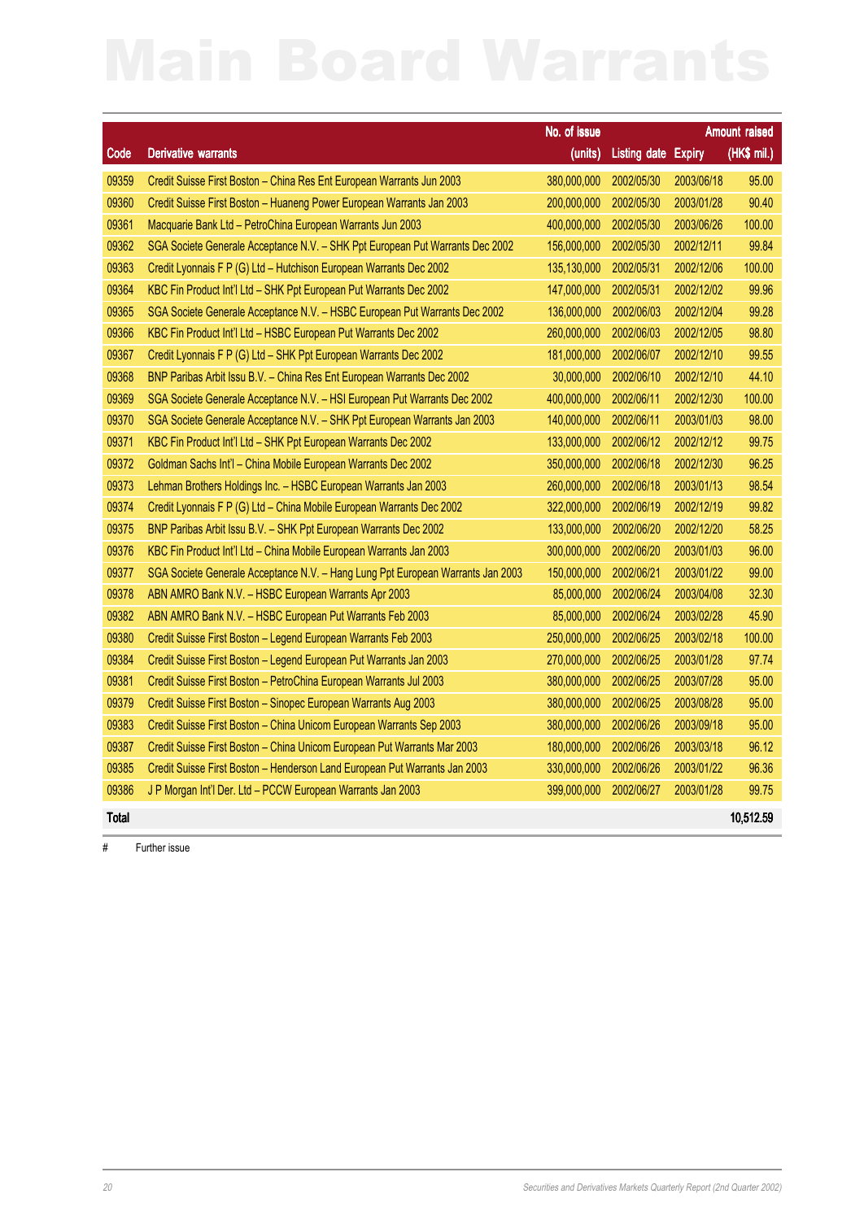# Main Board Warrants

| Code | Derivative warrants | No. of issue (units) | Listing date | Expiry | Amount raised (HK$ mil.) |
|---|---|---|---|---|---|
| 09359 | Credit Suisse First Boston – China Res Ent European Warrants Jun 2003 | 380,000,000 | 2002/05/30 | 2003/06/18 | 95.00 |
| 09360 | Credit Suisse First Boston – Huaneng Power European Warrants Jan 2003 | 200,000,000 | 2002/05/30 | 2003/01/28 | 90.40 |
| 09361 | Macquarie Bank Ltd – PetroChina European Warrants Jun 2003 | 400,000,000 | 2002/05/30 | 2003/06/26 | 100.00 |
| 09362 | SGA Societe Generale Acceptance N.V. – SHK Ppt European Put Warrants Dec 2002 | 156,000,000 | 2002/05/30 | 2002/12/11 | 99.84 |
| 09363 | Credit Lyonnais F P (G) Ltd – Hutchison European Warrants Dec 2002 | 135,130,000 | 2002/05/31 | 2002/12/06 | 100.00 |
| 09364 | KBC Fin Product Int'l Ltd – SHK Ppt European Put Warrants Dec 2002 | 147,000,000 | 2002/05/31 | 2002/12/02 | 99.96 |
| 09365 | SGA Societe Generale Acceptance N.V. – HSBC European Put Warrants Dec 2002 | 136,000,000 | 2002/06/03 | 2002/12/04 | 99.28 |
| 09366 | KBC Fin Product Int'l Ltd – HSBC European Put Warrants Dec 2002 | 260,000,000 | 2002/06/03 | 2002/12/05 | 98.80 |
| 09367 | Credit Lyonnais F P (G) Ltd – SHK Ppt European Warrants Dec 2002 | 181,000,000 | 2002/06/07 | 2002/12/10 | 99.55 |
| 09368 | BNP Paribas Arbit Issu B.V. – China Res Ent European Warrants Dec 2002 | 30,000,000 | 2002/06/10 | 2002/12/10 | 44.10 |
| 09369 | SGA Societe Generale Acceptance N.V. – HSI European Put Warrants Dec 2002 | 400,000,000 | 2002/06/11 | 2002/12/30 | 100.00 |
| 09370 | SGA Societe Generale Acceptance N.V. – SHK Ppt European Warrants Jan 2003 | 140,000,000 | 2002/06/11 | 2003/01/03 | 98.00 |
| 09371 | KBC Fin Product Int'l Ltd – SHK Ppt European Warrants Dec 2002 | 133,000,000 | 2002/06/12 | 2002/12/12 | 99.75 |
| 09372 | Goldman Sachs Int'l – China Mobile European Warrants Dec 2002 | 350,000,000 | 2002/06/18 | 2002/12/30 | 96.25 |
| 09373 | Lehman Brothers Holdings Inc. – HSBC European Warrants Jan 2003 | 260,000,000 | 2002/06/18 | 2003/01/13 | 98.54 |
| 09374 | Credit Lyonnais F P (G) Ltd – China Mobile European Warrants Dec 2002 | 322,000,000 | 2002/06/19 | 2002/12/19 | 99.82 |
| 09375 | BNP Paribas Arbit Issu B.V. – SHK Ppt European Warrants Dec 2002 | 133,000,000 | 2002/06/20 | 2002/12/20 | 58.25 |
| 09376 | KBC Fin Product Int'l Ltd – China Mobile European Warrants Jan 2003 | 300,000,000 | 2002/06/20 | 2003/01/03 | 96.00 |
| 09377 | SGA Societe Generale Acceptance N.V. – Hang Lung Ppt European Warrants Jan 2003 | 150,000,000 | 2002/06/21 | 2003/01/22 | 99.00 |
| 09378 | ABN AMRO Bank N.V. – HSBC European Warrants Apr 2003 | 85,000,000 | 2002/06/24 | 2003/04/08 | 32.30 |
| 09382 | ABN AMRO Bank N.V. – HSBC European Put Warrants Feb 2003 | 85,000,000 | 2002/06/24 | 2003/02/28 | 45.90 |
| 09380 | Credit Suisse First Boston – Legend European Warrants Feb 2003 | 250,000,000 | 2002/06/25 | 2003/02/18 | 100.00 |
| 09384 | Credit Suisse First Boston – Legend European Put Warrants Jan 2003 | 270,000,000 | 2002/06/25 | 2003/01/28 | 97.74 |
| 09381 | Credit Suisse First Boston – PetroChina European Warrants Jul 2003 | 380,000,000 | 2002/06/25 | 2003/07/28 | 95.00 |
| 09379 | Credit Suisse First Boston – Sinopec European Warrants Aug 2003 | 380,000,000 | 2002/06/25 | 2003/08/28 | 95.00 |
| 09383 | Credit Suisse First Boston – China Unicom European Warrants Sep 2003 | 380,000,000 | 2002/06/26 | 2003/09/18 | 95.00 |
| 09387 | Credit Suisse First Boston – China Unicom European Put Warrants Mar 2003 | 180,000,000 | 2002/06/26 | 2003/03/18 | 96.12 |
| 09385 | Credit Suisse First Boston – Henderson Land European Put Warrants Jan 2003 | 330,000,000 | 2002/06/26 | 2003/01/22 | 96.36 |
| 09386 | J P Morgan Int'l Der. Ltd – PCCW European Warrants Jan 2003 | 399,000,000 | 2002/06/27 | 2003/01/28 | 99.75 |
| **Total** | | | | | **10,512.59** |

# Further issue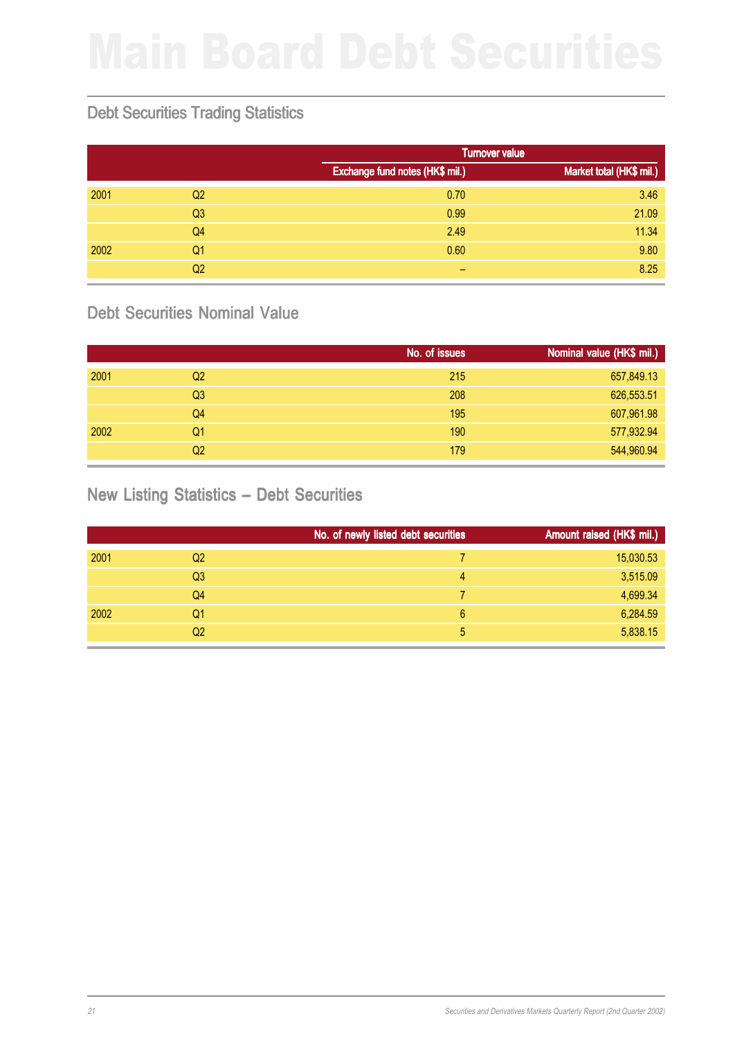# Main Board Debt Securities

## Debt Securities Trading Statistics

| | | Turnover value | |
|---|---|---|---|
| | | Exchange fund notes (HK$ mil.) | Market total (HK$ mil.) |
| 2001 | Q2 | 0.70 | 3.46 |
| | Q3 | 0.99 | 21.09 |
| | Q4 | 2.49 | 11.34 |
| 2002 | Q1 | 0.60 | 9.80 |
| | Q2 | – | 8.25 |

## Debt Securities Nominal Value

| | | No. of issues | Nominal value (HK$ mil.) |
|---|---|---|---|
| 2001 | Q2 | 215 | 657,849.13 |
| | Q3 | 208 | 626,553.51 |
| | Q4 | 195 | 607,961.98 |
| 2002 | Q1 | 190 | 577,932.94 |
| | Q2 | 179 | 544,960.94 |

## New Listing Statistics – Debt Securities

| | | No. of newly listed debt securities | Amount raised (HK$ mil.) |
|---|---|---|---|
| 2001 | Q2 | 7 | 15,030.53 |
| | Q3 | 4 | 3,515.09 |
| | Q4 | 7 | 4,699.34 |
| 2002 | Q1 | 6 | 6,284.59 |
| | Q2 | 5 | 5,838.15 |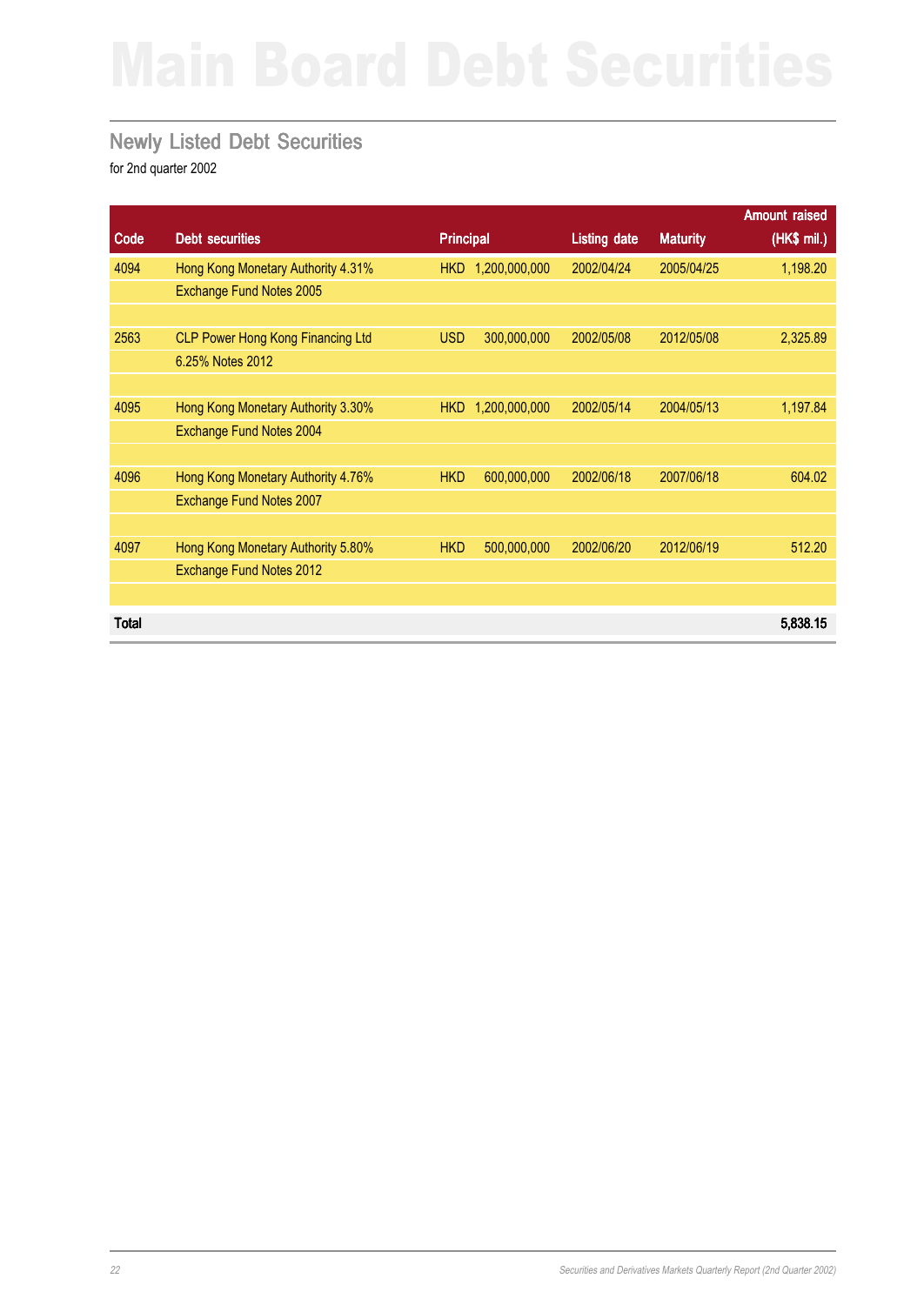# Main Board Debt Securities

## Newly Listed Debt Securities

for 2nd quarter 2002

| Code | Debt securities | Principal | | Listing date | Maturity | Amount raised (HK$ mil.) |
|---|---|---|---|---|---|---|
| 4094 | Hong Kong Monetary Authority 4.31% Exchange Fund Notes 2005 | HKD | 1,200,000,000 | 2002/04/24 | 2005/04/25 | 1,198.20 |
| 2563 | CLP Power Hong Kong Financing Ltd 6.25% Notes 2012 | USD | 300,000,000 | 2002/05/08 | 2012/05/08 | 2,325.89 |
| 4095 | Hong Kong Monetary Authority 3.30% Exchange Fund Notes 2004 | HKD | 1,200,000,000 | 2002/05/14 | 2004/05/13 | 1,197.84 |
| 4096 | Hong Kong Monetary Authority 4.76% Exchange Fund Notes 2007 | HKD | 600,000,000 | 2002/06/18 | 2007/06/18 | 604.02 |
| 4097 | Hong Kong Monetary Authority 5.80% Exchange Fund Notes 2012 | HKD | 500,000,000 | 2002/06/20 | 2012/06/19 | 512.20 |
| **Total** | | | | | | **5,838.15** |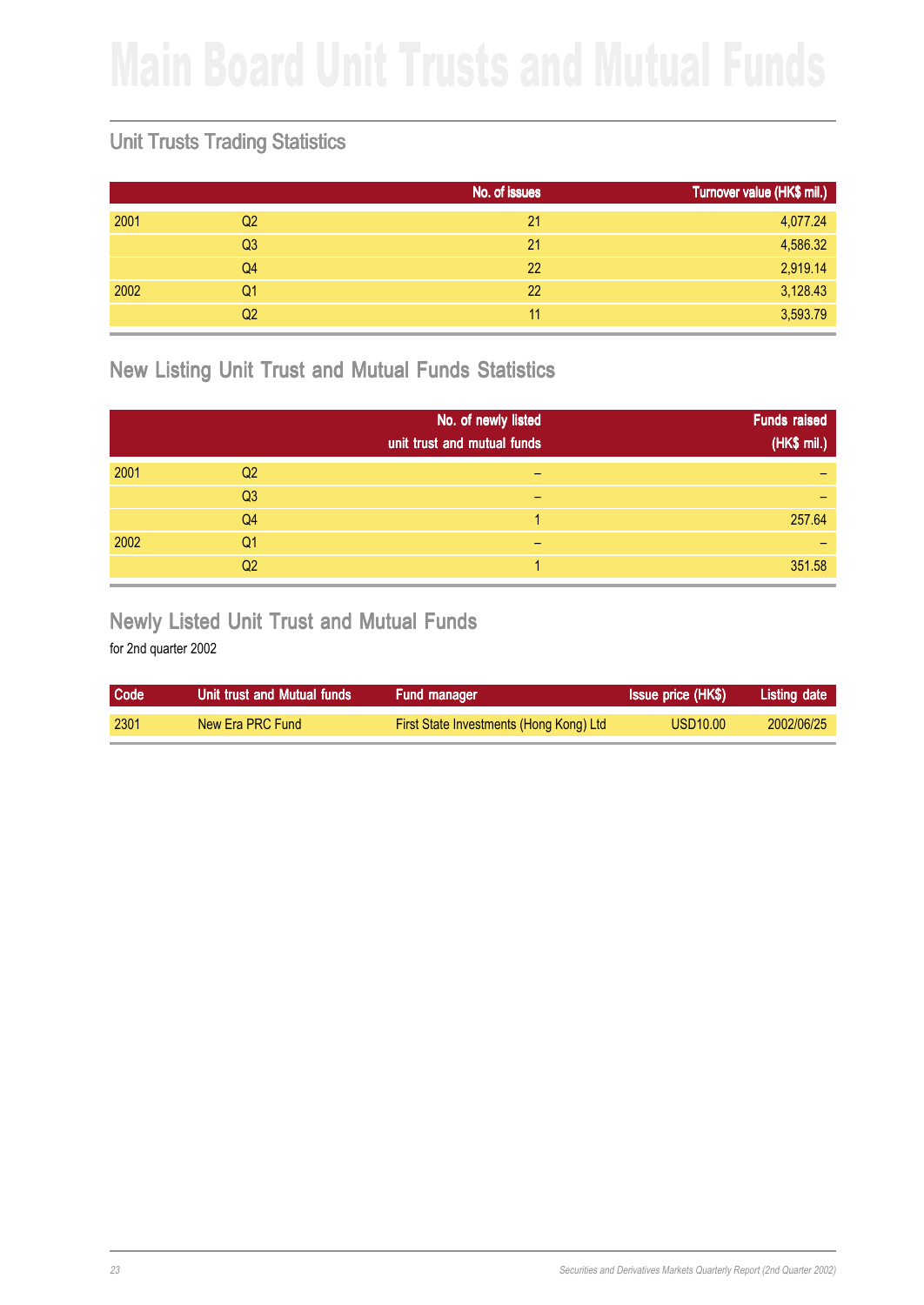# Main Board Unit Trusts and Mutual Funds

## Unit Trusts Trading Statistics

| | | No. of issues | Turnover value (HK$ mil.) |
|---|---|---|---|
| 2001 | Q2 | 21 | 4,077.24 |
| | Q3 | 21 | 4,586.32 |
| | Q4 | 22 | 2,919.14 |
| 2002 | Q1 | 22 | 3,128.43 |
| | Q2 | 11 | 3,593.79 |

## New Listing Unit Trust and Mutual Funds Statistics

| | | No. of newly listed unit trust and mutual funds | Funds raised (HK$ mil.) |
|---|---|---|---|
| 2001 | Q2 | – | – |
| | Q3 | – | – |
| | Q4 | 1 | 257.64 |
| 2002 | Q1 | – | – |
| | Q2 | 1 | 351.58 |

## Newly Listed Unit Trust and Mutual Funds

for 2nd quarter 2002

| Code | Unit trust and Mutual funds | Fund manager | Issue price (HK$) | Listing date |
|---|---|---|---|---|
| 2301 | New Era PRC Fund | First State Investments (Hong Kong) Ltd | USD10.00 | 2002/06/25 |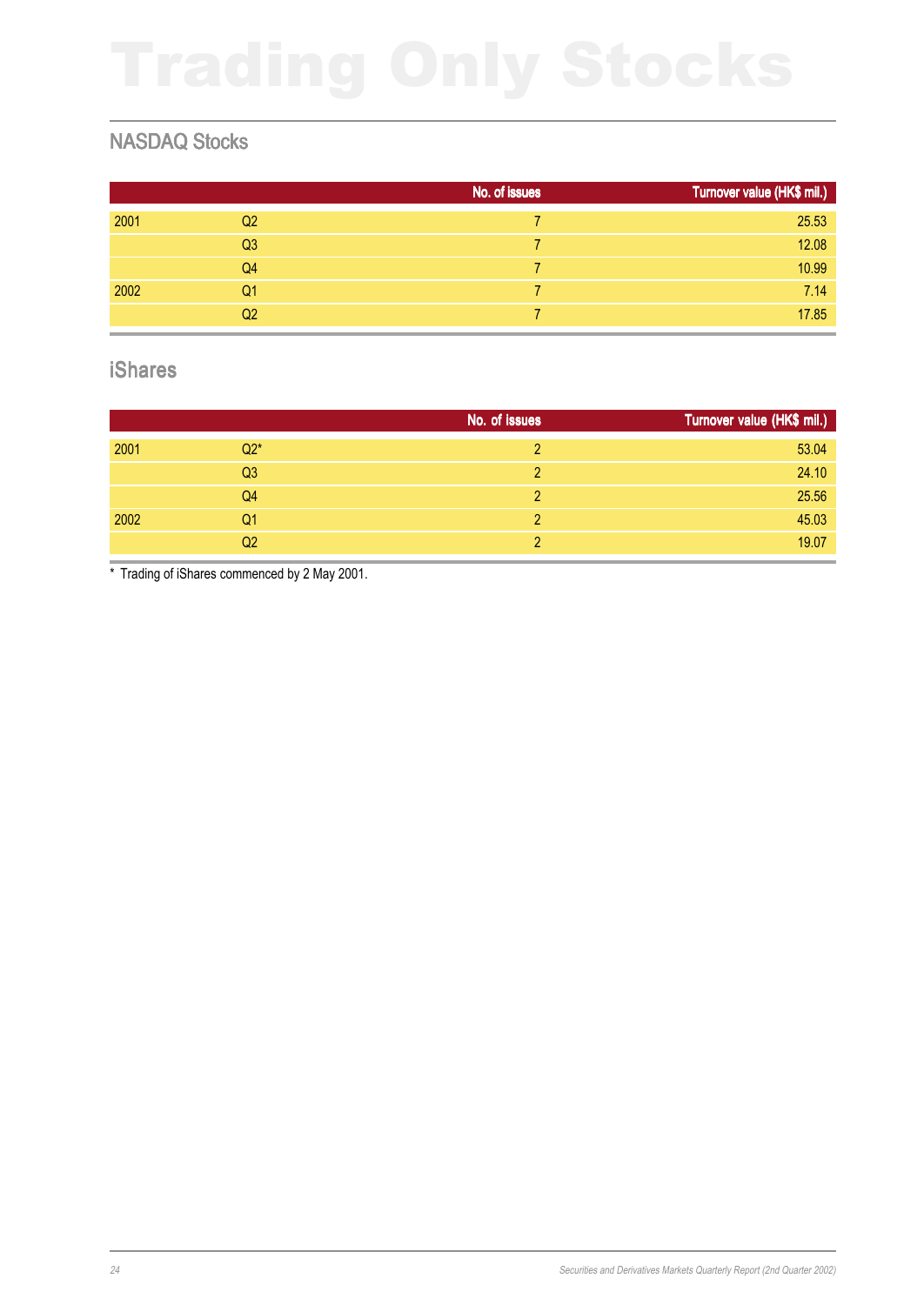# Trading Only Stocks

## NASDAQ Stocks

| | | No. of issues | Turnover value (HK$ mil.) |
|---|---|---|---|
| 2001 | Q2 | 7 | 25.53 |
| | Q3 | 7 | 12.08 |
| | Q4 | 7 | 10.99 |
| 2002 | Q1 | 7 | 7.14 |
| | Q2 | 7 | 17.85 |

## iShares

| | | No. of issues | Turnover value (HK$ mil.) |
|---|---|---|---|
| 2001 | Q2* | 2 | 53.04 |
| | Q3 | 2 | 24.10 |
| | Q4 | 2 | 25.56 |
| 2002 | Q1 | 2 | 45.03 |
| | Q2 | 2 | 19.07 |

* Trading of iShares commenced by 2 May 2001.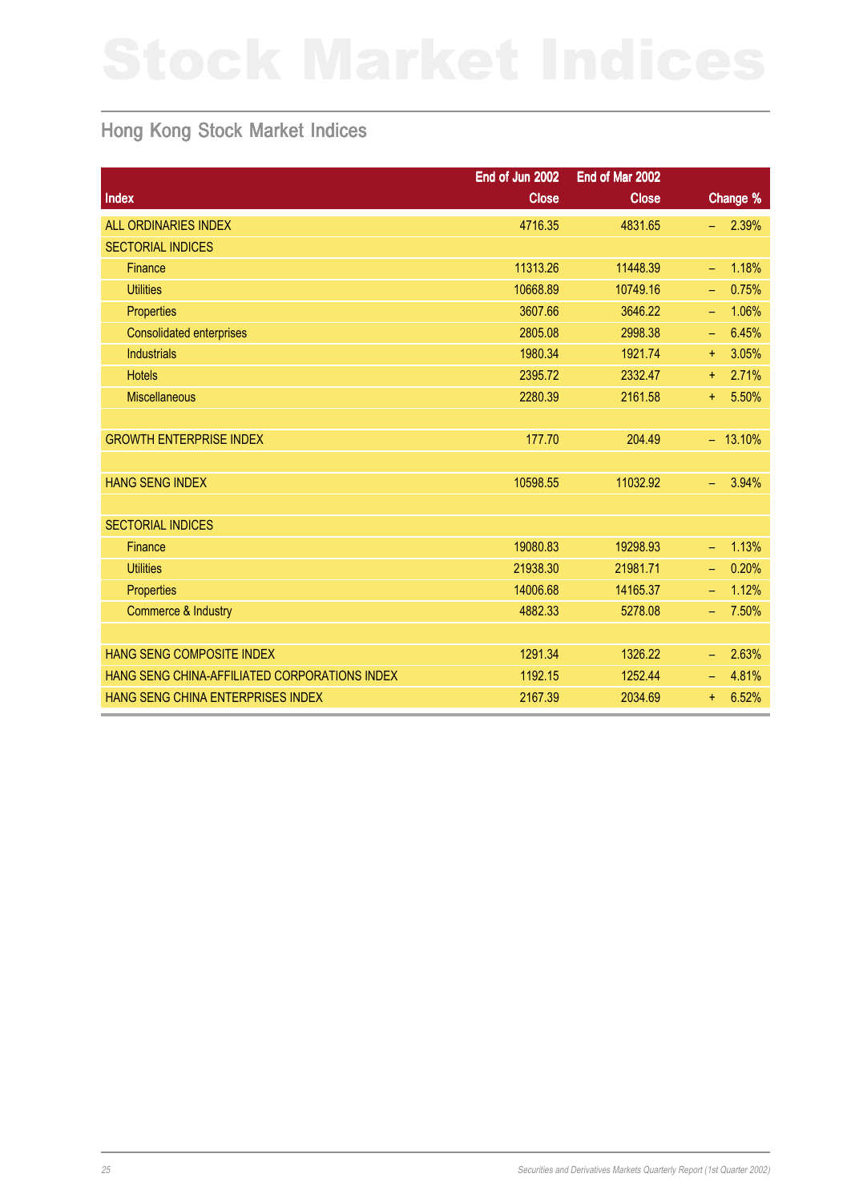# Stock Market Indices

## Hong Kong Stock Market Indices

| Index | End of Jun 2002 Close | End of Mar 2002 Close | Change % |
|---|---|---|---|
| ALL ORDINARIES INDEX | 4716.35 | 4831.65 | – 2.39% |
| SECTORIAL INDICES | | | |
| Finance | 11313.26 | 11448.39 | – 1.18% |
| Utilities | 10668.89 | 10749.16 | – 0.75% |
| Properties | 3607.66 | 3646.22 | – 1.06% |
| Consolidated enterprises | 2805.08 | 2998.38 | – 6.45% |
| Industrials | 1980.34 | 1921.74 | + 3.05% |
| Hotels | 2395.72 | 2332.47 | + 2.71% |
| Miscellaneous | 2280.39 | 2161.58 | + 5.50% |
| | | | |
| GROWTH ENTERPRISE INDEX | 177.70 | 204.49 | – 13.10% |
| | | | |
| HANG SENG INDEX | 10598.55 | 11032.92 | – 3.94% |
| | | | |
| SECTORIAL INDICES | | | |
| Finance | 19080.83 | 19298.93 | – 1.13% |
| Utilities | 21938.30 | 21981.71 | – 0.20% |
| Properties | 14006.68 | 14165.37 | – 1.12% |
| Commerce & Industry | 4882.33 | 5278.08 | – 7.50% |
| | | | |
| HANG SENG COMPOSITE INDEX | 1291.34 | 1326.22 | – 2.63% |
| HANG SENG CHINA-AFFILIATED CORPORATIONS INDEX | 1192.15 | 1252.44 | – 4.81% |
| HANG SENG CHINA ENTERPRISES INDEX | 2167.39 | 2034.69 | + 6.52% |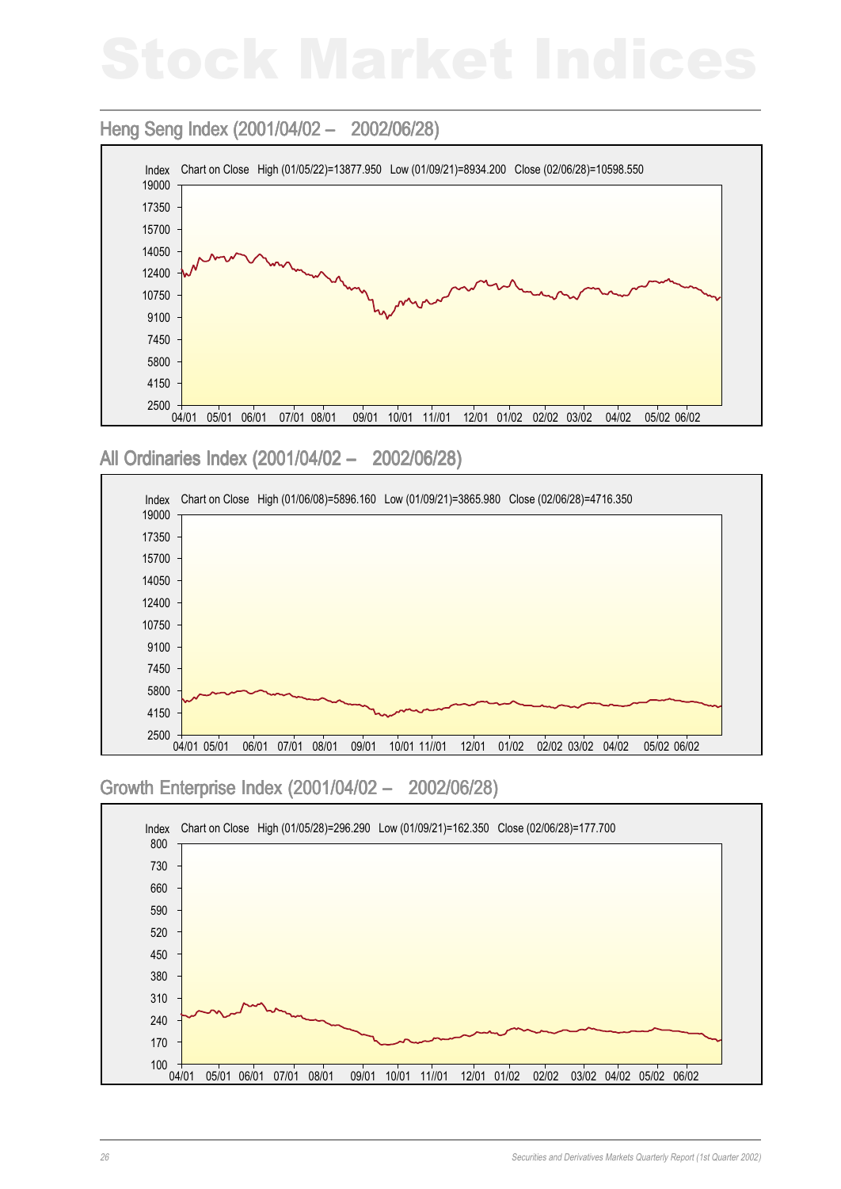# Stock Market Indices

## Heng Seng Index (2001/04/02 – 2002/06/28)

Index Chart on Close High (01/05/22)=13877.950 Low (01/09/21)=8934.200 Close (02/06/28)=10598.550

## All Ordinaries Index (2001/04/02 – 2002/06/28)

Index Chart on Close High (01/06/08)=5896.160 Low (01/09/21)=3865.980 Close (02/06/28)=4716.350

## Growth Enterprise Index (2001/04/02 – 2002/06/28)

Index Chart on Close High (01/05/28)=296.290 Low (01/09/21)=162.350 Close (02/06/28)=177.700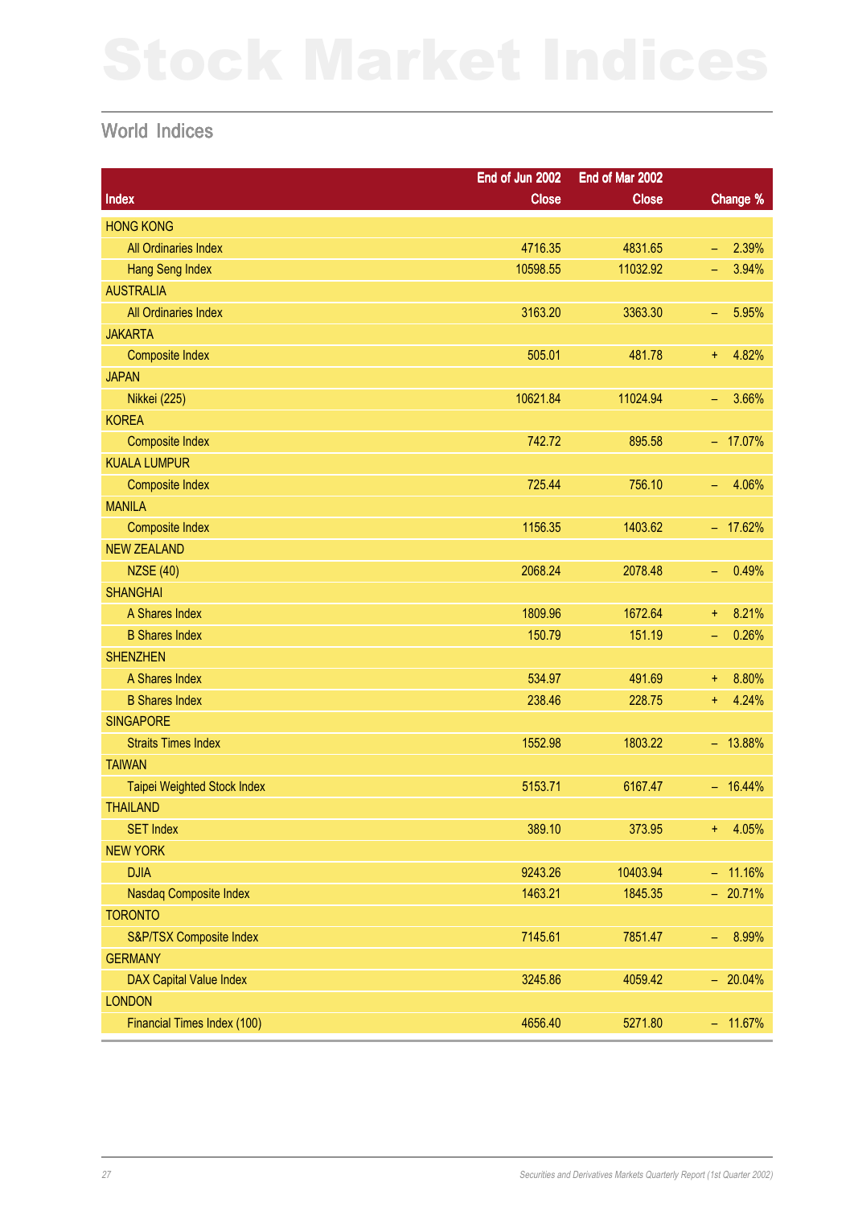# Stock Market Indices

## World Indices

| Index | End of Jun 2002 Close | End of Mar 2002 Close | Change % |
|---|---|---|---|
| HONG KONG | | | |
| All Ordinaries Index | 4716.35 | 4831.65 | – 2.39% |
| Hang Seng Index | 10598.55 | 11032.92 | – 3.94% |
| AUSTRALIA | | | |
| All Ordinaries Index | 3163.20 | 3363.30 | – 5.95% |
| JAKARTA | | | |
| Composite Index | 505.01 | 481.78 | + 4.82% |
| JAPAN | | | |
| Nikkei (225) | 10621.84 | 11024.94 | – 3.66% |
| KOREA | | | |
| Composite Index | 742.72 | 895.58 | – 17.07% |
| KUALA LUMPUR | | | |
| Composite Index | 725.44 | 756.10 | – 4.06% |
| MANILA | | | |
| Composite Index | 1156.35 | 1403.62 | – 17.62% |
| NEW ZEALAND | | | |
| NZSE (40) | 2068.24 | 2078.48 | – 0.49% |
| SHANGHAI | | | |
| A Shares Index | 1809.96 | 1672.64 | + 8.21% |
| B Shares Index | 150.79 | 151.19 | – 0.26% |
| SHENZHEN | | | |
| A Shares Index | 534.97 | 491.69 | + 8.80% |
| B Shares Index | 238.46 | 228.75 | + 4.24% |
| SINGAPORE | | | |
| Straits Times Index | 1552.98 | 1803.22 | – 13.88% |
| TAIWAN | | | |
| Taipei Weighted Stock Index | 5153.71 | 6167.47 | – 16.44% |
| THAILAND | | | |
| SET Index | 389.10 | 373.95 | + 4.05% |
| NEW YORK | | | |
| DJIA | 9243.26 | 10403.94 | – 11.16% |
| Nasdaq Composite Index | 1463.21 | 1845.35 | – 20.71% |
| TORONTO | | | |
| S&P/TSX Composite Index | 7145.61 | 7851.47 | – 8.99% |
| GERMANY | | | |
| DAX Capital Value Index | 3245.86 | 4059.42 | – 20.04% |
| LONDON | | | |
| Financial Times Index (100) | 4656.40 | 5271.80 | – 11.67% |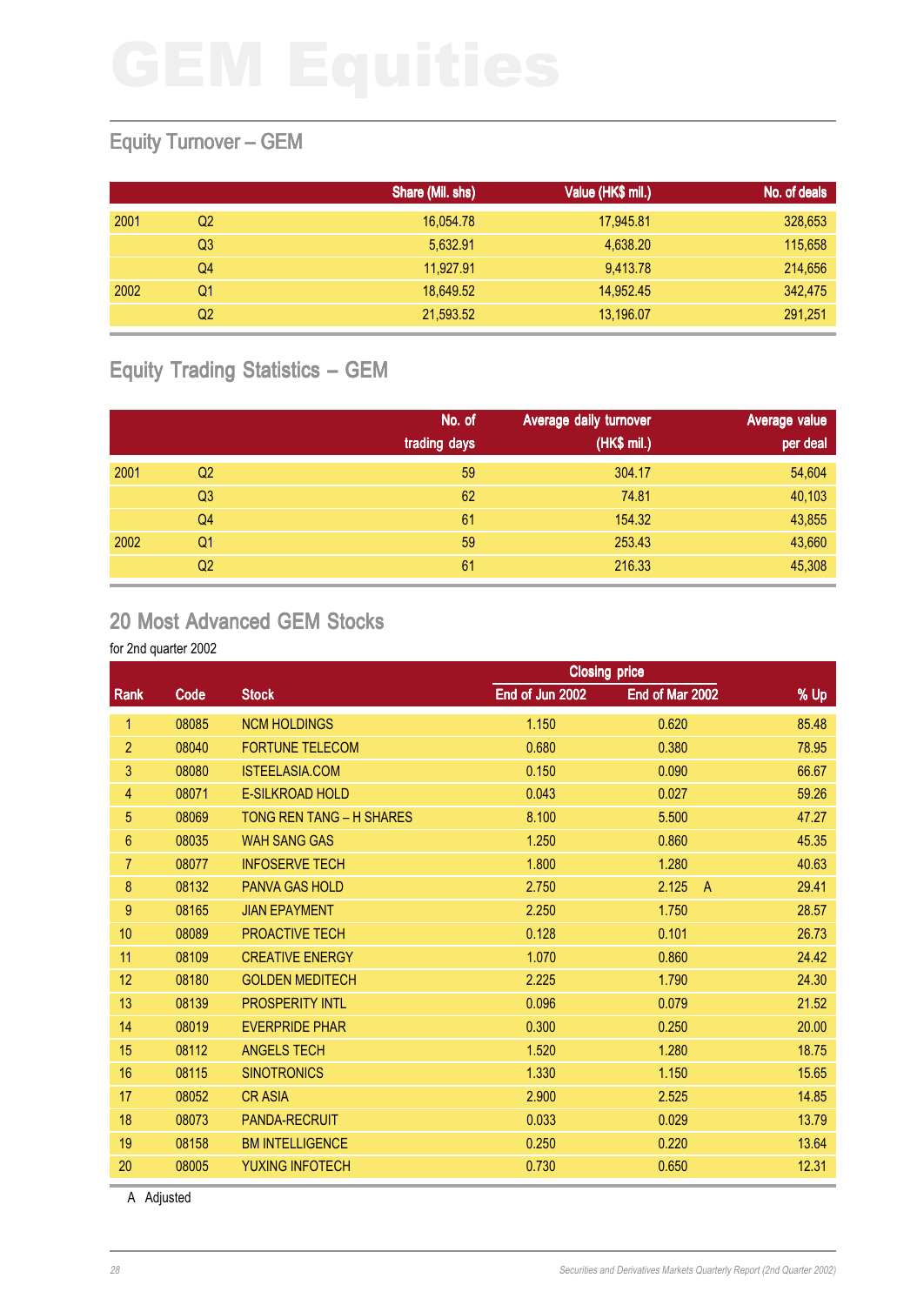# GEM Equities

## Equity Turnover – GEM

| | | Share (Mil. shs) | Value (HK$ mil.) | No. of deals |
|---|---|---|---|---|
| 2001 | Q2 | 16,054.78 | 17,945.81 | 328,653 |
| | Q3 | 5,632.91 | 4,638.20 | 115,658 |
| | Q4 | 11,927.91 | 9,413.78 | 214,656 |
| 2002 | Q1 | 18,649.52 | 14,952.45 | 342,475 |
| | Q2 | 21,593.52 | 13,196.07 | 291,251 |

## Equity Trading Statistics – GEM

| | | No. of trading days | Average daily turnover (HK$ mil.) | Average value per deal |
|---|---|---|---|---|
| 2001 | Q2 | 59 | 304.17 | 54,604 |
| | Q3 | 62 | 74.81 | 40,103 |
| | Q4 | 61 | 154.32 | 43,855 |
| 2002 | Q1 | 59 | 253.43 | 43,660 |
| | Q2 | 61 | 216.33 | 45,308 |

## 20 Most Advanced GEM Stocks

for 2nd quarter 2002

| | | | Closing price | | |
|---|---|---|---|---|---|
| Rank | Code | Stock | End of Jun 2002 | End of Mar 2002 | % Up |
| 1 | 08085 | NCM HOLDINGS | 1.150 | 0.620 | 85.48 |
| 2 | 08040 | FORTUNE TELECOM | 0.680 | 0.380 | 78.95 |
| 3 | 08080 | ISTEELASIA.COM | 0.150 | 0.090 | 66.67 |
| 4 | 08071 | E-SILKROAD HOLD | 0.043 | 0.027 | 59.26 |
| 5 | 08069 | TONG REN TANG – H SHARES | 8.100 | 5.500 | 47.27 |
| 6 | 08035 | WAH SANG GAS | 1.250 | 0.860 | 45.35 |
| 7 | 08077 | INFOSERVE TECH | 1.800 | 1.280 | 40.63 |
| 8 | 08132 | PANVA GAS HOLD | 2.750 | 2.125 A | 29.41 |
| 9 | 08165 | JIAN EPAYMENT | 2.250 | 1.750 | 28.57 |
| 10 | 08089 | PROACTIVE TECH | 0.128 | 0.101 | 26.73 |
| 11 | 08109 | CREATIVE ENERGY | 1.070 | 0.860 | 24.42 |
| 12 | 08180 | GOLDEN MEDITECH | 2.225 | 1.790 | 24.30 |
| 13 | 08139 | PROSPERITY INTL | 0.096 | 0.079 | 21.52 |
| 14 | 08019 | EVERPRIDE PHAR | 0.300 | 0.250 | 20.00 |
| 15 | 08112 | ANGELS TECH | 1.520 | 1.280 | 18.75 |
| 16 | 08115 | SINOTRONICS | 1.330 | 1.150 | 15.65 |
| 17 | 08052 | CR ASIA | 2.900 | 2.525 | 14.85 |
| 18 | 08073 | PANDA-RECRUIT | 0.033 | 0.029 | 13.79 |
| 19 | 08158 | BM INTELLIGENCE | 0.250 | 0.220 | 13.64 |
| 20 | 08005 | YUXING INFOTECH | 0.730 | 0.650 | 12.31 |

A Adjusted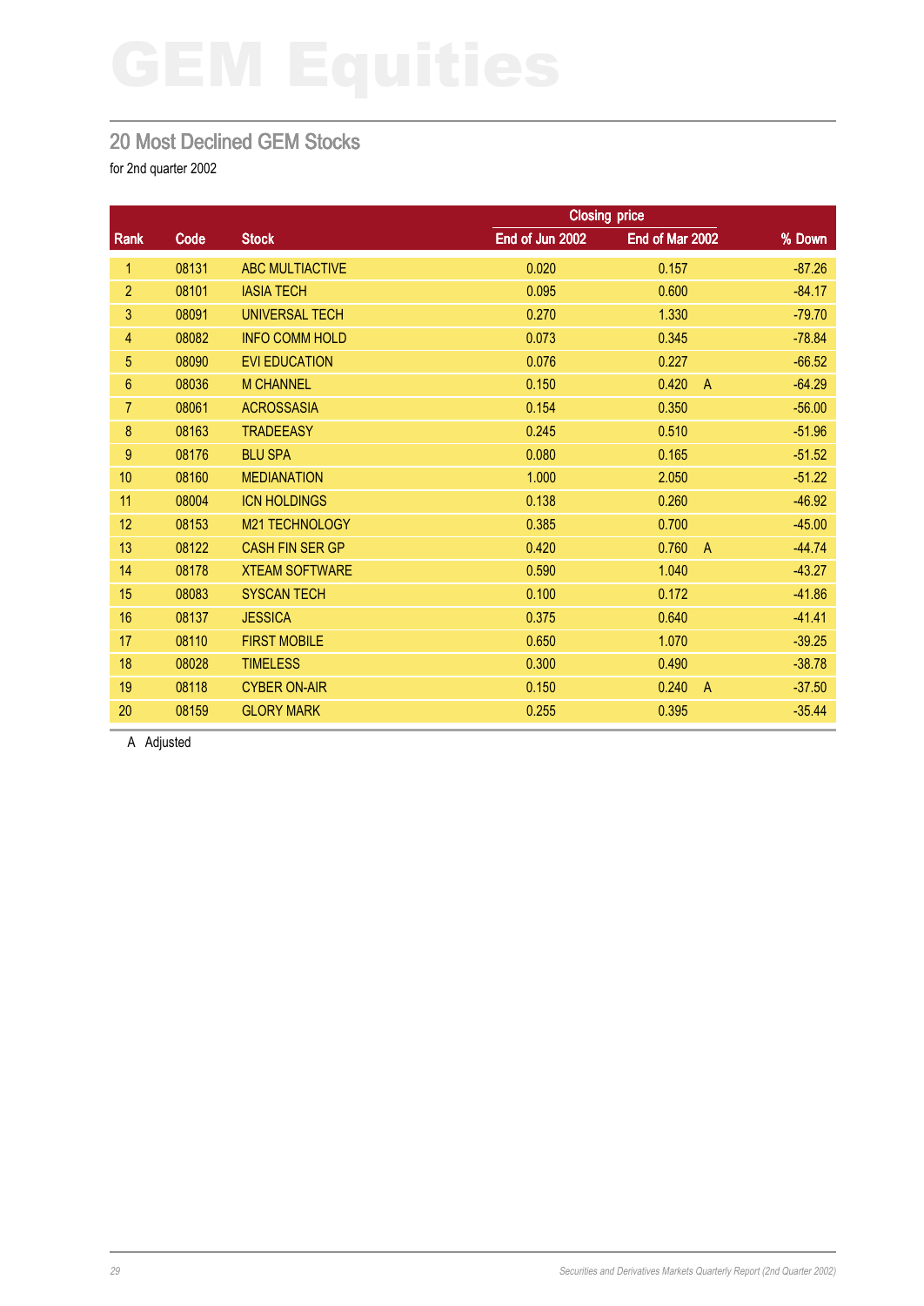# GEM Equities

## 20 Most Declined GEM Stocks

for 2nd quarter 2002

| Rank | Code | Stock | Closing price | | | % Down |
|---|---|---|---|---|---|---|
| | | | End of Jun 2002 | End of Mar 2002 | | |
| 1 | 08131 | ABC MULTIACTIVE | 0.020 | 0.157 | | -87.26 |
| 2 | 08101 | IASIA TECH | 0.095 | 0.600 | | -84.17 |
| 3 | 08091 | UNIVERSAL TECH | 0.270 | 1.330 | | -79.70 |
| 4 | 08082 | INFO COMM HOLD | 0.073 | 0.345 | | -78.84 |
| 5 | 08090 | EVI EDUCATION | 0.076 | 0.227 | | -66.52 |
| 6 | 08036 | M CHANNEL | 0.150 | 0.420 | A | -64.29 |
| 7 | 08061 | ACROSSASIA | 0.154 | 0.350 | | -56.00 |
| 8 | 08163 | TRADEEASY | 0.245 | 0.510 | | -51.96 |
| 9 | 08176 | BLU SPA | 0.080 | 0.165 | | -51.52 |
| 10 | 08160 | MEDIANATION | 1.000 | 2.050 | | -51.22 |
| 11 | 08004 | ICN HOLDINGS | 0.138 | 0.260 | | -46.92 |
| 12 | 08153 | M21 TECHNOLOGY | 0.385 | 0.700 | | -45.00 |
| 13 | 08122 | CASH FIN SER GP | 0.420 | 0.760 | A | -44.74 |
| 14 | 08178 | XTEAM SOFTWARE | 0.590 | 1.040 | | -43.27 |
| 15 | 08083 | SYSCAN TECH | 0.100 | 0.172 | | -41.86 |
| 16 | 08137 | JESSICA | 0.375 | 0.640 | | -41.41 |
| 17 | 08110 | FIRST MOBILE | 0.650 | 1.070 | | -39.25 |
| 18 | 08028 | TIMELESS | 0.300 | 0.490 | | -38.78 |
| 19 | 08118 | CYBER ON-AIR | 0.150 | 0.240 | A | -37.50 |
| 20 | 08159 | GLORY MARK | 0.255 | 0.395 | | -35.44 |

A Adjusted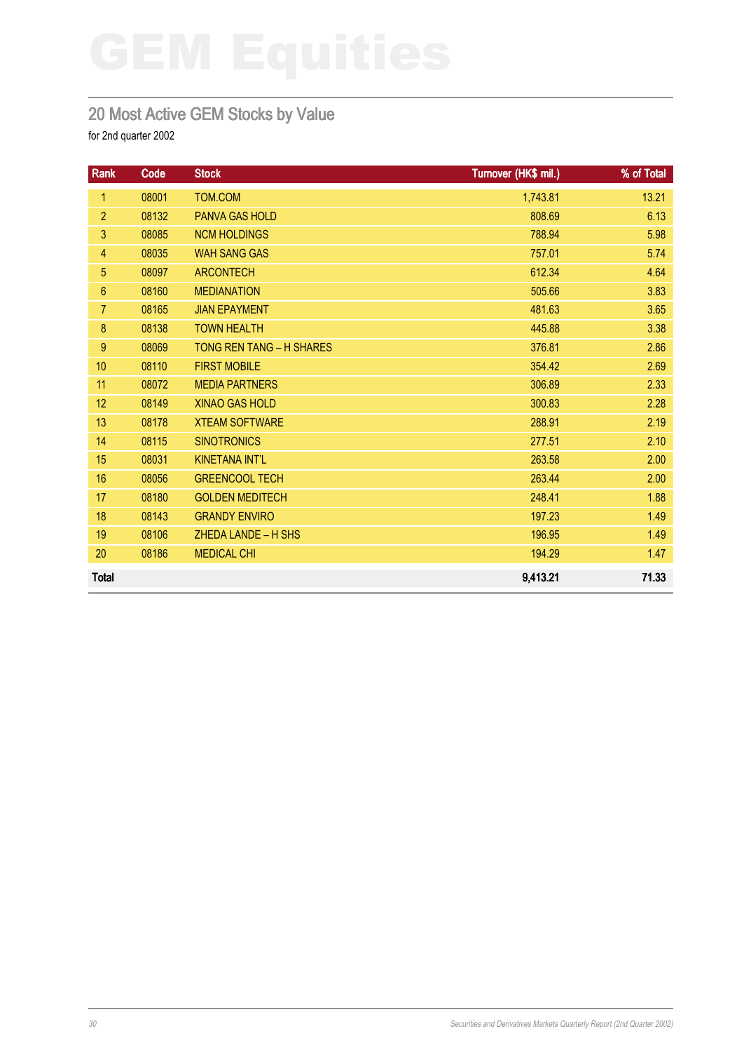# GEM Equities

## 20 Most Active GEM Stocks by Value

for 2nd quarter 2002

| Rank | Code | Stock | Turnover (HK$ mil.) | % of Total |
|---|---|---|---|---|
| 1 | 08001 | TOM.COM | 1,743.81 | 13.21 |
| 2 | 08132 | PANVA GAS HOLD | 808.69 | 6.13 |
| 3 | 08085 | NCM HOLDINGS | 788.94 | 5.98 |
| 4 | 08035 | WAH SANG GAS | 757.01 | 5.74 |
| 5 | 08097 | ARCONTECH | 612.34 | 4.64 |
| 6 | 08160 | MEDIANATION | 505.66 | 3.83 |
| 7 | 08165 | JIAN EPAYMENT | 481.63 | 3.65 |
| 8 | 08138 | TOWN HEALTH | 445.88 | 3.38 |
| 9 | 08069 | TONG REN TANG – H SHARES | 376.81 | 2.86 |
| 10 | 08110 | FIRST MOBILE | 354.42 | 2.69 |
| 11 | 08072 | MEDIA PARTNERS | 306.89 | 2.33 |
| 12 | 08149 | XINAO GAS HOLD | 300.83 | 2.28 |
| 13 | 08178 | XTEAM SOFTWARE | 288.91 | 2.19 |
| 14 | 08115 | SINOTRONICS | 277.51 | 2.10 |
| 15 | 08031 | KINETANA INT'L | 263.58 | 2.00 |
| 16 | 08056 | GREENCOOL TECH | 263.44 | 2.00 |
| 17 | 08180 | GOLDEN MEDITECH | 248.41 | 1.88 |
| 18 | 08143 | GRANDY ENVIRO | 197.23 | 1.49 |
| 19 | 08106 | ZHEDA LANDE – H SHS | 196.95 | 1.49 |
| 20 | 08186 | MEDICAL CHI | 194.29 | 1.47 |
| **Total** | | | **9,413.21** | **71.33** |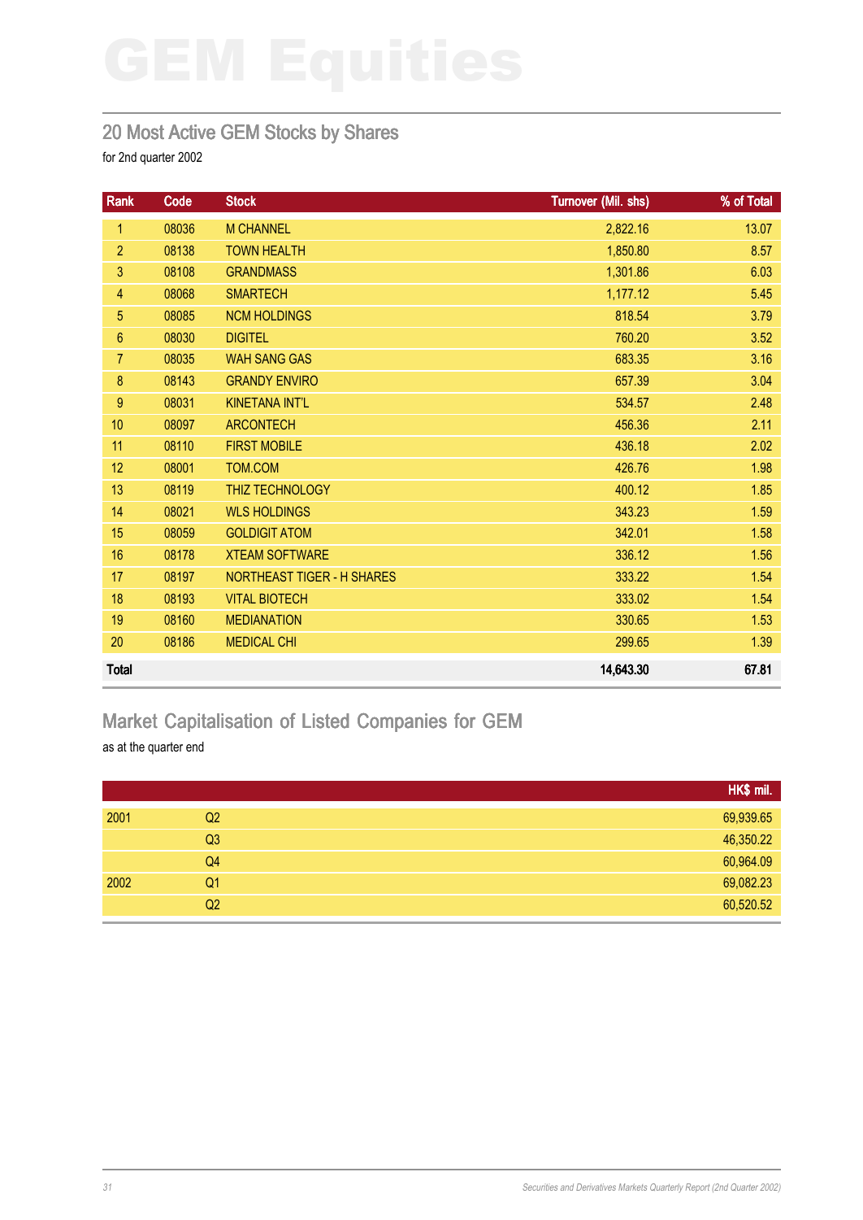# GEM Equities

## 20 Most Active GEM Stocks by Shares

for 2nd quarter 2002

| Rank | Code | Stock | Turnover (Mil. shs) | % of Total |
|---|---|---|---|---|
| 1 | 08036 | M CHANNEL | 2,822.16 | 13.07 |
| 2 | 08138 | TOWN HEALTH | 1,850.80 | 8.57 |
| 3 | 08108 | GRANDMASS | 1,301.86 | 6.03 |
| 4 | 08068 | SMARTECH | 1,177.12 | 5.45 |
| 5 | 08085 | NCM HOLDINGS | 818.54 | 3.79 |
| 6 | 08030 | DIGITEL | 760.20 | 3.52 |
| 7 | 08035 | WAH SANG GAS | 683.35 | 3.16 |
| 8 | 08143 | GRANDY ENVIRO | 657.39 | 3.04 |
| 9 | 08031 | KINETANA INT'L | 534.57 | 2.48 |
| 10 | 08097 | ARCONTECH | 456.36 | 2.11 |
| 11 | 08110 | FIRST MOBILE | 436.18 | 2.02 |
| 12 | 08001 | TOM.COM | 426.76 | 1.98 |
| 13 | 08119 | THIZ TECHNOLOGY | 400.12 | 1.85 |
| 14 | 08021 | WLS HOLDINGS | 343.23 | 1.59 |
| 15 | 08059 | GOLDIGIT ATOM | 342.01 | 1.58 |
| 16 | 08178 | XTEAM SOFTWARE | 336.12 | 1.56 |
| 17 | 08197 | NORTHEAST TIGER - H SHARES | 333.22 | 1.54 |
| 18 | 08193 | VITAL BIOTECH | 333.02 | 1.54 |
| 19 | 08160 | MEDIANATION | 330.65 | 1.53 |
| 20 | 08186 | MEDICAL CHI | 299.65 | 1.39 |
| **Total** | | | **14,643.30** | **67.81** |

## Market Capitalisation of Listed Companies for GEM

as at the quarter end

| | | HK$ mil. |
|---|---|---|
| 2001 | Q2 | 69,939.65 |
| | Q3 | 46,350.22 |
| | Q4 | 60,964.09 |
| 2002 | Q1 | 69,082.23 |
| | Q2 | 60,520.52 |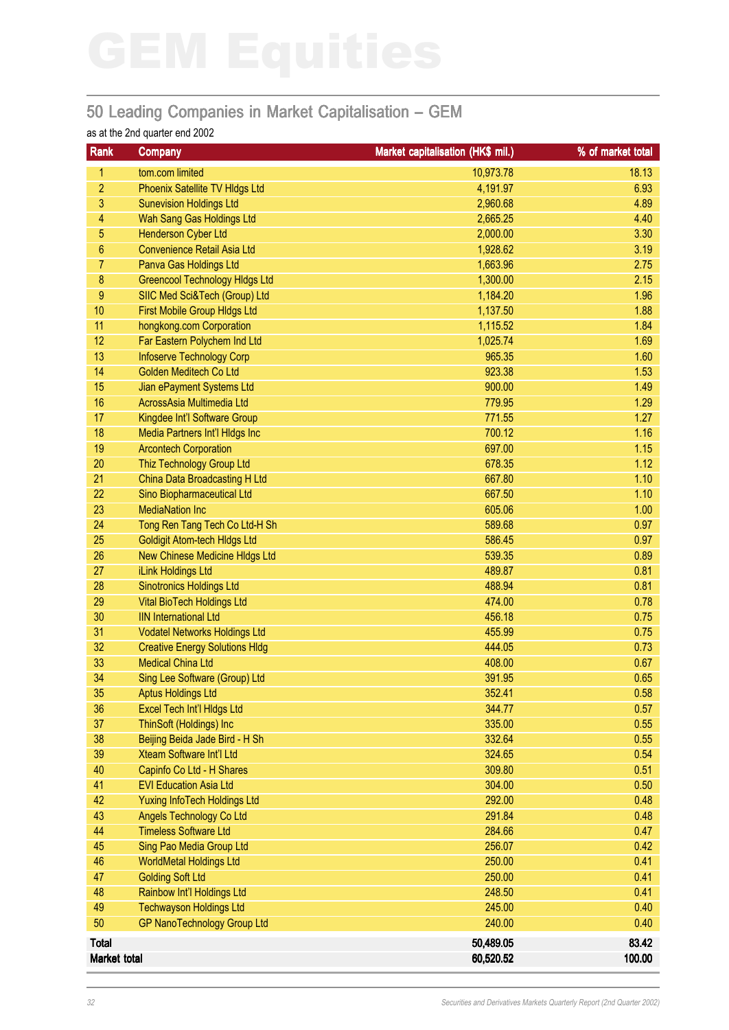# GEM Equities

## 50 Leading Companies in Market Capitalisation – GEM

as at the 2nd quarter end 2002

| Rank | Company | Market capitalisation (HK$ mil.) | % of market total |
|---|---|---|---|
| 1 | tom.com limited | 10,973.78 | 18.13 |
| 2 | Phoenix Satellite TV Hldgs Ltd | 4,191.97 | 6.93 |
| 3 | Sunevision Holdings Ltd | 2,960.68 | 4.89 |
| 4 | Wah Sang Gas Holdings Ltd | 2,665.25 | 4.40 |
| 5 | Henderson Cyber Ltd | 2,000.00 | 3.30 |
| 6 | Convenience Retail Asia Ltd | 1,928.62 | 3.19 |
| 7 | Panva Gas Holdings Ltd | 1,663.96 | 2.75 |
| 8 | Greencool Technology Hldgs Ltd | 1,300.00 | 2.15 |
| 9 | SIIC Med Sci&Tech (Group) Ltd | 1,184.20 | 1.96 |
| 10 | First Mobile Group Hldgs Ltd | 1,137.50 | 1.88 |
| 11 | hongkong.com Corporation | 1,115.52 | 1.84 |
| 12 | Far Eastern Polychem Ind Ltd | 1,025.74 | 1.69 |
| 13 | Infoserve Technology Corp | 965.35 | 1.60 |
| 14 | Golden Meditech Co Ltd | 923.38 | 1.53 |
| 15 | Jian ePayment Systems Ltd | 900.00 | 1.49 |
| 16 | AcrossAsia Multimedia Ltd | 779.95 | 1.29 |
| 17 | Kingdee Int'l Software Group | 771.55 | 1.27 |
| 18 | Media Partners Int'l Hldgs Inc | 700.12 | 1.16 |
| 19 | Arcontech Corporation | 697.00 | 1.15 |
| 20 | Thiz Technology Group Ltd | 678.35 | 1.12 |
| 21 | China Data Broadcasting H Ltd | 667.80 | 1.10 |
| 22 | Sino Biopharmaceutical Ltd | 667.50 | 1.10 |
| 23 | MediaNation Inc | 605.06 | 1.00 |
| 24 | Tong Ren Tang Tech Co Ltd-H Sh | 589.68 | 0.97 |
| 25 | Goldigit Atom-tech Hldgs Ltd | 586.45 | 0.97 |
| 26 | New Chinese Medicine Hldgs Ltd | 539.35 | 0.89 |
| 27 | iLink Holdings Ltd | 489.87 | 0.81 |
| 28 | Sinotronics Holdings Ltd | 488.94 | 0.81 |
| 29 | Vital BioTech Holdings Ltd | 474.00 | 0.78 |
| 30 | IIN International Ltd | 456.18 | 0.75 |
| 31 | Vodatel Networks Holdings Ltd | 455.99 | 0.75 |
| 32 | Creative Energy Solutions Hldg | 444.05 | 0.73 |
| 33 | Medical China Ltd | 408.00 | 0.67 |
| 34 | Sing Lee Software (Group) Ltd | 391.95 | 0.65 |
| 35 | Aptus Holdings Ltd | 352.41 | 0.58 |
| 36 | Excel Tech Int'l Hldgs Ltd | 344.77 | 0.57 |
| 37 | ThinSoft (Holdings) Inc | 335.00 | 0.55 |
| 38 | Beijing Beida Jade Bird - H Sh | 332.64 | 0.55 |
| 39 | Xteam Software Int'l Ltd | 324.65 | 0.54 |
| 40 | Capinfo Co Ltd - H Shares | 309.80 | 0.51 |
| 41 | EVI Education Asia Ltd | 304.00 | 0.50 |
| 42 | Yuxing InfoTech Holdings Ltd | 292.00 | 0.48 |
| 43 | Angels Technology Co Ltd | 291.84 | 0.48 |
| 44 | Timeless Software Ltd | 284.66 | 0.47 |
| 45 | Sing Pao Media Group Ltd | 256.07 | 0.42 |
| 46 | WorldMetal Holdings Ltd | 250.00 | 0.41 |
| 47 | Golding Soft Ltd | 250.00 | 0.41 |
| 48 | Rainbow Int'l Holdings Ltd | 248.50 | 0.41 |
| 49 | Techwayson Holdings Ltd | 245.00 | 0.40 |
| 50 | GP NanoTechnology Group Ltd | 240.00 | 0.40 |
| **Total** | | **50,489.05** | **83.42** |
| **Market total** | | **60,520.52** | **100.00** |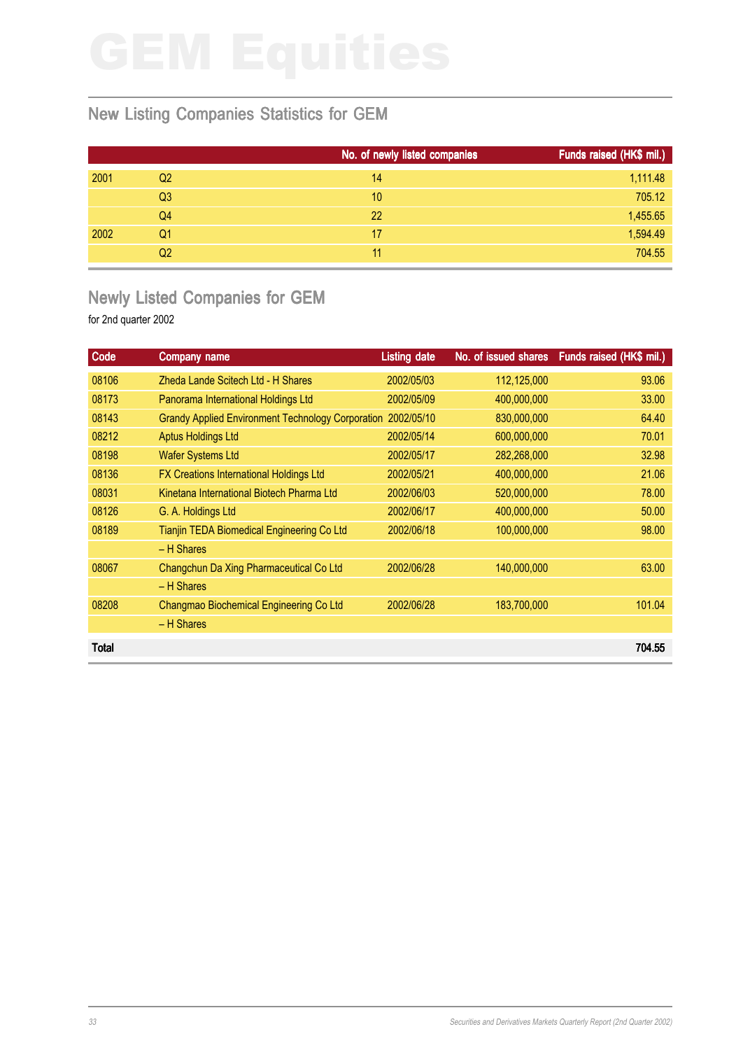# GEM Equities

## New Listing Companies Statistics for GEM

| | | No. of newly listed companies | Funds raised (HK$ mil.) |
|---|---|---|---|
| 2001 | Q2 | 14 | 1,111.48 |
| | Q3 | 10 | 705.12 |
| | Q4 | 22 | 1,455.65 |
| 2002 | Q1 | 17 | 1,594.49 |
| | Q2 | 11 | 704.55 |

## Newly Listed Companies for GEM

for 2nd quarter 2002

| Code | Company name | Listing date | No. of issued shares | Funds raised (HK$ mil.) |
|---|---|---|---|---|
| 08106 | Zheda Lande Scitech Ltd - H Shares | 2002/05/03 | 112,125,000 | 93.06 |
| 08173 | Panorama International Holdings Ltd | 2002/05/09 | 400,000,000 | 33.00 |
| 08143 | Grandy Applied Environment Technology Corporation | 2002/05/10 | 830,000,000 | 64.40 |
| 08212 | Aptus Holdings Ltd | 2002/05/14 | 600,000,000 | 70.01 |
| 08198 | Wafer Systems Ltd | 2002/05/17 | 282,268,000 | 32.98 |
| 08136 | FX Creations International Holdings Ltd | 2002/05/21 | 400,000,000 | 21.06 |
| 08031 | Kinetana International Biotech Pharma Ltd | 2002/06/03 | 520,000,000 | 78.00 |
| 08126 | G. A. Holdings Ltd | 2002/06/17 | 400,000,000 | 50.00 |
| 08189 | Tianjin TEDA Biomedical Engineering Co Ltd – H Shares | 2002/06/18 | 100,000,000 | 98.00 |
| 08067 | Changchun Da Xing Pharmaceutical Co Ltd – H Shares | 2002/06/28 | 140,000,000 | 63.00 |
| 08208 | Changmao Biochemical Engineering Co Ltd – H Shares | 2002/06/28 | 183,700,000 | 101.04 |
| **Total** | | | | **704.55** |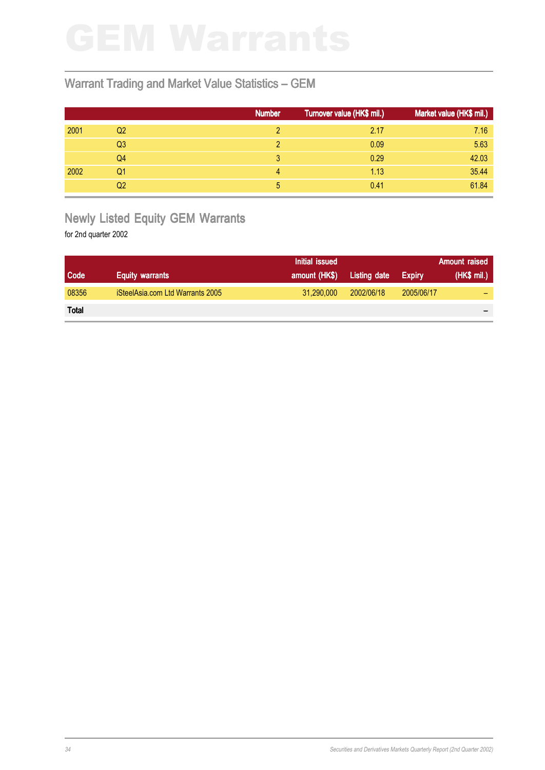# GEM Warrants

## Warrant Trading and Market Value Statistics – GEM

| | | Number | Turnover value (HK$ mil.) | Market value (HK$ mil.) |
|---|---|---|---|---|
| 2001 | Q2 | 2 | 2.17 | 7.16 |
| | Q3 | 2 | 0.09 | 5.63 |
| | Q4 | 3 | 0.29 | 42.03 |
| 2002 | Q1 | 4 | 1.13 | 35.44 |
| | Q2 | 5 | 0.41 | 61.84 |

## Newly Listed Equity GEM Warrants

for 2nd quarter 2002

| Code | Equity warrants | Initial issued amount (HK$) | Listing date | Expiry | Amount raised (HK$ mil.) |
|---|---|---|---|---|---|
| 08356 | iSteelAsia.com Ltd Warrants 2005 | 31,290,000 | 2002/06/18 | 2005/06/17 | – |
| **Total** | | | | | – |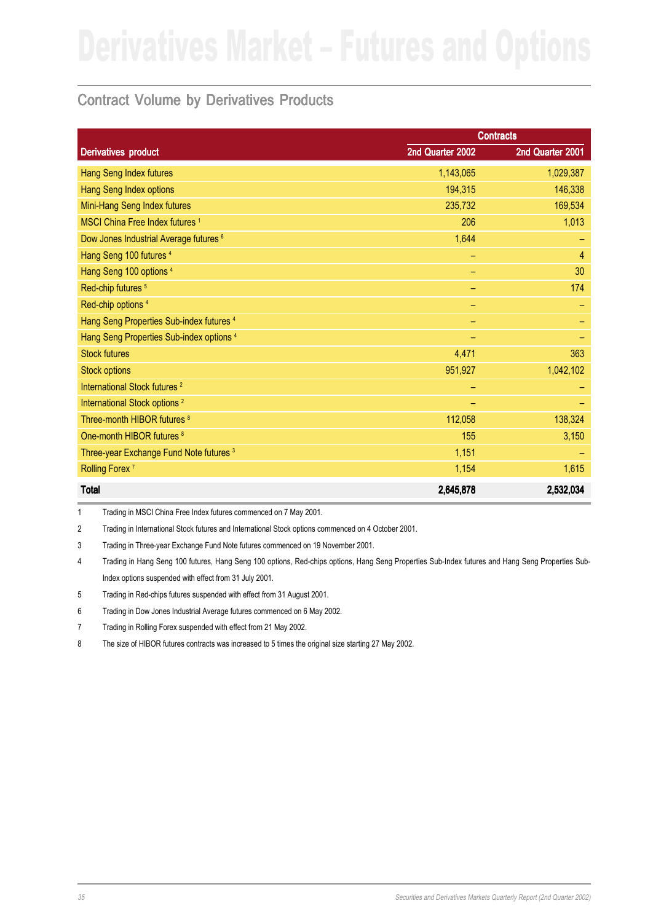# Derivatives Market – Futures and Options

## Contract Volume by Derivatives Products

| Derivatives product | Contracts | |
|---|---|---|
| | 2nd Quarter 2002 | 2nd Quarter 2001 |
| Hang Seng Index futures | 1,143,065 | 1,029,387 |
| Hang Seng Index options | 194,315 | 146,338 |
| Mini-Hang Seng Index futures | 235,732 | 169,534 |
| MSCI China Free Index futures [1] | 206 | 1,013 |
| Dow Jones Industrial Average futures [6] | 1,644 | – |
| Hang Seng 100 futures [4] | – | 4 |
| Hang Seng 100 options [4] | – | 30 |
| Red-chip futures [5] | – | 174 |
| Red-chip options [4] | – | – |
| Hang Seng Properties Sub-index futures [4] | – | – |
| Hang Seng Properties Sub-index options [4] | – | – |
| Stock futures | 4,471 | 363 |
| Stock options | 951,927 | 1,042,102 |
| International Stock futures [2] | – | – |
| International Stock options [2] | – | – |
| Three-month HIBOR futures [8] | 112,058 | 138,324 |
| One-month HIBOR futures [8] | 155 | 3,150 |
| Three-year Exchange Fund Note futures [3] | 1,151 | – |
| Rolling Forex [7] | 1,154 | 1,615 |
| **Total** | **2,645,878** | **2,532,034** |

1 Trading in MSCI China Free Index futures commenced on 7 May 2001.

2 Trading in International Stock futures and International Stock options commenced on 4 October 2001.

3 Trading in Three-year Exchange Fund Note futures commenced on 19 November 2001.

4 Trading in Hang Seng 100 futures, Hang Seng 100 options, Red-chips options, Hang Seng Properties Sub-Index futures and Hang Seng Properties Sub-Index options suspended with effect from 31 July 2001.

5 Trading in Red-chips futures suspended with effect from 31 August 2001.

6 Trading in Dow Jones Industrial Average futures commenced on 6 May 2002.

7 Trading in Rolling Forex suspended with effect from 21 May 2002.

8 The size of HIBOR futures contracts was increased to 5 times the original size starting 27 May 2002.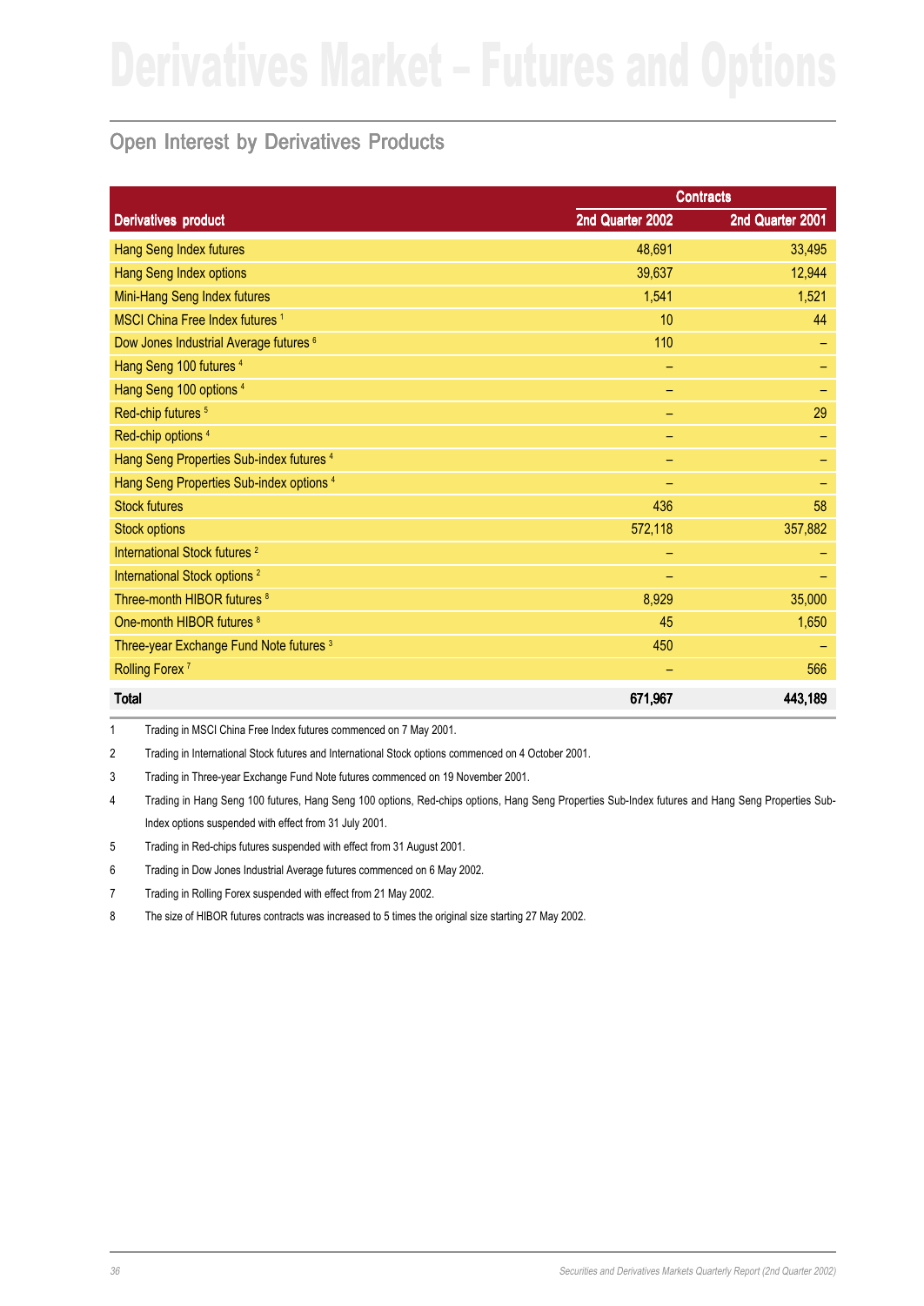# Derivatives Market – Futures and Options

## Open Interest by Derivatives Products

| Derivatives product | Contracts | |
|---|---|---|
| | 2nd Quarter 2002 | 2nd Quarter 2001 |
| Hang Seng Index futures | 48,691 | 33,495 |
| Hang Seng Index options | 39,637 | 12,944 |
| Mini-Hang Seng Index futures | 1,541 | 1,521 |
| MSCI China Free Index futures [1] | 10 | 44 |
| Dow Jones Industrial Average futures [6] | 110 | – |
| Hang Seng 100 futures [4] | – | – |
| Hang Seng 100 options [4] | – | – |
| Red-chip futures [5] | – | 29 |
| Red-chip options [4] | – | – |
| Hang Seng Properties Sub-index futures [4] | – | – |
| Hang Seng Properties Sub-index options [4] | – | – |
| Stock futures | 436 | 58 |
| Stock options | 572,118 | 357,882 |
| International Stock futures [2] | – | – |
| International Stock options [2] | – | – |
| Three-month HIBOR futures [8] | 8,929 | 35,000 |
| One-month HIBOR futures [8] | 45 | 1,650 |
| Three-year Exchange Fund Note futures [3] | 450 | – |
| Rolling Forex [7] | – | 566 |
| **Total** | **671,967** | **443,189** |

1 Trading in MSCI China Free Index futures commenced on 7 May 2001.

2 Trading in International Stock futures and International Stock options commenced on 4 October 2001.

3 Trading in Three-year Exchange Fund Note futures commenced on 19 November 2001.

4 Trading in Hang Seng 100 futures, Hang Seng 100 options, Red-chips options, Hang Seng Properties Sub-Index futures and Hang Seng Properties Sub-Index options suspended with effect from 31 July 2001.

5 Trading in Red-chips futures suspended with effect from 31 August 2001.

6 Trading in Dow Jones Industrial Average futures commenced on 6 May 2002.

7 Trading in Rolling Forex suspended with effect from 21 May 2002.

8 The size of HIBOR futures contracts was increased to 5 times the original size starting 27 May 2002.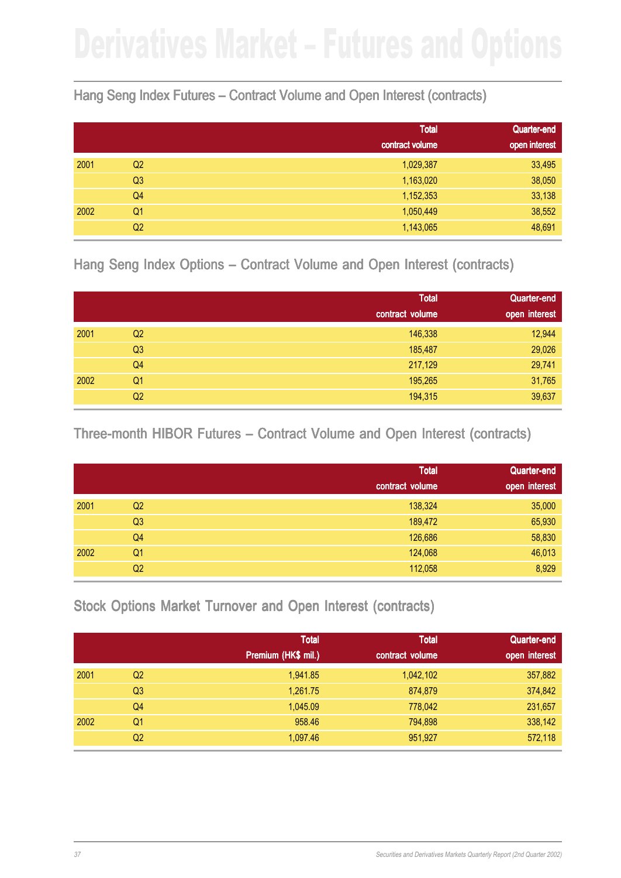# Derivatives Market – Futures and Options

## Hang Seng Index Futures – Contract Volume and Open Interest (contracts)

| | | Total contract volume | Quarter-end open interest |
|---|---|---|---|
| 2001 | Q2 | 1,029,387 | 33,495 |
| | Q3 | 1,163,020 | 38,050 |
| | Q4 | 1,152,353 | 33,138 |
| 2002 | Q1 | 1,050,449 | 38,552 |
| | Q2 | 1,143,065 | 48,691 |

## Hang Seng Index Options – Contract Volume and Open Interest (contracts)

| | | Total contract volume | Quarter-end open interest |
|---|---|---|---|
| 2001 | Q2 | 146,338 | 12,944 |
| | Q3 | 185,487 | 29,026 |
| | Q4 | 217,129 | 29,741 |
| 2002 | Q1 | 195,265 | 31,765 |
| | Q2 | 194,315 | 39,637 |

## Three-month HIBOR Futures – Contract Volume and Open Interest (contracts)

| | | Total contract volume | Quarter-end open interest |
|---|---|---|---|
| 2001 | Q2 | 138,324 | 35,000 |
| | Q3 | 189,472 | 65,930 |
| | Q4 | 126,686 | 58,830 |
| 2002 | Q1 | 124,068 | 46,013 |
| | Q2 | 112,058 | 8,929 |

## Stock Options Market Turnover and Open Interest (contracts)

| | | Total Premium (HK$ mil.) | Total contract volume | Quarter-end open interest |
|---|---|---|---|---|
| 2001 | Q2 | 1,941.85 | 1,042,102 | 357,882 |
| | Q3 | 1,261.75 | 874,879 | 374,842 |
| | Q4 | 1,045.09 | 778,042 | 231,657 |
| 2002 | Q1 | 958.46 | 794,898 | 338,142 |
| | Q2 | 1,097.46 | 951,927 | 572,118 |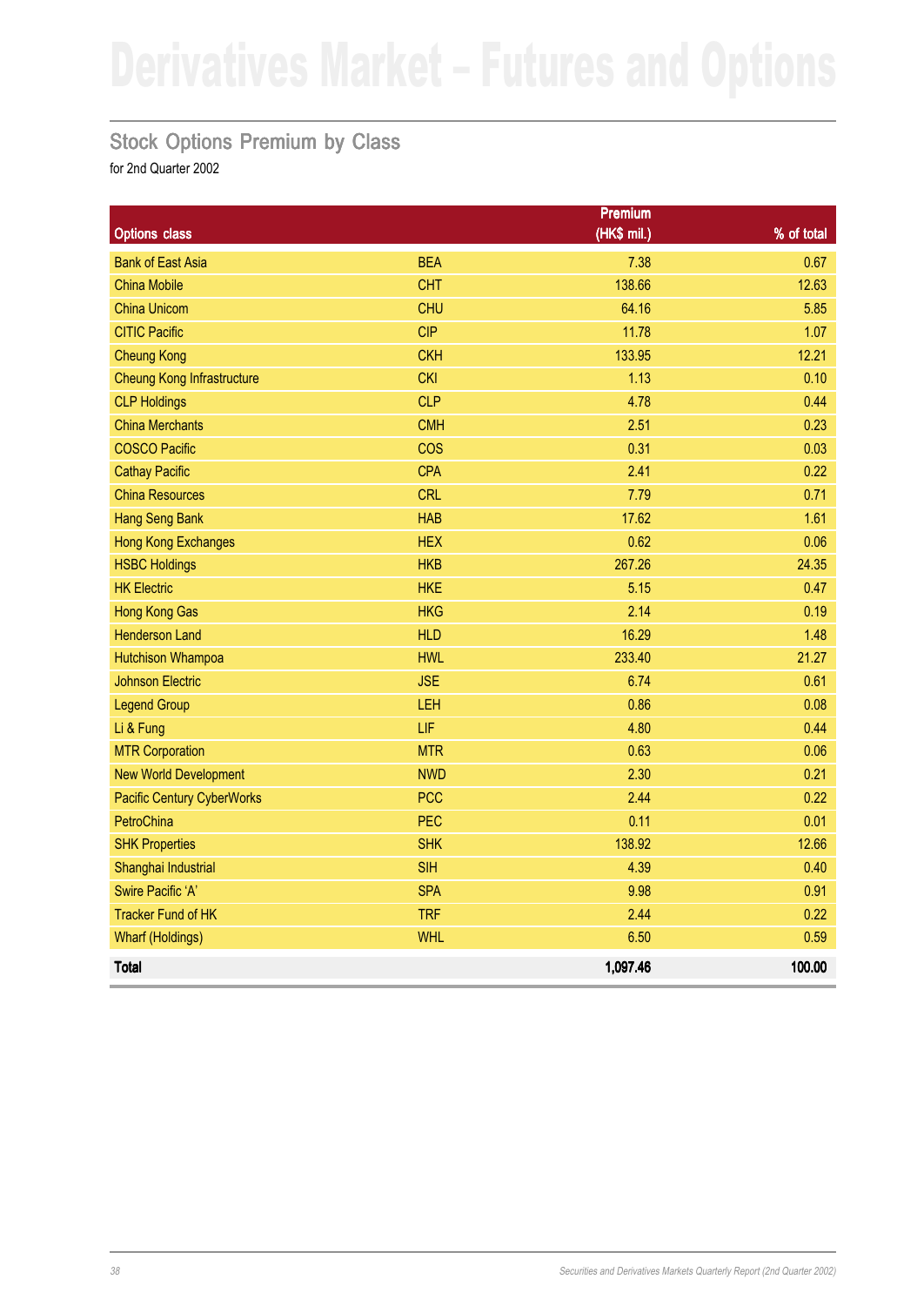# Derivatives Market – Futures and Options

## Stock Options Premium by Class

for 2nd Quarter 2002

| Options class | | Premium (HK$ mil.) | % of total |
|---|---|---|---|
| Bank of East Asia | BEA | 7.38 | 0.67 |
| China Mobile | CHT | 138.66 | 12.63 |
| China Unicom | CHU | 64.16 | 5.85 |
| CITIC Pacific | CIP | 11.78 | 1.07 |
| Cheung Kong | CKH | 133.95 | 12.21 |
| Cheung Kong Infrastructure | CKI | 1.13 | 0.10 |
| CLP Holdings | CLP | 4.78 | 0.44 |
| China Merchants | CMH | 2.51 | 0.23 |
| COSCO Pacific | COS | 0.31 | 0.03 |
| Cathay Pacific | CPA | 2.41 | 0.22 |
| China Resources | CRL | 7.79 | 0.71 |
| Hang Seng Bank | HAB | 17.62 | 1.61 |
| Hong Kong Exchanges | HEX | 0.62 | 0.06 |
| HSBC Holdings | HKB | 267.26 | 24.35 |
| HK Electric | HKE | 5.15 | 0.47 |
| Hong Kong Gas | HKG | 2.14 | 0.19 |
| Henderson Land | HLD | 16.29 | 1.48 |
| Hutchison Whampoa | HWL | 233.40 | 21.27 |
| Johnson Electric | JSE | 6.74 | 0.61 |
| Legend Group | LEH | 0.86 | 0.08 |
| Li & Fung | LIF | 4.80 | 0.44 |
| MTR Corporation | MTR | 0.63 | 0.06 |
| New World Development | NWD | 2.30 | 0.21 |
| Pacific Century CyberWorks | PCC | 2.44 | 0.22 |
| PetroChina | PEC | 0.11 | 0.01 |
| SHK Properties | SHK | 138.92 | 12.66 |
| Shanghai Industrial | SIH | 4.39 | 0.40 |
| Swire Pacific 'A' | SPA | 9.98 | 0.91 |
| Tracker Fund of HK | TRF | 2.44 | 0.22 |
| Wharf (Holdings) | WHL | 6.50 | 0.59 |
| **Total** | | **1,097.46** | **100.00** |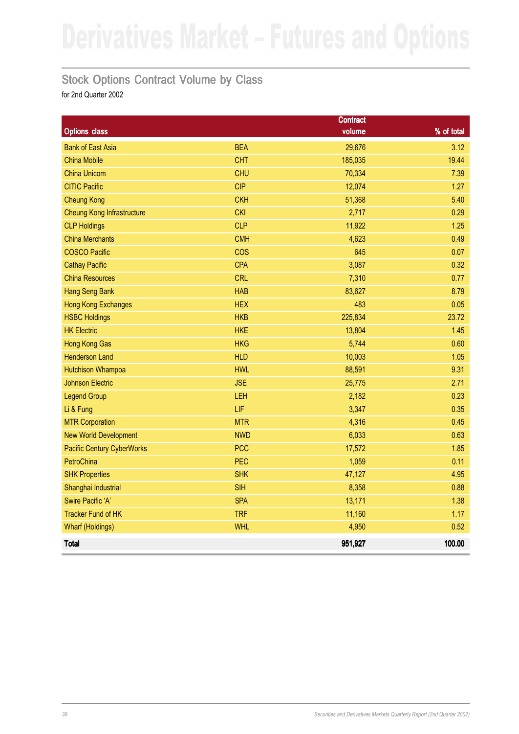# Derivatives Market – Futures and Options

## Stock Options Contract Volume by Class

for 2nd Quarter 2002

| Options class | | Contract volume | % of total |
|---|---|---|---|
| Bank of East Asia | BEA | 29,676 | 3.12 |
| China Mobile | CHT | 185,035 | 19.44 |
| China Unicom | CHU | 70,334 | 7.39 |
| CITIC Pacific | CIP | 12,074 | 1.27 |
| Cheung Kong | CKH | 51,368 | 5.40 |
| Cheung Kong Infrastructure | CKI | 2,717 | 0.29 |
| CLP Holdings | CLP | 11,922 | 1.25 |
| China Merchants | CMH | 4,623 | 0.49 |
| COSCO Pacific | COS | 645 | 0.07 |
| Cathay Pacific | CPA | 3,087 | 0.32 |
| China Resources | CRL | 7,310 | 0.77 |
| Hang Seng Bank | HAB | 83,627 | 8.79 |
| Hong Kong Exchanges | HEX | 483 | 0.05 |
| HSBC Holdings | HKB | 225,834 | 23.72 |
| HK Electric | HKE | 13,804 | 1.45 |
| Hong Kong Gas | HKG | 5,744 | 0.60 |
| Henderson Land | HLD | 10,003 | 1.05 |
| Hutchison Whampoa | HWL | 88,591 | 9.31 |
| Johnson Electric | JSE | 25,775 | 2.71 |
| Legend Group | LEH | 2,182 | 0.23 |
| Li & Fung | LIF | 3,347 | 0.35 |
| MTR Corporation | MTR | 4,316 | 0.45 |
| New World Development | NWD | 6,033 | 0.63 |
| Pacific Century CyberWorks | PCC | 17,572 | 1.85 |
| PetroChina | PEC | 1,059 | 0.11 |
| SHK Properties | SHK | 47,127 | 4.95 |
| Shanghai Industrial | SIH | 8,358 | 0.88 |
| Swire Pacific 'A' | SPA | 13,171 | 1.38 |
| Tracker Fund of HK | TRF | 11,160 | 1.17 |
| Wharf (Holdings) | WHL | 4,950 | 0.52 |
| **Total** | | **951,927** | **100.00** |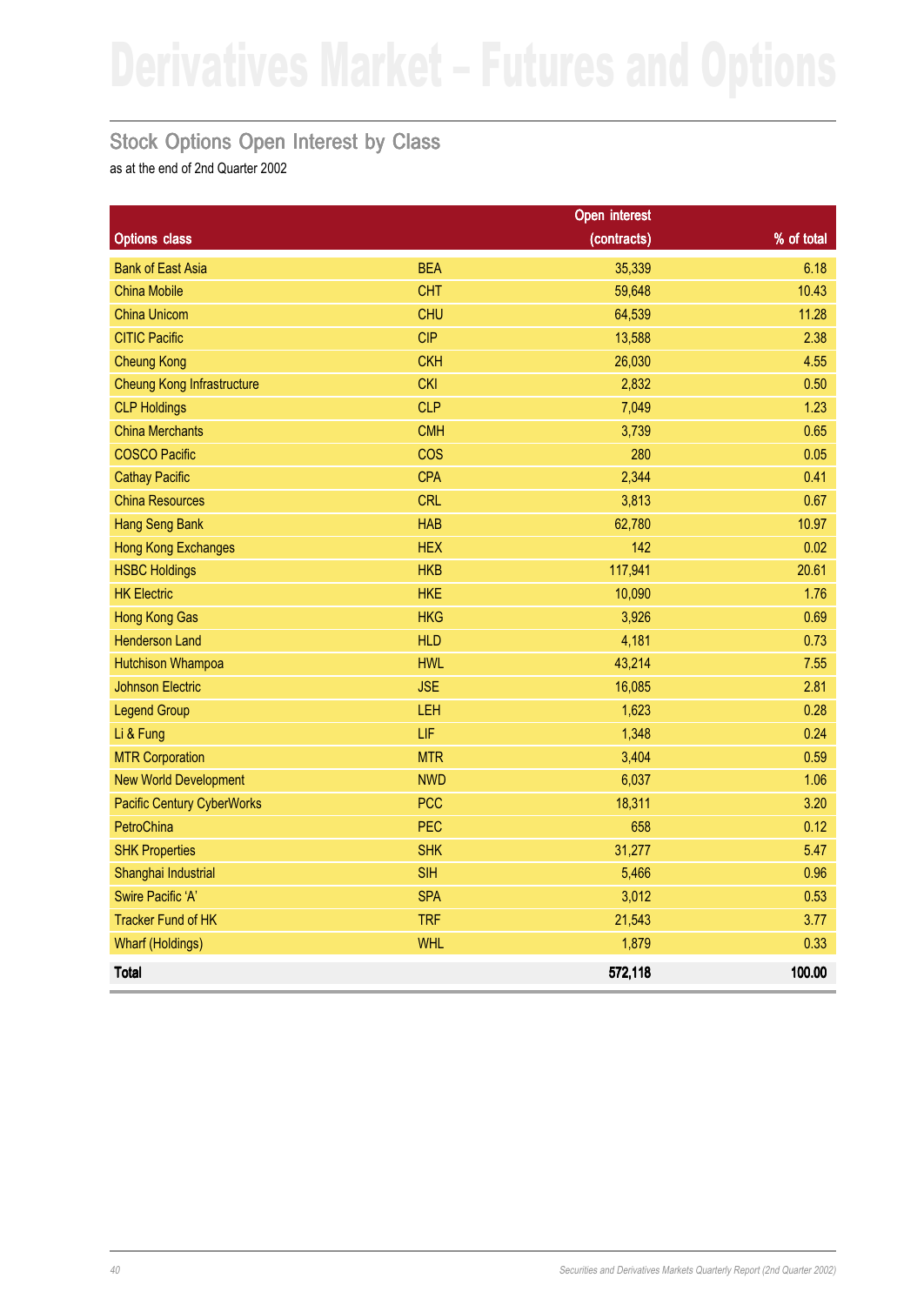# Derivatives Market – Futures and Options

## Stock Options Open Interest by Class

as at the end of 2nd Quarter 2002

| Options class | | Open interest (contracts) | % of total |
|---|---|---|---|
| Bank of East Asia | BEA | 35,339 | 6.18 |
| China Mobile | CHT | 59,648 | 10.43 |
| China Unicom | CHU | 64,539 | 11.28 |
| CITIC Pacific | CIP | 13,588 | 2.38 |
| Cheung Kong | CKH | 26,030 | 4.55 |
| Cheung Kong Infrastructure | CKI | 2,832 | 0.50 |
| CLP Holdings | CLP | 7,049 | 1.23 |
| China Merchants | CMH | 3,739 | 0.65 |
| COSCO Pacific | COS | 280 | 0.05 |
| Cathay Pacific | CPA | 2,344 | 0.41 |
| China Resources | CRL | 3,813 | 0.67 |
| Hang Seng Bank | HAB | 62,780 | 10.97 |
| Hong Kong Exchanges | HEX | 142 | 0.02 |
| HSBC Holdings | HKB | 117,941 | 20.61 |
| HK Electric | HKE | 10,090 | 1.76 |
| Hong Kong Gas | HKG | 3,926 | 0.69 |
| Henderson Land | HLD | 4,181 | 0.73 |
| Hutchison Whampoa | HWL | 43,214 | 7.55 |
| Johnson Electric | JSE | 16,085 | 2.81 |
| Legend Group | LEH | 1,623 | 0.28 |
| Li & Fung | LIF | 1,348 | 0.24 |
| MTR Corporation | MTR | 3,404 | 0.59 |
| New World Development | NWD | 6,037 | 1.06 |
| Pacific Century CyberWorks | PCC | 18,311 | 3.20 |
| PetroChina | PEC | 658 | 0.12 |
| SHK Properties | SHK | 31,277 | 5.47 |
| Shanghai Industrial | SIH | 5,466 | 0.96 |
| Swire Pacific 'A' | SPA | 3,012 | 0.53 |
| Tracker Fund of HK | TRF | 21,543 | 3.77 |
| Wharf (Holdings) | WHL | 1,879 | 0.33 |
| **Total** | | **572,118** | **100.00** |